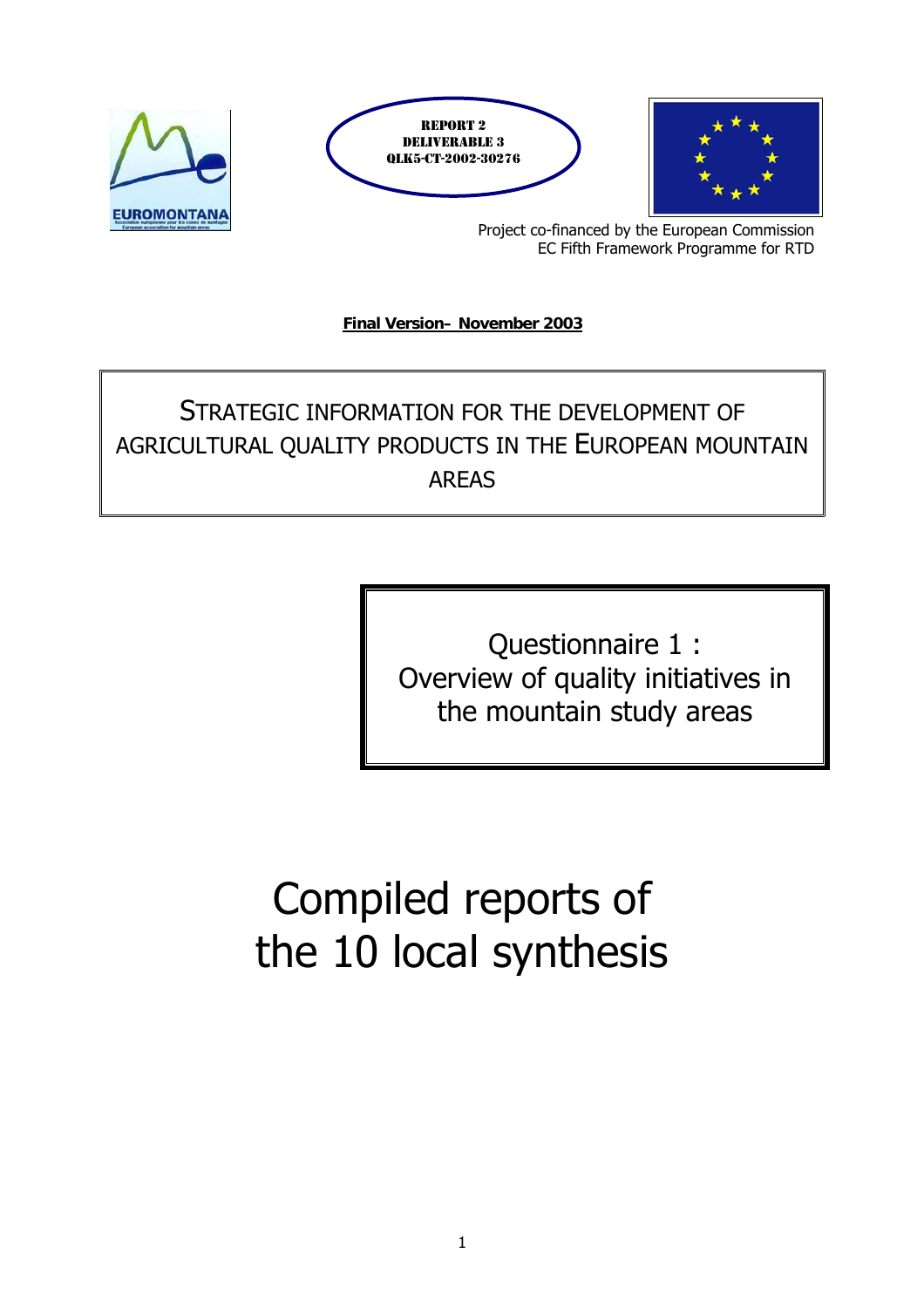EUROMONTANA

**REPORT 2**
**DELIVERABLE 3**
**QLK5-CT-2002-30276**

Project co-financed by the European Commission
EC Fifth Framework Programme for RTD

**Final Version– November 2003**

# STRATEGIC INFORMATION FOR THE DEVELOPMENT OF AGRICULTURAL QUALITY PRODUCTS IN THE EUROPEAN MOUNTAIN AREAS

## Questionnaire 1 : Overview of quality initiatives in the mountain study areas

# Compiled reports of the 10 local synthesis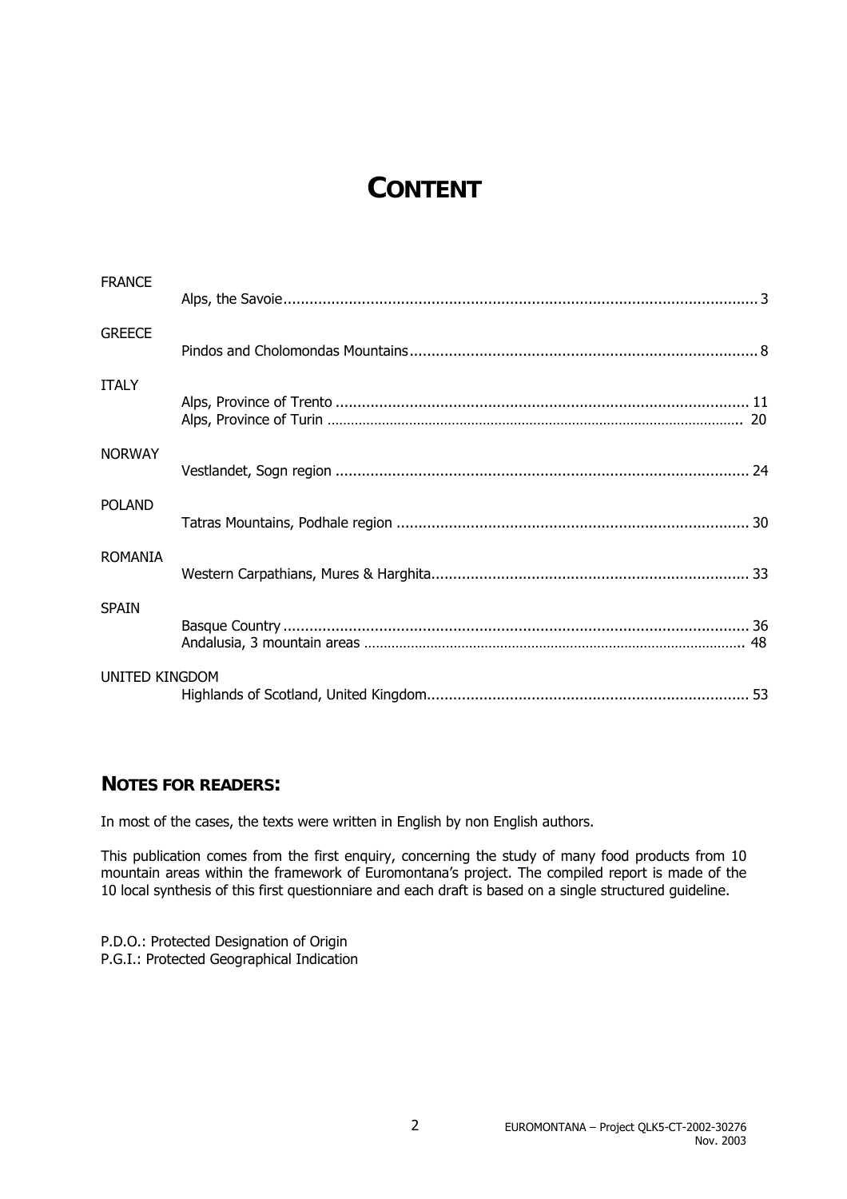# CONTENT

FRANCE

- Alps, the Savoie ........ 3

GREECE

- Pindos and Cholomondas Mountains ........ 8

ITALY

- Alps, Province of Trento ........ 11
- Alps, Province of Turin ........ 20

NORWAY

- Vestlandet, Sogn region ........ 24

POLAND

- Tatras Mountains, Podhale region ........ 30

ROMANIA

- Western Carpathians, Mures & Harghita ........ 33

SPAIN

- Basque Country ........ 36
- Andalusia, 3 mountain areas ........ 48

UNITED KINGDOM

- Highlands of Scotland, United Kingdom ........ 53

## NOTES FOR READERS:

In most of the cases, the texts were written in English by non English authors.

This publication comes from the first enquiry, concerning the study of many food products from 10 mountain areas within the framework of Euromontana's project. The compiled report is made of the 10 local synthesis of this first questionniare and each draft is based on a single structured guideline.

P.D.O.: Protected Designation of Origin
P.G.I.: Protected Geographical Indication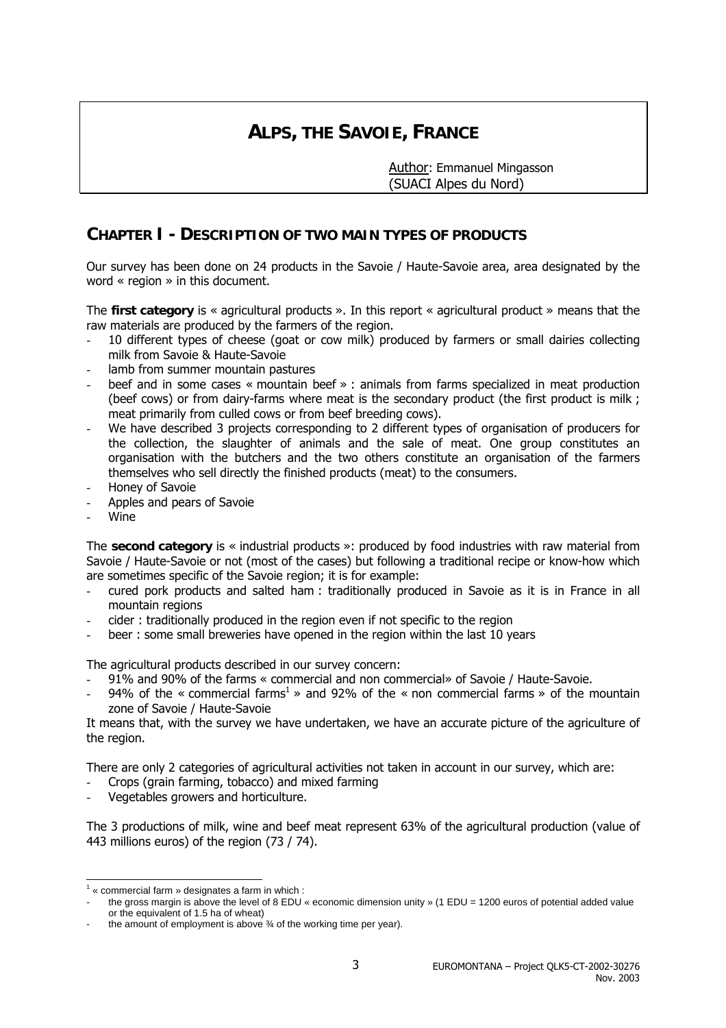# ALPS, THE SAVOIE, FRANCE

Author: Emmanuel Mingasson
(SUACI Alpes du Nord)

## CHAPTER I - DESCRIPTION OF TWO MAIN TYPES OF PRODUCTS

Our survey has been done on 24 products in the Savoie / Haute-Savoie area, area designated by the word « region » in this document.

The **first category** is « agricultural products ». In this report « agricultural product » means that the raw materials are produced by the farmers of the region.

- 10 different types of cheese (goat or cow milk) produced by farmers or small dairies collecting milk from Savoie & Haute-Savoie
- lamb from summer mountain pastures
- beef and in some cases « mountain beef » : animals from farms specialized in meat production (beef cows) or from dairy-farms where meat is the secondary product (the first product is milk ; meat primarily from culled cows or from beef breeding cows).
- We have described 3 projects corresponding to 2 different types of organisation of producers for the collection, the slaughter of animals and the sale of meat. One group constitutes an organisation with the butchers and the two others constitute an organisation of the farmers themselves who sell directly the finished products (meat) to the consumers.
- Honey of Savoie
- Apples and pears of Savoie
- Wine

The **second category** is « industrial products »: produced by food industries with raw material from Savoie / Haute-Savoie or not (most of the cases) but following a traditional recipe or know-how which are sometimes specific of the Savoie region; it is for example:

- cured pork products and salted ham : traditionally produced in Savoie as it is in France in all mountain regions
- cider : traditionally produced in the region even if not specific to the region
- beer : some small breweries have opened in the region within the last 10 years

The agricultural products described in our survey concern:

- 91% and 90% of the farms « commercial and non commercial» of Savoie / Haute-Savoie.
- 94% of the « commercial farms[1] » and 92% of the « non commercial farms » of the mountain zone of Savoie / Haute-Savoie

It means that, with the survey we have undertaken, we have an accurate picture of the agriculture of the region.

There are only 2 categories of agricultural activities not taken in account in our survey, which are:

- Crops (grain farming, tobacco) and mixed farming
- Vegetables growers and horticulture.

The 3 productions of milk, wine and beef meat represent 63% of the agricultural production (value of 443 millions euros) of the region (73 / 74).

[1] « commercial farm » designates a farm in which :
- the gross margin is above the level of 8 EDU « economic dimension unity » (1 EDU = 1200 euros of potential added value or the equivalent of 1.5 ha of wheat)
- the amount of employment is above ¾ of the working time per year).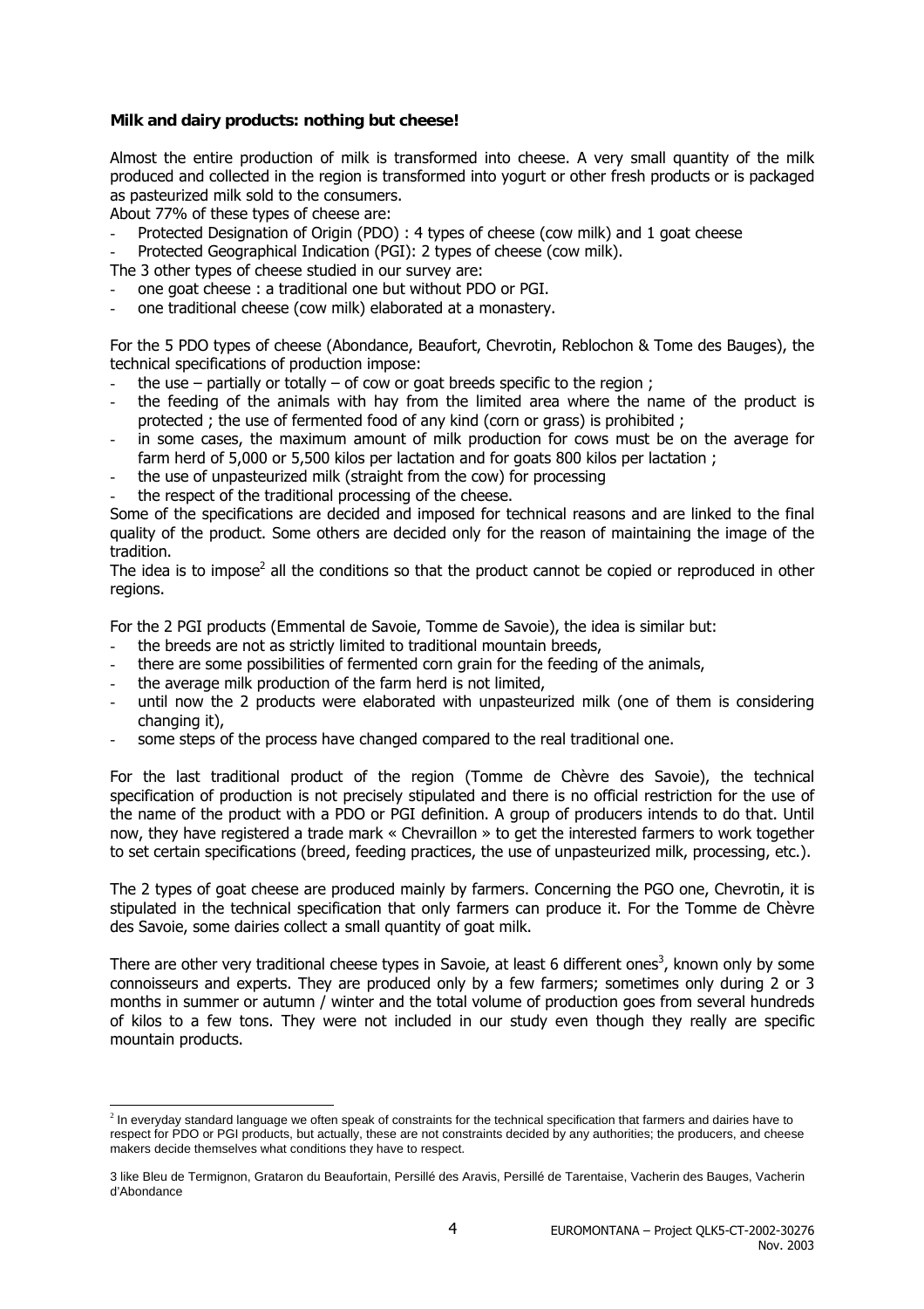**Milk and dairy products: nothing but cheese!**

Almost the entire production of milk is transformed into cheese. A very small quantity of the milk produced and collected in the region is transformed into yogurt or other fresh products or is packaged as pasteurized milk sold to the consumers.

About 77% of these types of cheese are:

- Protected Designation of Origin (PDO) : 4 types of cheese (cow milk) and 1 goat cheese
- Protected Geographical Indication (PGI): 2 types of cheese (cow milk).

The 3 other types of cheese studied in our survey are:

- one goat cheese : a traditional one but without PDO or PGI.
- one traditional cheese (cow milk) elaborated at a monastery.

For the 5 PDO types of cheese (Abondance, Beaufort, Chevrotin, Reblochon & Tome des Bauges), the technical specifications of production impose:

- the use – partially or totally – of cow or goat breeds specific to the region ;
- the feeding of the animals with hay from the limited area where the name of the product is protected ; the use of fermented food of any kind (corn or grass) is prohibited ;
- in some cases, the maximum amount of milk production for cows must be on the average for farm herd of 5,000 or 5,500 kilos per lactation and for goats 800 kilos per lactation ;
- the use of unpasteurized milk (straight from the cow) for processing
- the respect of the traditional processing of the cheese.

Some of the specifications are decided and imposed for technical reasons and are linked to the final quality of the product. Some others are decided only for the reason of maintaining the image of the tradition.

The idea is to impose[2] all the conditions so that the product cannot be copied or reproduced in other regions.

For the 2 PGI products (Emmental de Savoie, Tomme de Savoie), the idea is similar but:

- the breeds are not as strictly limited to traditional mountain breeds,
- there are some possibilities of fermented corn grain for the feeding of the animals,
- the average milk production of the farm herd is not limited,
- until now the 2 products were elaborated with unpasteurized milk (one of them is considering changing it),
- some steps of the process have changed compared to the real traditional one.

For the last traditional product of the region (Tomme de Chèvre des Savoie), the technical specification of production is not precisely stipulated and there is no official restriction for the use of the name of the product with a PDO or PGI definition. A group of producers intends to do that. Until now, they have registered a trade mark « Chevraillon » to get the interested farmers to work together to set certain specifications (breed, feeding practices, the use of unpasteurized milk, processing, etc.).

The 2 types of goat cheese are produced mainly by farmers. Concerning the PGO one, Chevrotin, it is stipulated in the technical specification that only farmers can produce it. For the Tomme de Chèvre des Savoie, some dairies collect a small quantity of goat milk.

There are other very traditional cheese types in Savoie, at least 6 different ones[3], known only by some connoisseurs and experts. They are produced only by a few farmers; sometimes only during 2 or 3 months in summer or autumn / winter and the total volume of production goes from several hundreds of kilos to a few tons. They were not included in our study even though they really are specific mountain products.

---

[2] In everyday standard language we often speak of constraints for the technical specification that farmers and dairies have to respect for PDO or PGI products, but actually, these are not constraints decided by any authorities; the producers, and cheese makers decide themselves what conditions they have to respect.

[3] like Bleu de Termignon, Grataron du Beaufortain, Persillé des Aravis, Persillé de Tarentaise, Vacherin des Bauges, Vacherin d'Abondance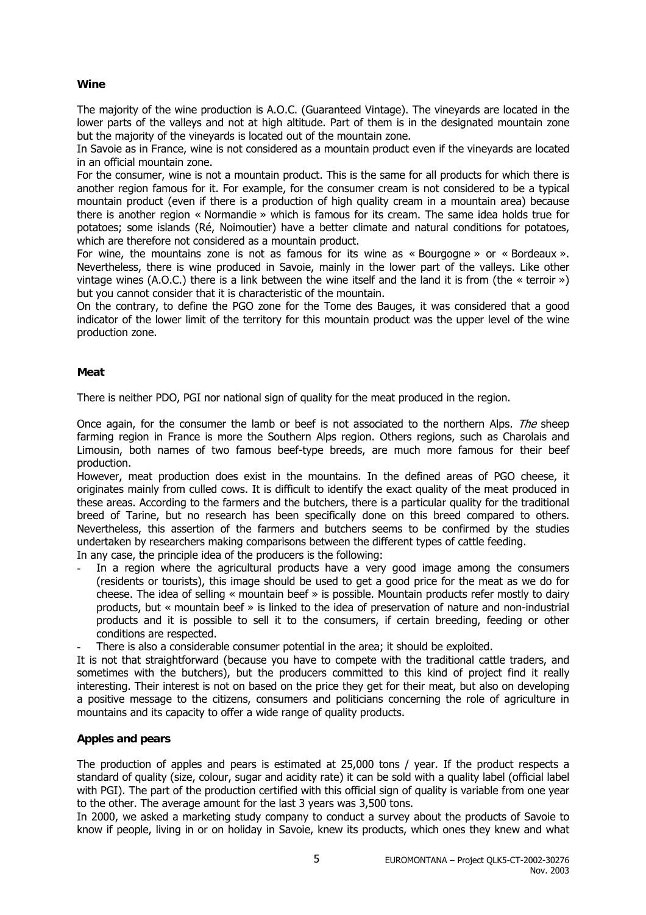**Wine**

The majority of the wine production is A.O.C. (Guaranteed Vintage). The vineyards are located in the lower parts of the valleys and not at high altitude. Part of them is in the designated mountain zone but the majority of the vineyards is located out of the mountain zone.

In Savoie as in France, wine is not considered as a mountain product even if the vineyards are located in an official mountain zone.

For the consumer, wine is not a mountain product. This is the same for all products for which there is another region famous for it. For example, for the consumer cream is not considered to be a typical mountain product (even if there is a production of high quality cream in a mountain area) because there is another region « Normandie » which is famous for its cream. The same idea holds true for potatoes; some islands (Ré, Noimoutier) have a better climate and natural conditions for potatoes, which are therefore not considered as a mountain product.

For wine, the mountains zone is not as famous for its wine as « Bourgogne » or « Bordeaux ». Nevertheless, there is wine produced in Savoie, mainly in the lower part of the valleys. Like other vintage wines (A.O.C.) there is a link between the wine itself and the land it is from (the « terroir ») but you cannot consider that it is characteristic of the mountain.

On the contrary, to define the PGO zone for the Tome des Bauges, it was considered that a good indicator of the lower limit of the territory for this mountain product was the upper level of the wine production zone.

**Meat**

There is neither PDO, PGI nor national sign of quality for the meat produced in the region.

Once again, for the consumer the lamb or beef is not associated to the northern Alps. *The* sheep farming region in France is more the Southern Alps region. Others regions, such as Charolais and Limousin, both names of two famous beef-type breeds, are much more famous for their beef production.

However, meat production does exist in the mountains. In the defined areas of PGO cheese, it originates mainly from culled cows. It is difficult to identify the exact quality of the meat produced in these areas. According to the farmers and the butchers, there is a particular quality for the traditional breed of Tarine, but no research has been specifically done on this breed compared to others. Nevertheless, this assertion of the farmers and butchers seems to be confirmed by the studies undertaken by researchers making comparisons between the different types of cattle feeding.

In any case, the principle idea of the producers is the following:

- In a region where the agricultural products have a very good image among the consumers (residents or tourists), this image should be used to get a good price for the meat as we do for cheese. The idea of selling « mountain beef » is possible. Mountain products refer mostly to dairy products, but « mountain beef » is linked to the idea of preservation of nature and non-industrial products and it is possible to sell it to the consumers, if certain breeding, feeding or other conditions are respected.
- There is also a considerable consumer potential in the area; it should be exploited.

It is not that straightforward (because you have to compete with the traditional cattle traders, and sometimes with the butchers), but the producers committed to this kind of project find it really interesting. Their interest is not on based on the price they get for their meat, but also on developing a positive message to the citizens, consumers and politicians concerning the role of agriculture in mountains and its capacity to offer a wide range of quality products.

**Apples and pears**

The production of apples and pears is estimated at 25,000 tons / year. If the product respects a standard of quality (size, colour, sugar and acidity rate) it can be sold with a quality label (official label with PGI). The part of the production certified with this official sign of quality is variable from one year to the other. The average amount for the last 3 years was 3,500 tons.

In 2000, we asked a marketing study company to conduct a survey about the products of Savoie to know if people, living in or on holiday in Savoie, knew its products, which ones they knew and what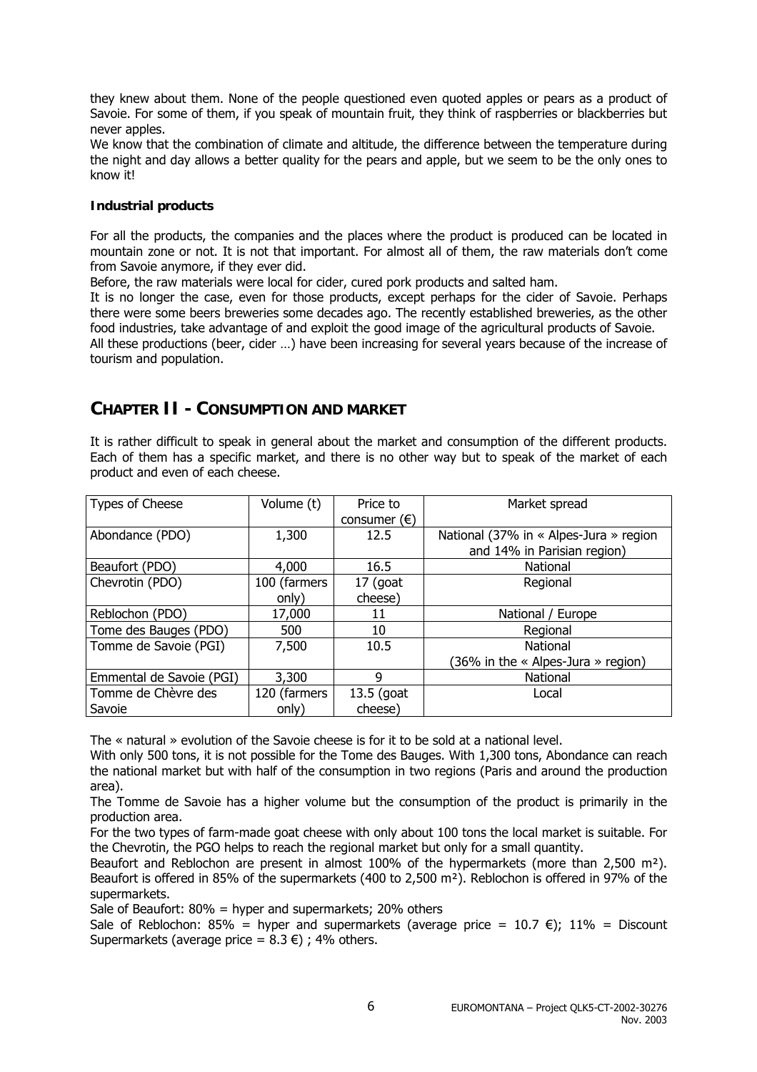they knew about them. None of the people questioned even quoted apples or pears as a product of Savoie. For some of them, if you speak of mountain fruit, they think of raspberries or blackberries but never apples.

We know that the combination of climate and altitude, the difference between the temperature during the night and day allows a better quality for the pears and apple, but we seem to be the only ones to know it!

**Industrial products**

For all the products, the companies and the places where the product is produced can be located in mountain zone or not. It is not that important. For almost all of them, the raw materials don't come from Savoie anymore, if they ever did.

Before, the raw materials were local for cider, cured pork products and salted ham.

It is no longer the case, even for those products, except perhaps for the cider of Savoie. Perhaps there were some beers breweries some decades ago. The recently established breweries, as the other food industries, take advantage of and exploit the good image of the agricultural products of Savoie.

All these productions (beer, cider …) have been increasing for several years because of the increase of tourism and population.

## CHAPTER II - CONSUMPTION AND MARKET

It is rather difficult to speak in general about the market and consumption of the different products. Each of them has a specific market, and there is no other way but to speak of the market of each product and even of each cheese.

| Types of Cheese | Volume (t) | Price to consumer (€) | Market spread |
|---|---|---|---|
| Abondance (PDO) | 1,300 | 12.5 | National (37% in « Alpes-Jura » region and 14% in Parisian region) |
| Beaufort (PDO) | 4,000 | 16.5 | National |
| Chevrotin (PDO) | 100 (farmers only) | 17 (goat cheese) | Regional |
| Reblochon (PDO) | 17,000 | 11 | National / Europe |
| Tome des Bauges (PDO) | 500 | 10 | Regional |
| Tomme de Savoie (PGI) | 7,500 | 10.5 | National (36% in the « Alpes-Jura » region) |
| Emmental de Savoie (PGI) | 3,300 | 9 | National |
| Tomme de Chèvre des Savoie | 120 (farmers only) | 13.5 (goat cheese) | Local |

The « natural » evolution of the Savoie cheese is for it to be sold at a national level.

With only 500 tons, it is not possible for the Tome des Bauges. With 1,300 tons, Abondance can reach the national market but with half of the consumption in two regions (Paris and around the production area).

The Tomme de Savoie has a higher volume but the consumption of the product is primarily in the production area.

For the two types of farm-made goat cheese with only about 100 tons the local market is suitable. For the Chevrotin, the PGO helps to reach the regional market but only for a small quantity.

Beaufort and Reblochon are present in almost 100% of the hypermarkets (more than 2,500 m²). Beaufort is offered in 85% of the supermarkets (400 to 2,500 m²). Reblochon is offered in 97% of the supermarkets.

Sale of Beaufort: 80% = hyper and supermarkets; 20% others

Sale of Reblochon: 85% = hyper and supermarkets (average price = 10.7 €); 11% = Discount Supermarkets (average price = 8.3 €) ; 4% others.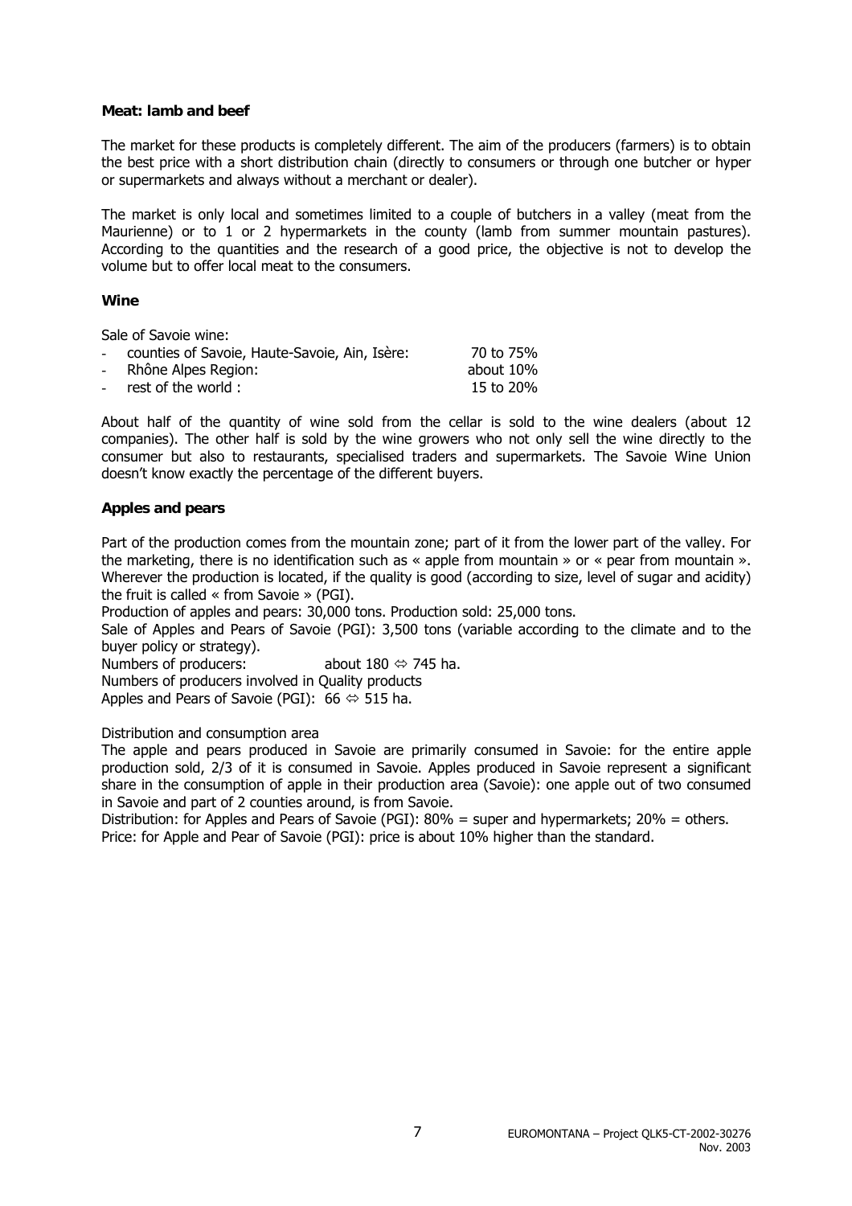**Meat: lamb and beef**

The market for these products is completely different. The aim of the producers (farmers) is to obtain the best price with a short distribution chain (directly to consumers or through one butcher or hyper or supermarkets and always without a merchant or dealer).

The market is only local and sometimes limited to a couple of butchers in a valley (meat from the Maurienne) or to 1 or 2 hypermarkets in the county (lamb from summer mountain pastures). According to the quantities and the research of a good price, the objective is not to develop the volume but to offer local meat to the consumers.

**Wine**

Sale of Savoie wine:

| | |
|---|---|
| - counties of Savoie, Haute-Savoie, Ain, Isère: | 70 to 75% |
| - Rhône Alpes Region: | about 10% |
| - rest of the world : | 15 to 20% |

About half of the quantity of wine sold from the cellar is sold to the wine dealers (about 12 companies). The other half is sold by the wine growers who not only sell the wine directly to the consumer but also to restaurants, specialised traders and supermarkets. The Savoie Wine Union doesn't know exactly the percentage of the different buyers.

**Apples and pears**

Part of the production comes from the mountain zone; part of it from the lower part of the valley. For the marketing, there is no identification such as « apple from mountain » or « pear from mountain ». Wherever the production is located, if the quality is good (according to size, level of sugar and acidity) the fruit is called « from Savoie » (PGI).

Production of apples and pears: 30,000 tons. Production sold: 25,000 tons.

Sale of Apples and Pears of Savoie (PGI): 3,500 tons (variable according to the climate and to the buyer policy or strategy).

Numbers of producers: about 180 ⇔ 745 ha.

Numbers of producers involved in Quality products

Apples and Pears of Savoie (PGI): 66 ⇔ 515 ha.

Distribution and consumption area

The apple and pears produced in Savoie are primarily consumed in Savoie: for the entire apple production sold, 2/3 of it is consumed in Savoie. Apples produced in Savoie represent a significant share in the consumption of apple in their production area (Savoie): one apple out of two consumed in Savoie and part of 2 counties around, is from Savoie.

Distribution: for Apples and Pears of Savoie (PGI): 80% = super and hypermarkets; 20% = others.

Price: for Apple and Pear of Savoie (PGI): price is about 10% higher than the standard.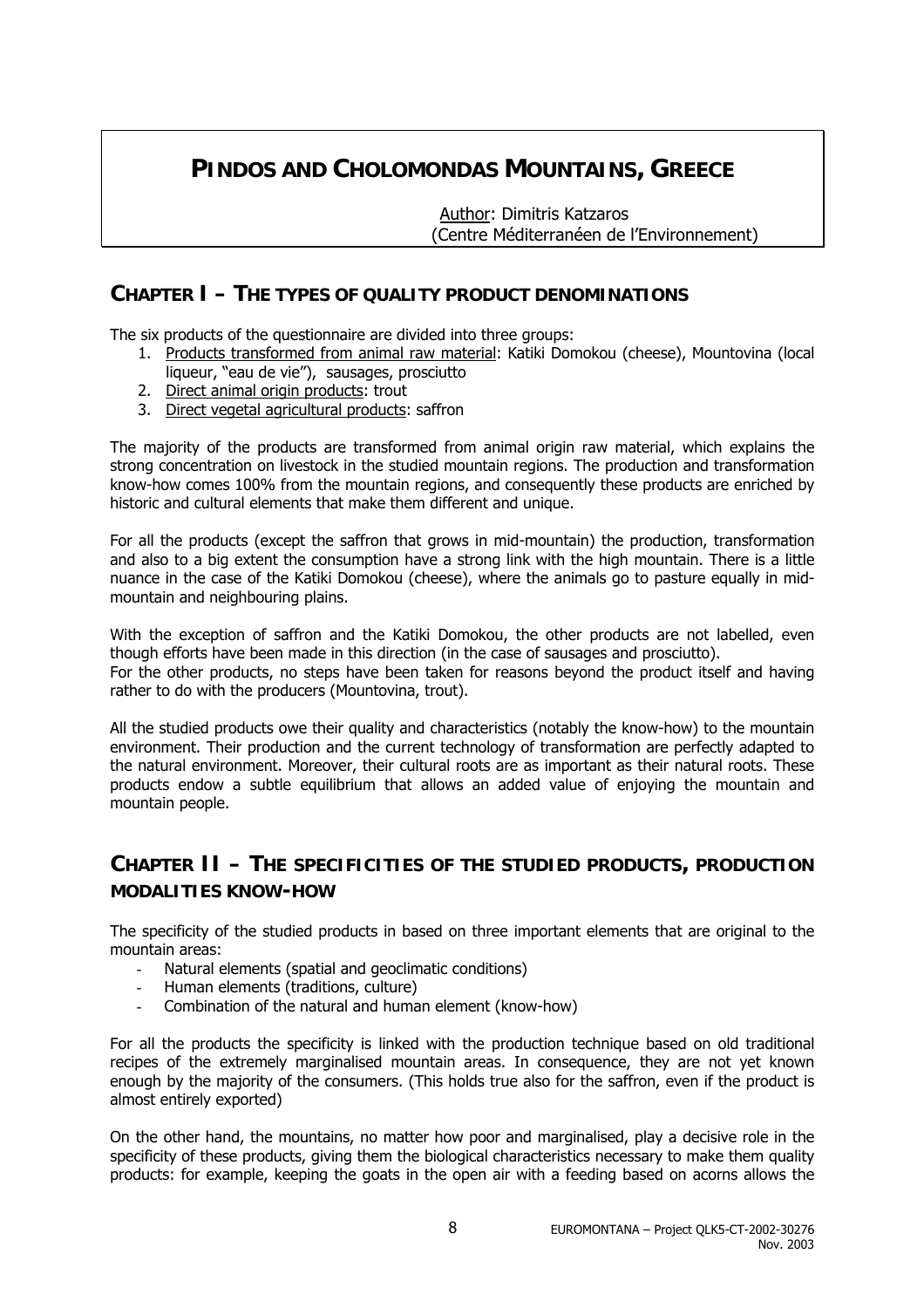# PINDOS AND CHOLOMONDAS MOUNTAINS, GREECE

Author: Dimitris Katzaros
(Centre Méditerranéen de l'Environnement)

## CHAPTER I – THE TYPES OF QUALITY PRODUCT DENOMINATIONS

The six products of the questionnaire are divided into three groups:

1. Products transformed from animal raw material: Katiki Domokou (cheese), Mountovina (local liqueur, "eau de vie"), sausages, prosciutto
2. Direct animal origin products: trout
3. Direct vegetal agricultural products: saffron

The majority of the products are transformed from animal origin raw material, which explains the strong concentration on livestock in the studied mountain regions. The production and transformation know-how comes 100% from the mountain regions, and consequently these products are enriched by historic and cultural elements that make them different and unique.

For all the products (except the saffron that grows in mid-mountain) the production, transformation and also to a big extent the consumption have a strong link with the high mountain. There is a little nuance in the case of the Katiki Domokou (cheese), where the animals go to pasture equally in mid-mountain and neighbouring plains.

With the exception of saffron and the Katiki Domokou, the other products are not labelled, even though efforts have been made in this direction (in the case of sausages and prosciutto).
For the other products, no steps have been taken for reasons beyond the product itself and having rather to do with the producers (Mountovina, trout).

All the studied products owe their quality and characteristics (notably the know-how) to the mountain environment. Their production and the current technology of transformation are perfectly adapted to the natural environment. Moreover, their cultural roots are as important as their natural roots. These products endow a subtle equilibrium that allows an added value of enjoying the mountain and mountain people.

## CHAPTER II – THE SPECIFICITIES OF THE STUDIED PRODUCTS, PRODUCTION MODALITIES KNOW-HOW

The specificity of the studied products in based on three important elements that are original to the mountain areas:

- Natural elements (spatial and geoclimatic conditions)
- Human elements (traditions, culture)
- Combination of the natural and human element (know-how)

For all the products the specificity is linked with the production technique based on old traditional recipes of the extremely marginalised mountain areas. In consequence, they are not yet known enough by the majority of the consumers. (This holds true also for the saffron, even if the product is almost entirely exported)

On the other hand, the mountains, no matter how poor and marginalised, play a decisive role in the specificity of these products, giving them the biological characteristics necessary to make them quality products: for example, keeping the goats in the open air with a feeding based on acorns allows the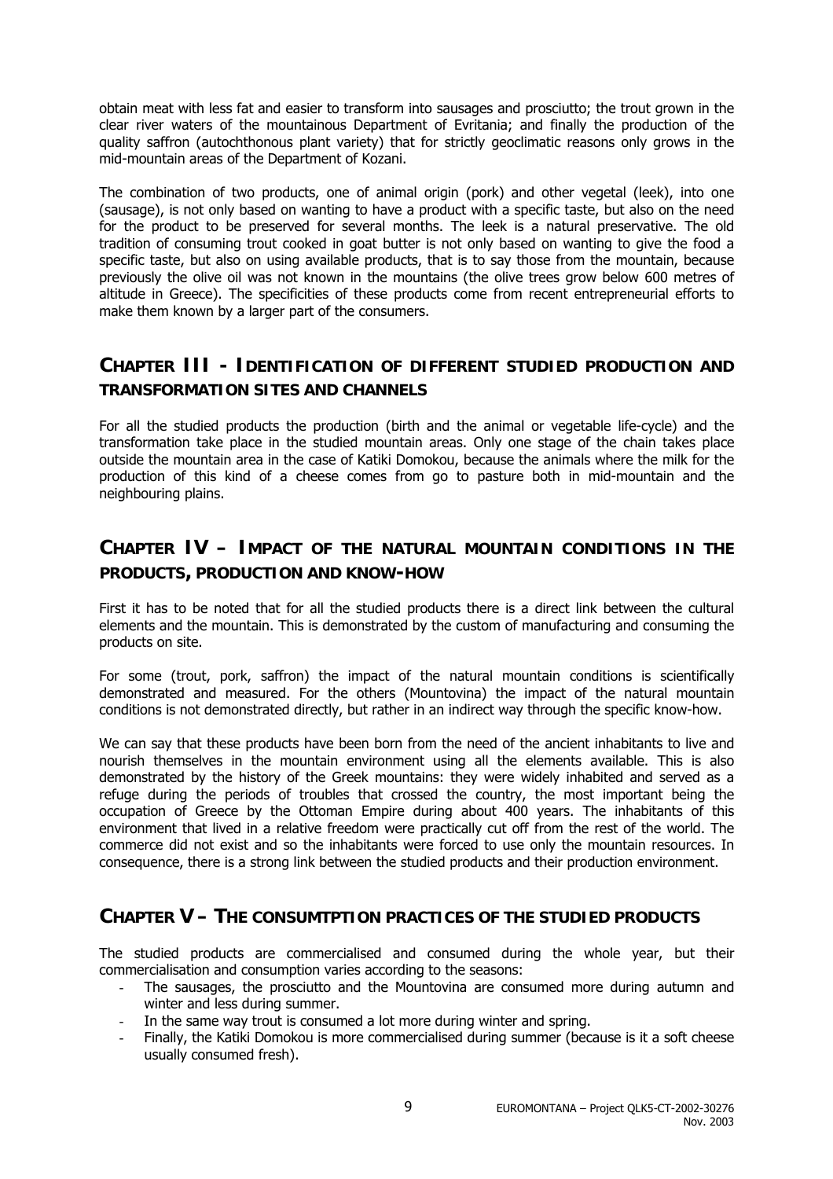obtain meat with less fat and easier to transform into sausages and prosciutto; the trout grown in the clear river waters of the mountainous Department of Evritania; and finally the production of the quality saffron (autochthonous plant variety) that for strictly geoclimatic reasons only grows in the mid-mountain areas of the Department of Kozani.

The combination of two products, one of animal origin (pork) and other vegetal (leek), into one (sausage), is not only based on wanting to have a product with a specific taste, but also on the need for the product to be preserved for several months. The leek is a natural preservative. The old tradition of consuming trout cooked in goat butter is not only based on wanting to give the food a specific taste, but also on using available products, that is to say those from the mountain, because previously the olive oil was not known in the mountains (the olive trees grow below 600 metres of altitude in Greece). The specificities of these products come from recent entrepreneurial efforts to make them known by a larger part of the consumers.

## CHAPTER III - IDENTIFICATION OF DIFFERENT STUDIED PRODUCTION AND TRANSFORMATION SITES AND CHANNELS

For all the studied products the production (birth and the animal or vegetable life-cycle) and the transformation take place in the studied mountain areas. Only one stage of the chain takes place outside the mountain area in the case of Katiki Domokou, because the animals where the milk for the production of this kind of a cheese comes from go to pasture both in mid-mountain and the neighbouring plains.

## CHAPTER IV – IMPACT OF THE NATURAL MOUNTAIN CONDITIONS IN THE PRODUCTS, PRODUCTION AND KNOW-HOW

First it has to be noted that for all the studied products there is a direct link between the cultural elements and the mountain. This is demonstrated by the custom of manufacturing and consuming the products on site.

For some (trout, pork, saffron) the impact of the natural mountain conditions is scientifically demonstrated and measured. For the others (Mountovina) the impact of the natural mountain conditions is not demonstrated directly, but rather in an indirect way through the specific know-how.

We can say that these products have been born from the need of the ancient inhabitants to live and nourish themselves in the mountain environment using all the elements available. This is also demonstrated by the history of the Greek mountains: they were widely inhabited and served as a refuge during the periods of troubles that crossed the country, the most important being the occupation of Greece by the Ottoman Empire during about 400 years. The inhabitants of this environment that lived in a relative freedom were practically cut off from the rest of the world. The commerce did not exist and so the inhabitants were forced to use only the mountain resources. In consequence, there is a strong link between the studied products and their production environment.

## CHAPTER V – THE CONSUMTPTION PRACTICES OF THE STUDIED PRODUCTS

The studied products are commercialised and consumed during the whole year, but their commercialisation and consumption varies according to the seasons:

- The sausages, the prosciutto and the Mountovina are consumed more during autumn and winter and less during summer.
- In the same way trout is consumed a lot more during winter and spring.
- Finally, the Katiki Domokou is more commercialised during summer (because is it a soft cheese usually consumed fresh).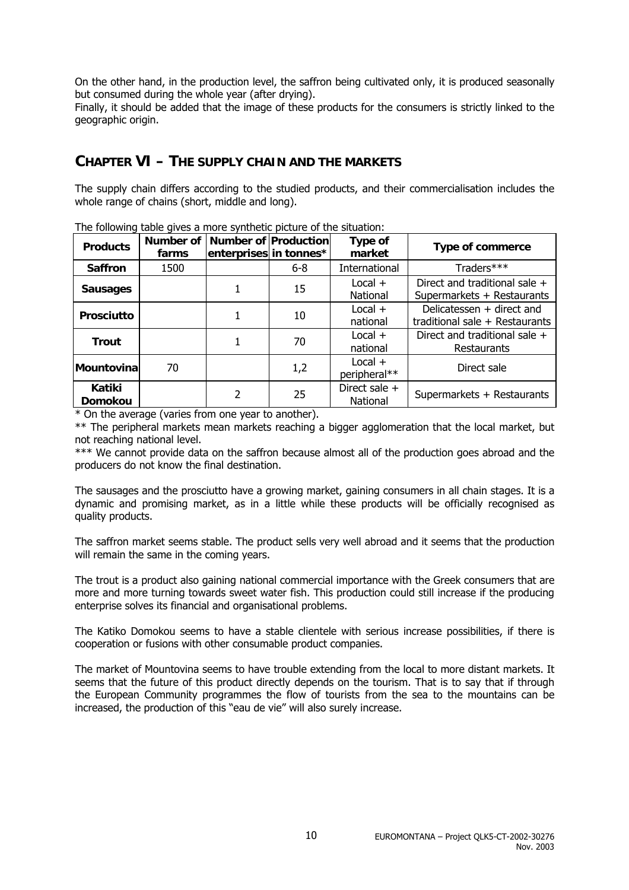On the other hand, in the production level, the saffron being cultivated only, it is produced seasonally but consumed during the whole year (after drying).
Finally, it should be added that the image of these products for the consumers is strictly linked to the geographic origin.

## CHAPTER VI – THE SUPPLY CHAIN AND THE MARKETS

The supply chain differs according to the studied products, and their commercialisation includes the whole range of chains (short, middle and long).

The following table gives a more synthetic picture of the situation:

| Products | Number of farms | Number of enterprises | Production in tonnes* | Type of market | Type of commerce |
|---|---|---|---|---|---|
| **Saffron** | 1500 | | 6-8 | International | Traders*** |
| **Sausages** | | 1 | 15 | Local + National | Direct and traditional sale + Supermarkets + Restaurants |
| **Prosciutto** | | 1 | 10 | Local + national | Delicatessen + direct and traditional sale + Restaurants |
| **Trout** | | 1 | 70 | Local + national | Direct and traditional sale + Restaurants |
| **Mountovina** | 70 | | 1,2 | Local + peripheral** | Direct sale |
| **Katiki Domokou** | | 2 | 25 | Direct sale + National | Supermarkets + Restaurants |

\* On the average (varies from one year to another).

\*\* The peripheral markets mean markets reaching a bigger agglomeration that the local market, but not reaching national level.

\*\*\* We cannot provide data on the saffron because almost all of the production goes abroad and the producers do not know the final destination.

The sausages and the prosciutto have a growing market, gaining consumers in all chain stages. It is a dynamic and promising market, as in a little while these products will be officially recognised as quality products.

The saffron market seems stable. The product sells very well abroad and it seems that the production will remain the same in the coming years.

The trout is a product also gaining national commercial importance with the Greek consumers that are more and more turning towards sweet water fish. This production could still increase if the producing enterprise solves its financial and organisational problems.

The Katiko Domokou seems to have a stable clientele with serious increase possibilities, if there is cooperation or fusions with other consumable product companies.

The market of Mountovina seems to have trouble extending from the local to more distant markets. It seems that the future of this product directly depends on the tourism. That is to say that if through the European Community programmes the flow of tourists from the sea to the mountains can be increased, the production of this "eau de vie" will also surely increase.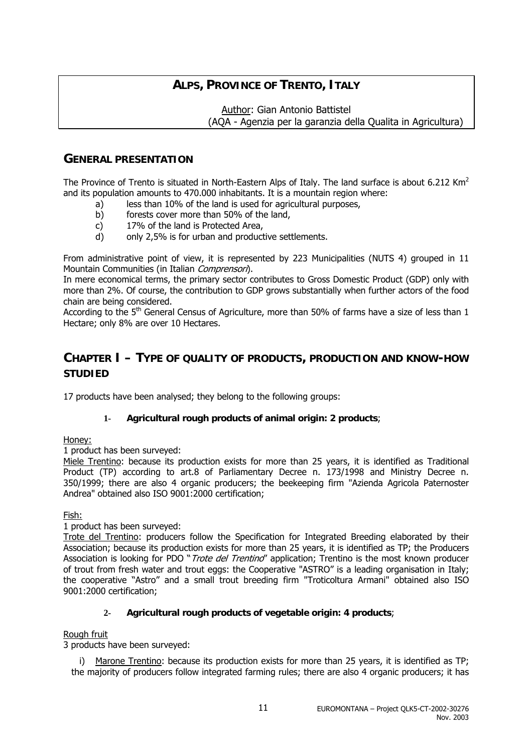# ALPS, PROVINCE OF TRENTO, ITALY

Author: Gian Antonio Battistel
(AQA - Agenzia per la garanzia della Qualita in Agricultura)

## GENERAL PRESENTATION

The Province of Trento is situated in North-Eastern Alps of Italy. The land surface is about 6.212 $Km^2$ and its population amounts to 470.000 inhabitants. It is a mountain region where:

a) less than 10% of the land is used for agricultural purposes,
b) forests cover more than 50% of the land,
c) 17% of the land is Protected Area,
d) only 2,5% is for urban and productive settlements.

From administrative point of view, it is represented by 223 Municipalities (NUTS 4) grouped in 11 Mountain Communities (in Italian *Comprensori*).

In mere economical terms, the primary sector contributes to Gross Domestic Product (GDP) only with more than 2%. Of course, the contribution to GDP grows substantially when further actors of the food chain are being considered.

According to the 5th General Census of Agriculture, more than 50% of farms have a size of less than 1 Hectare; only 8% are over 10 Hectares.

## CHAPTER I – TYPE OF QUALITY OF PRODUCTS, PRODUCTION AND KNOW-HOW STUDIED

17 products have been analysed; they belong to the following groups:

### 1- Agricultural rough products of animal origin: 2 products;

Honey:

1 product has been surveyed:

Miele Trentino: because its production exists for more than 25 years, it is identified as Traditional Product (TP) according to art.8 of Parliamentary Decree n. 173/1998 and Ministry Decree n. 350/1999; there are also 4 organic producers; the beekeeping firm "Azienda Agricola Paternoster Andrea" obtained also ISO 9001:2000 certification;

Fish:

1 product has been surveyed:

Trote del Trentino: producers follow the Specification for Integrated Breeding elaborated by their Association; because its production exists for more than 25 years, it is identified as TP; the Producers Association is looking for PDO "*Trote del Trentino*" application; Trentino is the most known producer of trout from fresh water and trout eggs: the Cooperative "ASTRO" is a leading organisation in Italy; the cooperative "Astro" and a small trout breeding firm "Troticoltura Armani" obtained also ISO 9001:2000 certification;

### 2- Agricultural rough products of vegetable origin: 4 products;

Rough fruit

3 products have been surveyed:

i) Marone Trentino: because its production exists for more than 25 years, it is identified as TP; the majority of producers follow integrated farming rules; there are also 4 organic producers; it has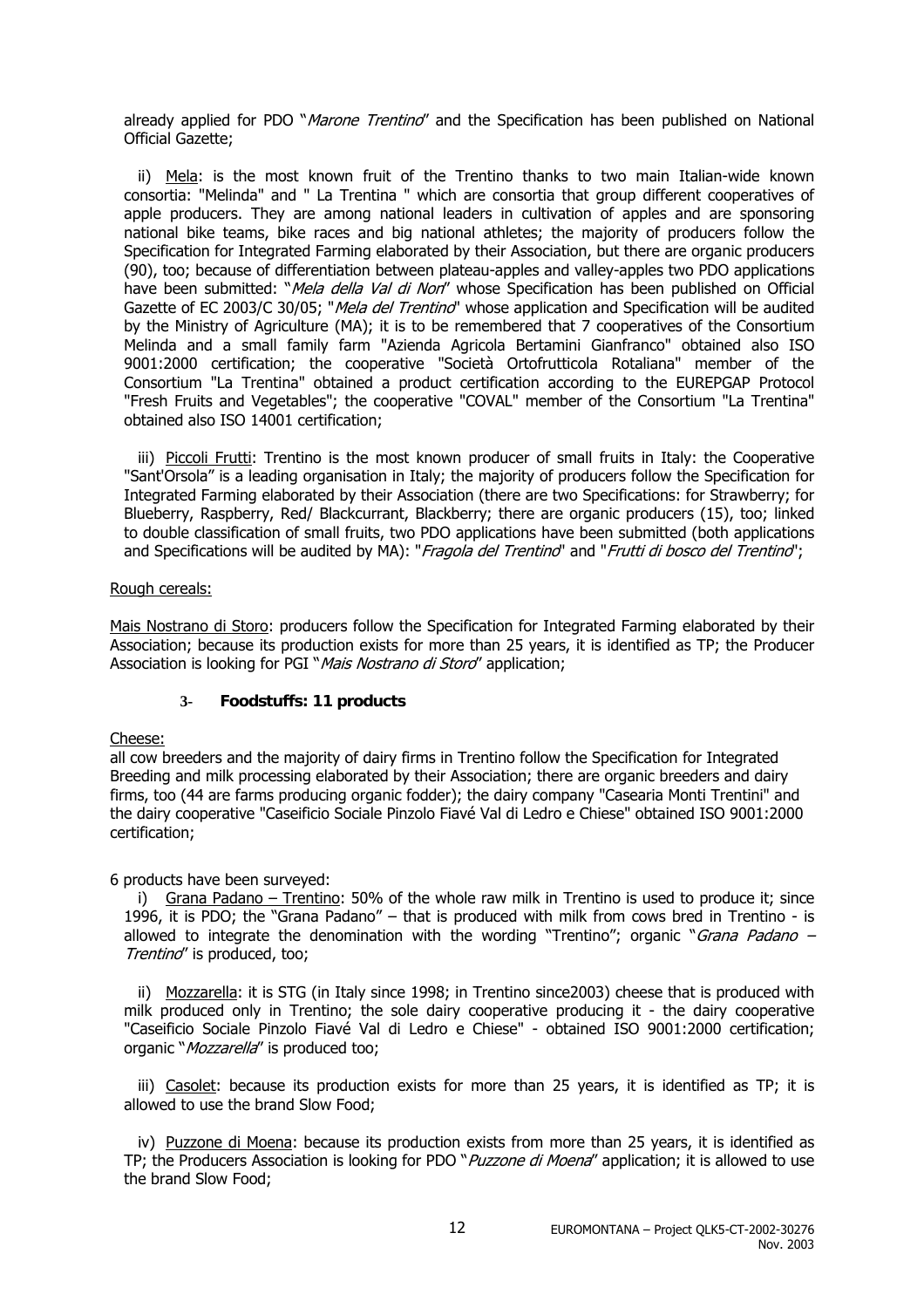already applied for PDO "*Marone Trentino*" and the Specification has been published on National Official Gazette;

ii) Mela: is the most known fruit of the Trentino thanks to two main Italian-wide known consortia: "Melinda" and " La Trentina " which are consortia that group different cooperatives of apple producers. They are among national leaders in cultivation of apples and are sponsoring national bike teams, bike races and big national athletes; the majority of producers follow the Specification for Integrated Farming elaborated by their Association, but there are organic producers (90), too; because of differentiation between plateau-apples and valley-apples two PDO applications have been submitted: "*Mela della Val di Non*" whose Specification has been published on Official Gazette of EC 2003/C 30/05; "*Mela del Trentino*" whose application and Specification will be audited by the Ministry of Agriculture (MA); it is to be remembered that 7 cooperatives of the Consortium Melinda and a small family farm "Azienda Agricola Bertamini Gianfranco" obtained also ISO 9001:2000 certification; the cooperative "Società Ortofrutticola Rotaliana" member of the Consortium "La Trentina" obtained a product certification according to the EUREPGAP Protocol "Fresh Fruits and Vegetables"; the cooperative "COVAL" member of the Consortium "La Trentina" obtained also ISO 14001 certification;

iii) Piccoli Frutti: Trentino is the most known producer of small fruits in Italy: the Cooperative "Sant'Orsola" is a leading organisation in Italy; the majority of producers follow the Specification for Integrated Farming elaborated by their Association (there are two Specifications: for Strawberry; for Blueberry, Raspberry, Red/ Blackcurrant, Blackberry; there are organic producers (15), too; linked to double classification of small fruits, two PDO applications have been submitted (both applications and Specifications will be audited by MA): "*Fragola del Trentino*" and "*Frutti di bosco del Trentino*";

Rough cereals:

Mais Nostrano di Storo: producers follow the Specification for Integrated Farming elaborated by their Association; because its production exists for more than 25 years, it is identified as TP; the Producer Association is looking for PGI "*Mais Nostrano di Storo*" application;

### 3- Foodstuffs: 11 products

Cheese:

all cow breeders and the majority of dairy firms in Trentino follow the Specification for Integrated Breeding and milk processing elaborated by their Association; there are organic breeders and dairy firms, too (44 are farms producing organic fodder); the dairy company "Casearia Monti Trentini" and the dairy cooperative "Caseificio Sociale Pinzolo Fiavé Val di Ledro e Chiese" obtained ISO 9001:2000 certification;

6 products have been surveyed:

i) Grana Padano – Trentino: 50% of the whole raw milk in Trentino is used to produce it; since 1996, it is PDO; the "Grana Padano" – that is produced with milk from cows bred in Trentino - is allowed to integrate the denomination with the wording "Trentino"; organic "*Grana Padano – Trentino*" is produced, too;

ii) Mozzarella: it is STG (in Italy since 1998; in Trentino since2003) cheese that is produced with milk produced only in Trentino; the sole dairy cooperative producing it - the dairy cooperative "Caseificio Sociale Pinzolo Fiavé Val di Ledro e Chiese" - obtained ISO 9001:2000 certification; organic "*Mozzarella*" is produced too;

iii) Casolet: because its production exists for more than 25 years, it is identified as TP; it is allowed to use the brand Slow Food;

iv) Puzzone di Moena: because its production exists from more than 25 years, it is identified as TP; the Producers Association is looking for PDO "*Puzzone di Moena*" application; it is allowed to use the brand Slow Food;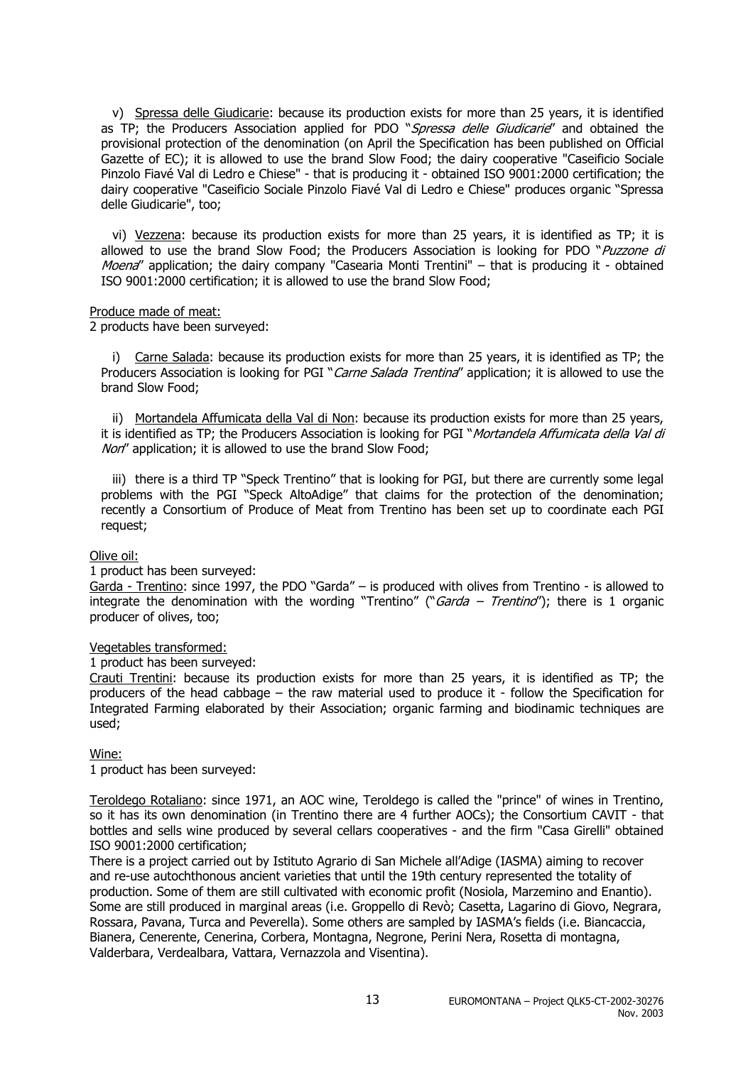v) Spressa delle Giudicarie: because its production exists for more than 25 years, it is identified as TP; the Producers Association applied for PDO "*Spressa delle Giudicarie*" and obtained the provisional protection of the denomination (on April the Specification has been published on Official Gazette of EC); it is allowed to use the brand Slow Food; the dairy cooperative "Caseificio Sociale Pinzolo Fiavé Val di Ledro e Chiese" - that is producing it - obtained ISO 9001:2000 certification; the dairy cooperative "Caseificio Sociale Pinzolo Fiavé Val di Ledro e Chiese" produces organic "Spressa delle Giudicarie", too;

vi) Vezzena: because its production exists for more than 25 years, it is identified as TP; it is allowed to use the brand Slow Food; the Producers Association is looking for PDO "*Puzzone di Moena*" application; the dairy company "Casearia Monti Trentini" – that is producing it - obtained ISO 9001:2000 certification; it is allowed to use the brand Slow Food;

Produce made of meat:
2 products have been surveyed:

i) Carne Salada: because its production exists for more than 25 years, it is identified as TP; the Producers Association is looking for PGI "*Carne Salada Trentina*" application; it is allowed to use the brand Slow Food;

ii) Mortandela Affumicata della Val di Non: because its production exists for more than 25 years, it is identified as TP; the Producers Association is looking for PGI "*Mortandela Affumicata della Val di Non*" application; it is allowed to use the brand Slow Food;

iii) there is a third TP "Speck Trentino" that is looking for PGI, but there are currently some legal problems with the PGI "Speck AltoAdige" that claims for the protection of the denomination; recently a Consortium of Produce of Meat from Trentino has been set up to coordinate each PGI request;

Olive oil:
1 product has been surveyed:
Garda - Trentino: since 1997, the PDO "Garda" – is produced with olives from Trentino - is allowed to integrate the denomination with the wording "Trentino" ("*Garda – Trentino*"); there is 1 organic producer of olives, too;

Vegetables transformed:
1 product has been surveyed:
Crauti Trentini: because its production exists for more than 25 years, it is identified as TP; the producers of the head cabbage – the raw material used to produce it - follow the Specification for Integrated Farming elaborated by their Association; organic farming and biodinamic techniques are used;

Wine:
1 product has been surveyed:

Teroldego Rotaliano: since 1971, an AOC wine, Teroldego is called the "prince" of wines in Trentino, so it has its own denomination (in Trentino there are 4 further AOCs); the Consortium CAVIT - that bottles and sells wine produced by several cellars cooperatives - and the firm "Casa Girelli" obtained ISO 9001:2000 certification;
There is a project carried out by Istituto Agrario di San Michele all'Adige (IASMA) aiming to recover and re-use autochthonous ancient varieties that until the 19th century represented the totality of production. Some of them are still cultivated with economic profit (Nosiola, Marzemino and Enantio). Some are still produced in marginal areas (i.e. Groppello di Revò; Casetta, Lagarino di Giovo, Negrara, Rossara, Pavana, Turca and Peverella). Some others are sampled by IASMA's fields (i.e. Biancaccia, Bianera, Cenerente, Cenerina, Corbera, Montagna, Negrone, Perini Nera, Rosetta di montagna, Valderbara, Verdealbara, Vattara, Vernazzola and Visentina).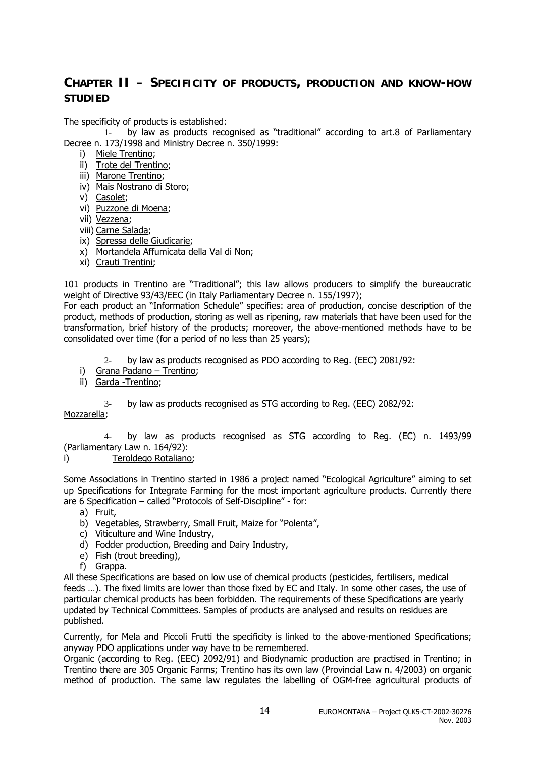## CHAPTER II – SPECIFICITY OF PRODUCTS, PRODUCTION AND KNOW-HOW STUDIED

The specificity of products is established:

1- by law as products recognised as "traditional" according to art.8 of Parliamentary Decree n. 173/1998 and Ministry Decree n. 350/1999:

i) Miele Trentino;
ii) Trote del Trentino;
iii) Marone Trentino;
iv) Mais Nostrano di Storo;
v) Casolet;
vi) Puzzone di Moena;
vii) Vezzena;
viii) Carne Salada;
ix) Spressa delle Giudicarie;
x) Mortandela Affumicata della Val di Non;
xi) Crauti Trentini;

101 products in Trentino are "Traditional"; this law allows producers to simplify the bureaucratic weight of Directive 93/43/EEC (in Italy Parliamentary Decree n. 155/1997);

For each product an "Information Schedule" specifies: area of production, concise description of the product, methods of production, storing as well as ripening, raw materials that have been used for the transformation, brief history of the products; moreover, the above-mentioned methods have to be consolidated over time (for a period of no less than 25 years);

2- by law as products recognised as PDO according to Reg. (EEC) 2081/92:

i) Grana Padano – Trentino;
ii) Garda -Trentino;

3- by law as products recognised as STG according to Reg. (EEC) 2082/92:

Mozzarella;

4- by law as products recognised as STG according to Reg. (EC) n. 1493/99 (Parliamentary Law n. 164/92):

i) Teroldego Rotaliano;

Some Associations in Trentino started in 1986 a project named "Ecological Agriculture" aiming to set up Specifications for Integrate Farming for the most important agriculture products. Currently there are 6 Specification – called "Protocols of Self-Discipline" - for:

a) Fruit,
b) Vegetables, Strawberry, Small Fruit, Maize for "Polenta",
c) Viticulture and Wine Industry,
d) Fodder production, Breeding and Dairy Industry,
e) Fish (trout breeding),
f) Grappa.

All these Specifications are based on low use of chemical products (pesticides, fertilisers, medical feeds …). The fixed limits are lower than those fixed by EC and Italy. In some other cases, the use of particular chemical products has been forbidden. The requirements of these Specifications are yearly updated by Technical Committees. Samples of products are analysed and results on residues are published.

Currently, for Mela and Piccoli Frutti the specificity is linked to the above-mentioned Specifications; anyway PDO applications under way have to be remembered.

Organic (according to Reg. (EEC) 2092/91) and Biodynamic production are practised in Trentino; in Trentino there are 305 Organic Farms; Trentino has its own law (Provincial Law n. 4/2003) on organic method of production. The same law regulates the labelling of OGM-free agricultural products of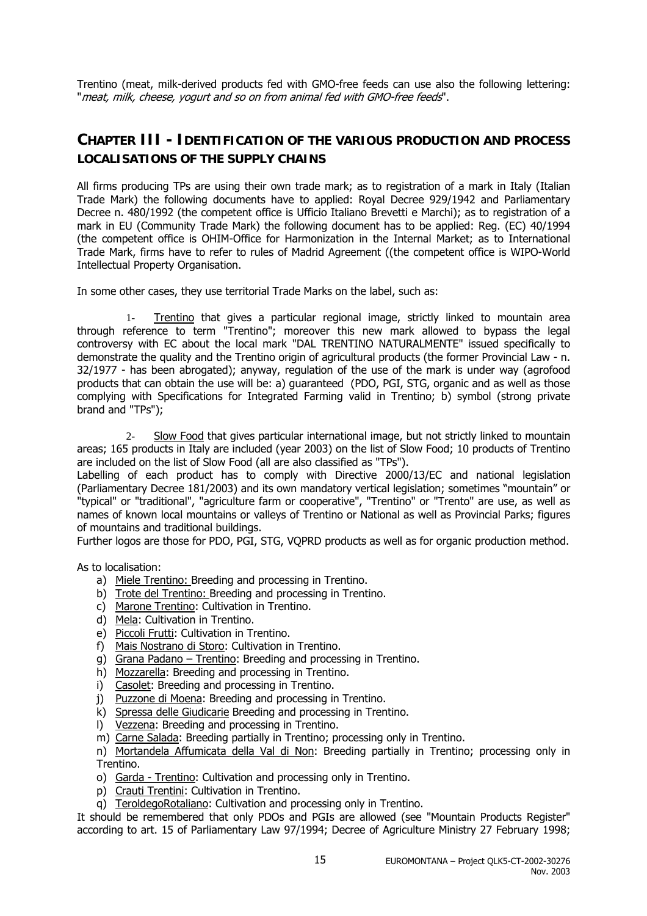Trentino (meat, milk-derived products fed with GMO-free feeds can use also the following lettering: "*meat, milk, cheese, yogurt and so on from animal fed with GMO-free feeds*".

## CHAPTER III - IDENTIFICATION OF THE VARIOUS PRODUCTION AND PROCESS LOCALISATIONS OF THE SUPPLY CHAINS

All firms producing TPs are using their own trade mark; as to registration of a mark in Italy (Italian Trade Mark) the following documents have to applied: Royal Decree 929/1942 and Parliamentary Decree n. 480/1992 (the competent office is Ufficio Italiano Brevetti e Marchi); as to registration of a mark in EU (Community Trade Mark) the following document has to be applied: Reg. (EC) 40/1994 (the competent office is OHIM-Office for Harmonization in the Internal Market; as to International Trade Mark, firms have to refer to rules of Madrid Agreement ((the competent office is WIPO-World Intellectual Property Organisation.

In some other cases, they use territorial Trade Marks on the label, such as:

1- Trentino that gives a particular regional image, strictly linked to mountain area through reference to term "Trentino"; moreover this new mark allowed to bypass the legal controversy with EC about the local mark "DAL TRENTINO NATURALMENTE" issued specifically to demonstrate the quality and the Trentino origin of agricultural products (the former Provincial Law - n. 32/1977 - has been abrogated); anyway, regulation of the use of the mark is under way (agrofood products that can obtain the use will be: a) guaranteed (PDO, PGI, STG, organic and as well as those complying with Specifications for Integrated Farming valid in Trentino; b) symbol (strong private brand and "TPs");

2- Slow Food that gives particular international image, but not strictly linked to mountain areas; 165 products in Italy are included (year 2003) on the list of Slow Food; 10 products of Trentino are included on the list of Slow Food (all are also classified as "TPs").

Labelling of each product has to comply with Directive 2000/13/EC and national legislation (Parliamentary Decree 181/2003) and its own mandatory vertical legislation; sometimes "mountain" or "typical" or "traditional", "agriculture farm or cooperative", "Trentino" or "Trento" are use, as well as names of known local mountains or valleys of Trentino or National as well as Provincial Parks; figures of mountains and traditional buildings.

Further logos are those for PDO, PGI, STG, VQPRD products as well as for organic production method.

As to localisation:

a) Miele Trentino: Breeding and processing in Trentino.
b) Trote del Trentino: Breeding and processing in Trentino.
c) Marone Trentino: Cultivation in Trentino.
d) Mela: Cultivation in Trentino.
e) Piccoli Frutti: Cultivation in Trentino.
f) Mais Nostrano di Storo: Cultivation in Trentino.
g) Grana Padano – Trentino: Breeding and processing in Trentino.
h) Mozzarella: Breeding and processing in Trentino.
i) Casolet: Breeding and processing in Trentino.
j) Puzzone di Moena: Breeding and processing in Trentino.
k) Spressa delle Giudicarie Breeding and processing in Trentino.
l) Vezzena: Breeding and processing in Trentino.
m) Carne Salada: Breeding partially in Trentino; processing only in Trentino.
n) Mortandela Affumicata della Val di Non: Breeding partially in Trentino; processing only in Trentino.
o) Garda - Trentino: Cultivation and processing only in Trentino.
p) Crauti Trentini: Cultivation in Trentino.
q) TeroldegoRotaliano: Cultivation and processing only in Trentino.

It should be remembered that only PDOs and PGIs are allowed (see "Mountain Products Register" according to art. 15 of Parliamentary Law 97/1994; Decree of Agriculture Ministry 27 February 1998;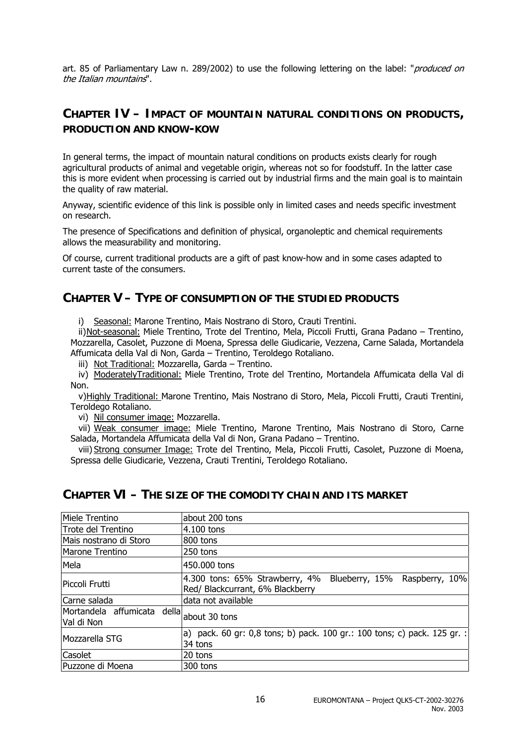art. 85 of Parliamentary Law n. 289/2002) to use the following lettering on the label: "*produced on the Italian mountains*".

## CHAPTER IV – IMPACT OF MOUNTAIN NATURAL CONDITIONS ON PRODUCTS, PRODUCTION AND KNOW-KOW

In general terms, the impact of mountain natural conditions on products exists clearly for rough agricultural products of animal and vegetable origin, whereas not so for foodstuff. In the latter case this is more evident when processing is carried out by industrial firms and the main goal is to maintain the quality of raw material.

Anyway, scientific evidence of this link is possible only in limited cases and needs specific investment on research.

The presence of Specifications and definition of physical, organoleptic and chemical requirements allows the measurability and monitoring.

Of course, current traditional products are a gift of past know-how and in some cases adapted to current taste of the consumers.

## CHAPTER V – TYPE OF CONSUMPTION OF THE STUDIED PRODUCTS

i) Seasonal: Marone Trentino, Mais Nostrano di Storo, Crauti Trentini.

ii) Not-seasonal: Miele Trentino, Trote del Trentino, Mela, Piccoli Frutti, Grana Padano – Trentino, Mozzarella, Casolet, Puzzone di Moena, Spressa delle Giudicarie, Vezzena, Carne Salada, Mortandela Affumicata della Val di Non, Garda – Trentino, Teroldego Rotaliano.

iii) Not Traditional: Mozzarella, Garda – Trentino.

iv) ModeratelyTraditional: Miele Trentino, Trote del Trentino, Mortandela Affumicata della Val di Non.

v) Highly Traditional: Marone Trentino, Mais Nostrano di Storo, Mela, Piccoli Frutti, Crauti Trentini, Teroldego Rotaliano.

vi) Nil consumer image: Mozzarella.

vii) Weak consumer image: Miele Trentino, Marone Trentino, Mais Nostrano di Storo, Carne Salada, Mortandela Affumicata della Val di Non, Grana Padano – Trentino.

viii) Strong consumer Image: Trote del Trentino, Mela, Piccoli Frutti, Casolet, Puzzone di Moena, Spressa delle Giudicarie, Vezzena, Crauti Trentini, Teroldego Rotaliano.

## CHAPTER VI – THE SIZE OF THE COMODITY CHAIN AND ITS MARKET

| | |
|---|---|
| Miele Trentino | about 200 tons |
| Trote del Trentino | 4.100 tons |
| Mais nostrano di Storo | 800 tons |
| Marone Trentino | 250 tons |
| Mela | 450.000 tons |
| Piccoli Frutti | 4.300 tons: 65% Strawberry, 4% Blueberry, 15% Raspberry, 10% Red/ Blackcurrant, 6% Blackberry |
| Carne salada | data not available |
| Mortandela affumicata della Val di Non | about 30 tons |
| Mozzarella STG | a) pack. 60 gr: 0,8 tons; b) pack. 100 gr.: 100 tons; c) pack. 125 gr. : 34 tons |
| Casolet | 20 tons |
| Puzzone di Moena | 300 tons |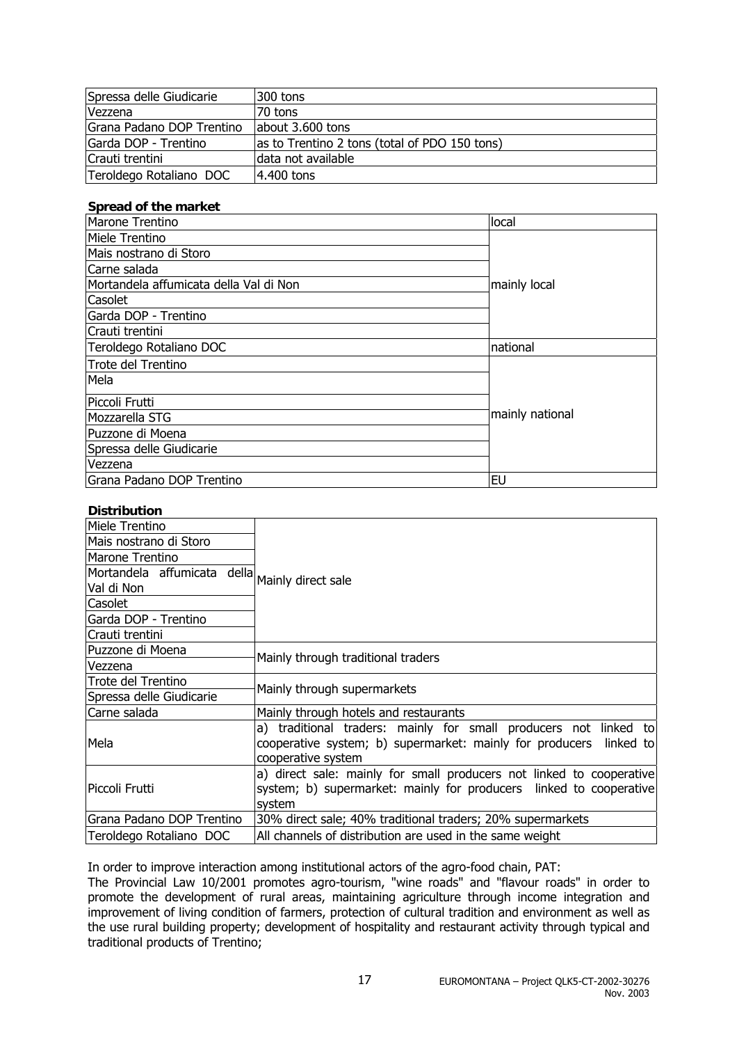| Spressa delle Giudicarie | 300 tons |
|---|---|
| Vezzena | 70 tons |
| Grana Padano DOP Trentino | about 3.600 tons |
| Garda DOP - Trentino | as to Trentino 2 tons (total of PDO 150 tons) |
| Crauti trentini | data not available |
| Teroldego Rotaliano DOC | 4.400 tons |

**Spread of the market**

| Product | Spread |
|---|---|
| Marone Trentino | local |
| Miele Trentino | mainly local |
| Mais nostrano di Storo | |
| Carne salada | |
| Mortandela affumicata della Val di Non | |
| Casolet | |
| Garda DOP - Trentino | |
| Crauti trentini | |
| Teroldego Rotaliano DOC | national |
| Trote del Trentino | mainly national |
| Mela | |
| Piccoli Frutti | |
| Mozzarella STG | |
| Puzzone di Moena | |
| Spressa delle Giudicarie | |
| Vezzena | |
| Grana Padano DOP Trentino | EU |

**Distribution**

| Product | Distribution |
|---|---|
| Miele Trentino | Mainly direct sale |
| Mais nostrano di Storo | |
| Marone Trentino | |
| Mortandela affumicata della Val di Non | |
| Casolet | |
| Garda DOP - Trentino | |
| Crauti trentini | |
| Puzzone di Moena | Mainly through traditional traders |
| Vezzena | |
| Trote del Trentino | Mainly through supermarkets |
| Spressa delle Giudicarie | |
| Carne salada | Mainly through hotels and restaurants |
| Mela | a) traditional traders: mainly for small producers not linked to cooperative system; b) supermarket: mainly for producers linked to cooperative system |
| Piccoli Frutti | a) direct sale: mainly for small producers not linked to cooperative system; b) supermarket: mainly for producers linked to cooperative system |
| Grana Padano DOP Trentino | 30% direct sale; 40% traditional traders; 20% supermarkets |
| Teroldego Rotaliano DOC | All channels of distribution are used in the same weight |

In order to improve interaction among institutional actors of the agro-food chain, PAT:

The Provincial Law 10/2001 promotes agro-tourism, "wine roads" and "flavour roads" in order to promote the development of rural areas, maintaining agriculture through income integration and improvement of living condition of farmers, protection of cultural tradition and environment as well as the use rural building property; development of hospitality and restaurant activity through typical and traditional products of Trentino;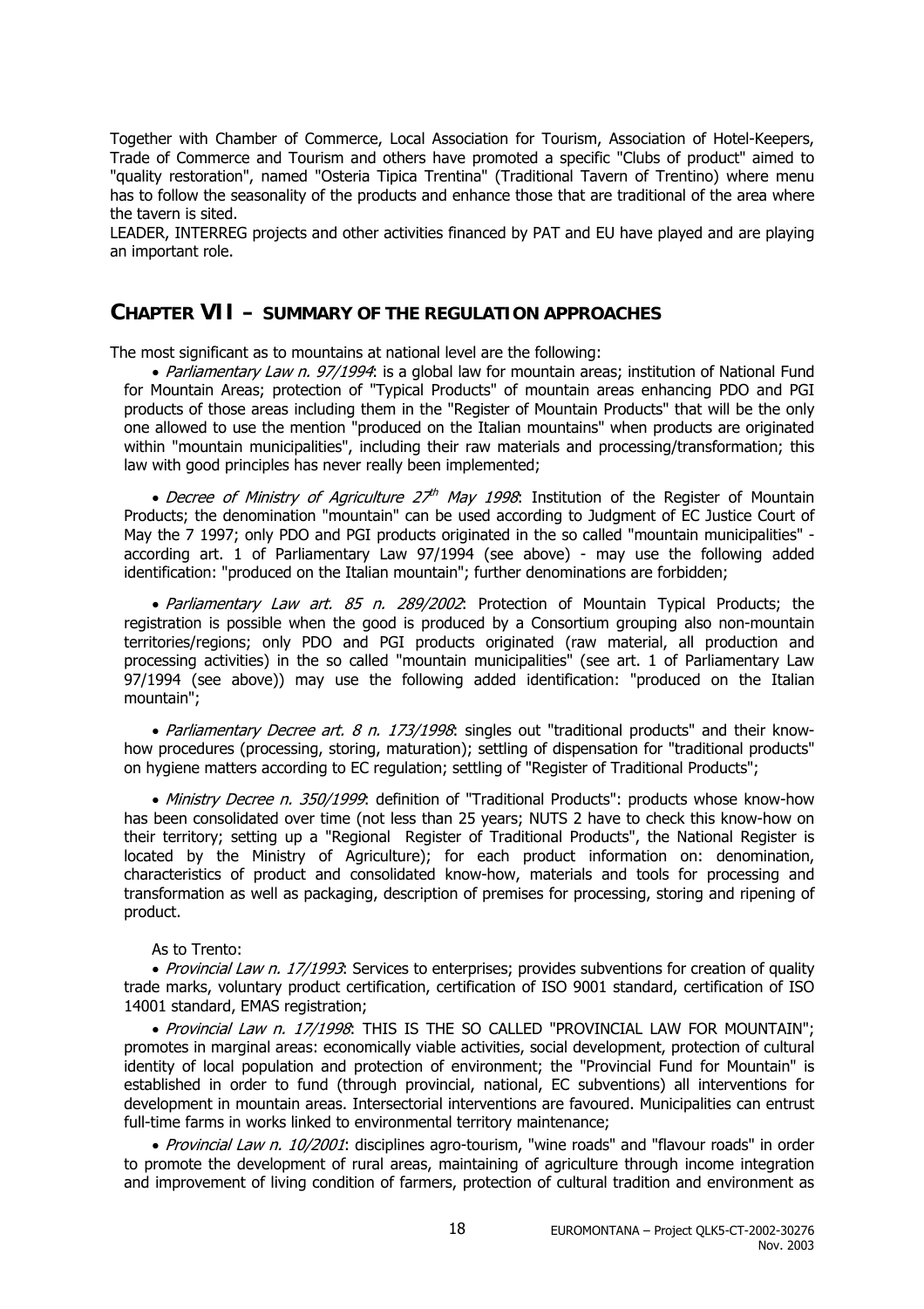Together with Chamber of Commerce, Local Association for Tourism, Association of Hotel-Keepers, Trade of Commerce and Tourism and others have promoted a specific "Clubs of product" aimed to "quality restoration", named "Osteria Tipica Trentina" (Traditional Tavern of Trentino) where menu has to follow the seasonality of the products and enhance those that are traditional of the area where the tavern is sited.

LEADER, INTERREG projects and other activities financed by PAT and EU have played and are playing an important role.

## CHAPTER VII – SUMMARY OF THE REGULATION APPROACHES

The most significant as to mountains at national level are the following:

- *Parliamentary Law n. 97/1994*: is a global law for mountain areas; institution of National Fund for Mountain Areas; protection of "Typical Products" of mountain areas enhancing PDO and PGI products of those areas including them in the "Register of Mountain Products" that will be the only one allowed to use the mention "produced on the Italian mountains" when products are originated within "mountain municipalities", including their raw materials and processing/transformation; this law with good principles has never really been implemented;

- *Decree of Ministry of Agriculture 27th May 1998*: Institution of the Register of Mountain Products; the denomination "mountain" can be used according to Judgment of EC Justice Court of May the 7 1997; only PDO and PGI products originated in the so called "mountain municipalities" - according art. 1 of Parliamentary Law 97/1994 (see above) - may use the following added identification: "produced on the Italian mountain"; further denominations are forbidden;

- *Parliamentary Law art. 85 n. 289/2002*: Protection of Mountain Typical Products; the registration is possible when the good is produced by a Consortium grouping also non-mountain territories/regions; only PDO and PGI products originated (raw material, all production and processing activities) in the so called "mountain municipalities" (see art. 1 of Parliamentary Law 97/1994 (see above)) may use the following added identification: "produced on the Italian mountain";

- *Parliamentary Decree art. 8 n. 173/1998*: singles out "traditional products" and their know-how procedures (processing, storing, maturation); settling of dispensation for "traditional products" on hygiene matters according to EC regulation; settling of "Register of Traditional Products";

- *Ministry Decree n. 350/1999*: definition of "Traditional Products": products whose know-how has been consolidated over time (not less than 25 years; NUTS 2 have to check this know-how on their territory; setting up a "Regional Register of Traditional Products", the National Register is located by the Ministry of Agriculture); for each product information on: denomination, characteristics of product and consolidated know-how, materials and tools for processing and transformation as well as packaging, description of premises for processing, storing and ripening of product.

As to Trento:

- *Provincial Law n. 17/1993*: Services to enterprises; provides subventions for creation of quality trade marks, voluntary product certification, certification of ISO 9001 standard, certification of ISO 14001 standard, EMAS registration;

- *Provincial Law n. 17/1998*: THIS IS THE SO CALLED "PROVINCIAL LAW FOR MOUNTAIN"; promotes in marginal areas: economically viable activities, social development, protection of cultural identity of local population and protection of environment; the "Provincial Fund for Mountain" is established in order to fund (through provincial, national, EC subventions) all interventions for development in mountain areas. Intersectorial interventions are favoured. Municipalities can entrust full-time farms in works linked to environmental territory maintenance;

- *Provincial Law n. 10/2001*: disciplines agro-tourism, "wine roads" and "flavour roads" in order to promote the development of rural areas, maintaining of agriculture through income integration and improvement of living condition of farmers, protection of cultural tradition and environment as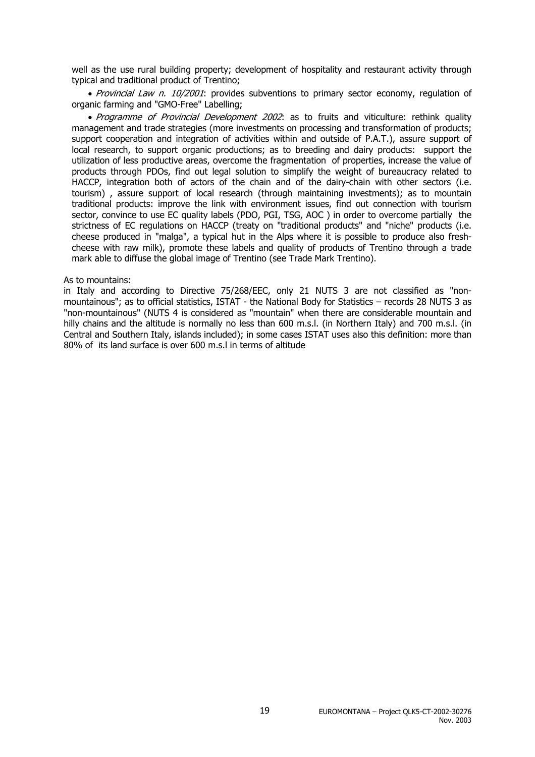well as the use rural building property; development of hospitality and restaurant activity through typical and traditional product of Trentino;

- *Provincial Law n. 10/2001*: provides subventions to primary sector economy, regulation of organic farming and "GMO-Free" Labelling;
- *Programme of Provincial Development 2002*: as to fruits and viticulture: rethink quality management and trade strategies (more investments on processing and transformation of products; support cooperation and integration of activities within and outside of P.A.T.), assure support of local research, to support organic productions; as to breeding and dairy products: support the utilization of less productive areas, overcome the fragmentation of properties, increase the value of products through PDOs, find out legal solution to simplify the weight of bureaucracy related to HACCP, integration both of actors of the chain and of the dairy-chain with other sectors (i.e. tourism) , assure support of local research (through maintaining investments); as to mountain traditional products: improve the link with environment issues, find out connection with tourism sector, convince to use EC quality labels (PDO, PGI, TSG, AOC ) in order to overcome partially the strictness of EC regulations on HACCP (treaty on "traditional products" and "niche" products (i.e. cheese produced in "malga", a typical hut in the Alps where it is possible to produce also fresh-cheese with raw milk), promote these labels and quality of products of Trentino through a trade mark able to diffuse the global image of Trentino (see Trade Mark Trentino).

As to mountains:
in Italy and according to Directive 75/268/EEC, only 21 NUTS 3 are not classified as "non-mountainous"; as to official statistics, ISTAT - the National Body for Statistics – records 28 NUTS 3 as "non-mountainous" (NUTS 4 is considered as "mountain" when there are considerable mountain and hilly chains and the altitude is normally no less than 600 m.s.l. (in Northern Italy) and 700 m.s.l. (in Central and Southern Italy, islands included); in some cases ISTAT uses also this definition: more than 80% of its land surface is over 600 m.s.l in terms of altitude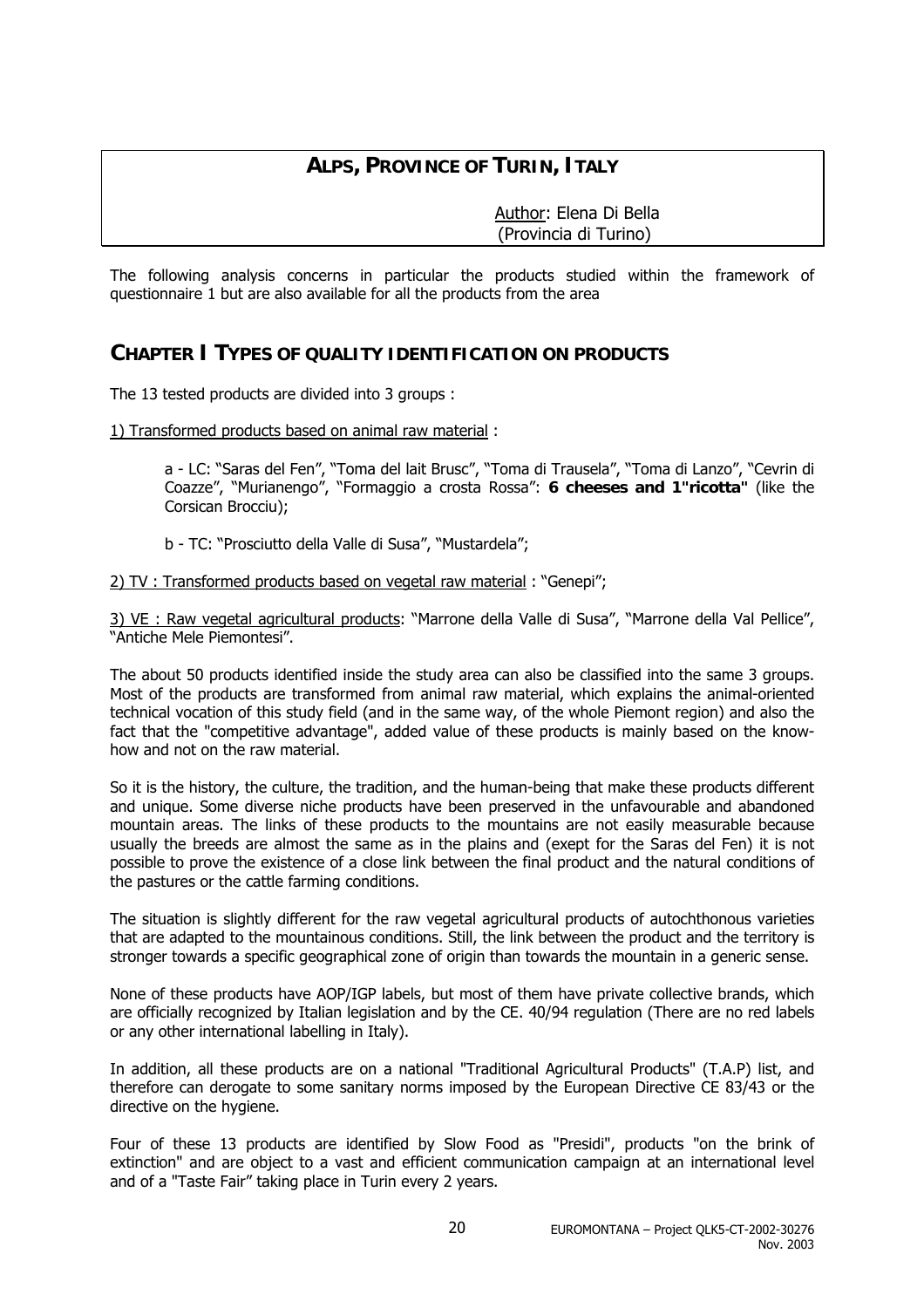# ALPS, PROVINCE OF TURIN, ITALY

Author: Elena Di Bella
(Provincia di Turino)

The following analysis concerns in particular the products studied within the framework of questionnaire 1 but are also available for all the products from the area

## CHAPTER I TYPES OF QUALITY IDENTIFICATION ON PRODUCTS

The 13 tested products are divided into 3 groups :

1) Transformed products based on animal raw material :

a - LC: "Saras del Fen", "Toma del lait Brusc", "Toma di Trausela", "Toma di Lanzo", "Cevrin di Coazze", "Murianengo", "Formaggio a crosta Rossa": **6 cheeses and 1"ricotta"** (like the Corsican Brocciu);

b - TC: "Prosciutto della Valle di Susa", "Mustardela";

2) TV : Transformed products based on vegetal raw material : "Genepi";

3) VE : Raw vegetal agricultural products: "Marrone della Valle di Susa", "Marrone della Val Pellice", "Antiche Mele Piemontesi".

The about 50 products identified inside the study area can also be classified into the same 3 groups. Most of the products are transformed from animal raw material, which explains the animal-oriented technical vocation of this study field (and in the same way, of the whole Piemont region) and also the fact that the "competitive advantage", added value of these products is mainly based on the know-how and not on the raw material.

So it is the history, the culture, the tradition, and the human-being that make these products different and unique. Some diverse niche products have been preserved in the unfavourable and abandoned mountain areas. The links of these products to the mountains are not easily measurable because usually the breeds are almost the same as in the plains and (exept for the Saras del Fen) it is not possible to prove the existence of a close link between the final product and the natural conditions of the pastures or the cattle farming conditions.

The situation is slightly different for the raw vegetal agricultural products of autochthonous varieties that are adapted to the mountainous conditions. Still, the link between the product and the territory is stronger towards a specific geographical zone of origin than towards the mountain in a generic sense.

None of these products have AOP/IGP labels, but most of them have private collective brands, which are officially recognized by Italian legislation and by the CE. 40/94 regulation (There are no red labels or any other international labelling in Italy).

In addition, all these products are on a national "Traditional Agricultural Products" (T.A.P) list, and therefore can derogate to some sanitary norms imposed by the European Directive CE 83/43 or the directive on the hygiene.

Four of these 13 products are identified by Slow Food as "Presidi", products "on the brink of extinction" and are object to a vast and efficient communication campaign at an international level and of a "Taste Fair" taking place in Turin every 2 years.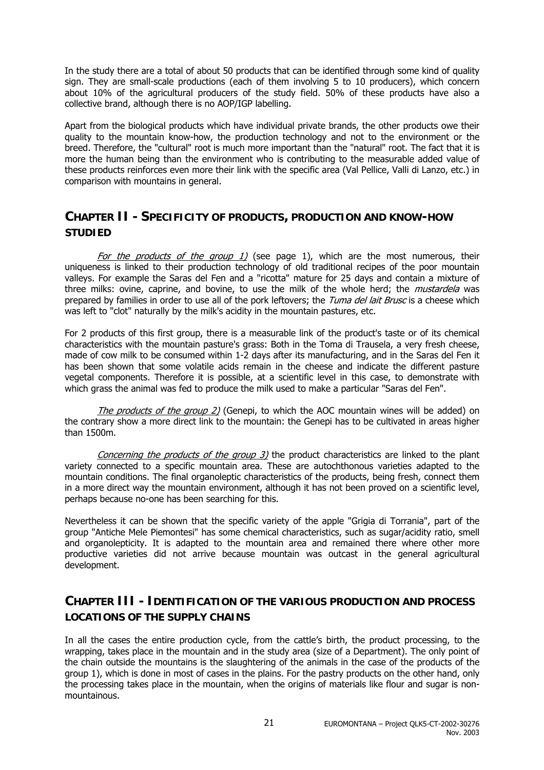In the study there are a total of about 50 products that can be identified through some kind of quality sign. They are small-scale productions (each of them involving 5 to 10 producers), which concern about 10% of the agricultural producers of the study field. 50% of these products have also a collective brand, although there is no AOP/IGP labelling.

Apart from the biological products which have individual private brands, the other products owe their quality to the mountain know-how, the production technology and not to the environment or the breed. Therefore, the "cultural" root is much more important than the "natural" root. The fact that it is more the human being than the environment who is contributing to the measurable added value of these products reinforces even more their link with the specific area (Val Pellice, Valli di Lanzo, etc.) in comparison with mountains in general.

## CHAPTER II - SPECIFICITY OF PRODUCTS, PRODUCTION AND KNOW-HOW STUDIED

*For the products of the group 1)* (see page 1), which are the most numerous, their uniqueness is linked to their production technology of old traditional recipes of the poor mountain valleys. For example the Saras del Fen and a "ricotta" mature for 25 days and contain a mixture of three milks: ovine, caprine, and bovine, to use the milk of the whole herd; the *mustardela* was prepared by families in order to use all of the pork leftovers; the *Tuma del lait Brusc* is a cheese which was left to "clot" naturally by the milk's acidity in the mountain pastures, etc.

For 2 products of this first group, there is a measurable link of the product's taste or of its chemical characteristics with the mountain pasture's grass: Both in the Toma di Trausela, a very fresh cheese, made of cow milk to be consumed within 1-2 days after its manufacturing, and in the Saras del Fen it has been shown that some volatile acids remain in the cheese and indicate the different pasture vegetal components. Therefore it is possible, at a scientific level in this case, to demonstrate with which grass the animal was fed to produce the milk used to make a particular "Saras del Fen".

*The products of the group 2)* (Genepi, to which the AOC mountain wines will be added) on the contrary show a more direct link to the mountain: the Genepi has to be cultivated in areas higher than 1500m.

*Concerning the products of the group 3)* the product characteristics are linked to the plant variety connected to a specific mountain area. These are autochthonous varieties adapted to the mountain conditions. The final organoleptic characteristics of the products, being fresh, connect them in a more direct way the mountain environment, although it has not been proved on a scientific level, perhaps because no-one has been searching for this.

Nevertheless it can be shown that the specific variety of the apple "Grigia di Torrania", part of the group "Antiche Mele Piemontesi" has some chemical characteristics, such as sugar/acidity ratio, smell and organolepticity. It is adapted to the mountain area and remained there where other more productive varieties did not arrive because mountain was outcast in the general agricultural development.

## CHAPTER III - IDENTIFICATION OF THE VARIOUS PRODUCTION AND PROCESS LOCATIONS OF THE SUPPLY CHAINS

In all the cases the entire production cycle, from the cattle's birth, the product processing, to the wrapping, takes place in the mountain and in the study area (size of a Department). The only point of the chain outside the mountains is the slaughtering of the animals in the case of the products of the group 1), which is done in most of cases in the plains. For the pastry products on the other hand, only the processing takes place in the mountain, when the origins of materials like flour and sugar is non-mountainous.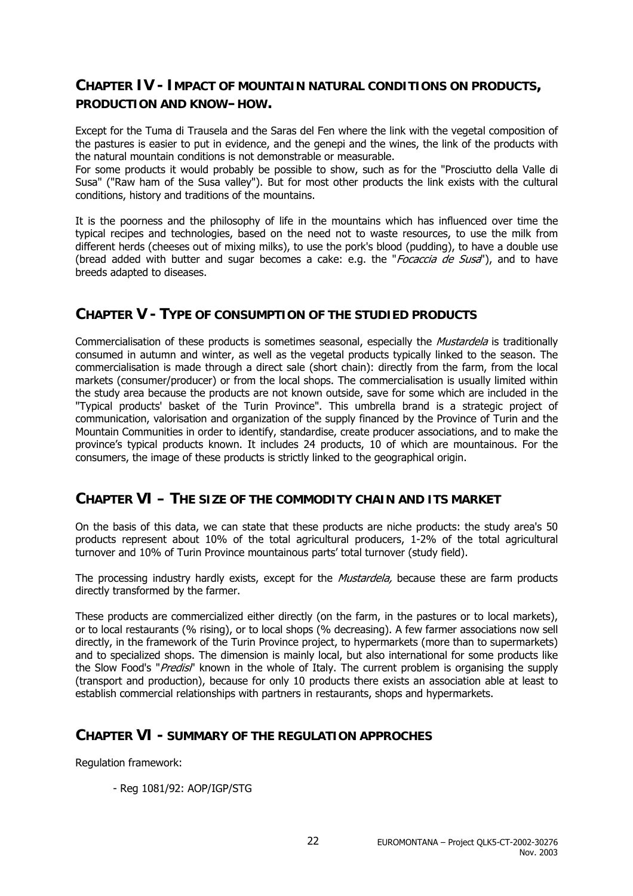## CHAPTER IV - IMPACT OF MOUNTAIN NATURAL CONDITIONS ON PRODUCTS, PRODUCTION AND KNOW–HOW.

Except for the Tuma di Trausela and the Saras del Fen where the link with the vegetal composition of the pastures is easier to put in evidence, and the genepi and the wines, the link of the products with the natural mountain conditions is not demonstrable or measurable.
For some products it would probably be possible to show, such as for the "Prosciutto della Valle di Susa" ("Raw ham of the Susa valley"). But for most other products the link exists with the cultural conditions, history and traditions of the mountains.

It is the poorness and the philosophy of life in the mountains which has influenced over time the typical recipes and technologies, based on the need not to waste resources, to use the milk from different herds (cheeses out of mixing milks), to use the pork's blood (pudding), to have a double use (bread added with butter and sugar becomes a cake: e.g. the "*Focaccia de Susa*"), and to have breeds adapted to diseases.

## CHAPTER V - TYPE OF CONSUMPTION OF THE STUDIED PRODUCTS

Commercialisation of these products is sometimes seasonal, especially the *Mustardela* is traditionally consumed in autumn and winter, as well as the vegetal products typically linked to the season. The commercialisation is made through a direct sale (short chain): directly from the farm, from the local markets (consumer/producer) or from the local shops. The commercialisation is usually limited within the study area because the products are not known outside, save for some which are included in the "Typical products' basket of the Turin Province". This umbrella brand is a strategic project of communication, valorisation and organization of the supply financed by the Province of Turin and the Mountain Communities in order to identify, standardise, create producer associations, and to make the province's typical products known. It includes 24 products, 10 of which are mountainous. For the consumers, the image of these products is strictly linked to the geographical origin.

## CHAPTER VI – THE SIZE OF THE COMMODITY CHAIN AND ITS MARKET

On the basis of this data, we can state that these products are niche products: the study area's 50 products represent about 10% of the total agricultural producers, 1-2% of the total agricultural turnover and 10% of Turin Province mountainous parts' total turnover (study field).

The processing industry hardly exists, except for the *Mustardela,* because these are farm products directly transformed by the farmer.

These products are commercialized either directly (on the farm, in the pastures or to local markets), or to local restaurants (% rising), or to local shops (% decreasing). A few farmer associations now sell directly, in the framework of the Turin Province project, to hypermarkets (more than to supermarkets) and to specialized shops. The dimension is mainly local, but also international for some products like the Slow Food's "*Predisi*" known in the whole of Italy. The current problem is organising the supply (transport and production), because for only 10 products there exists an association able at least to establish commercial relationships with partners in restaurants, shops and hypermarkets.

## CHAPTER VI - SUMMARY OF THE REGULATION APPROCHES

Regulation framework:

- Reg 1081/92: AOP/IGP/STG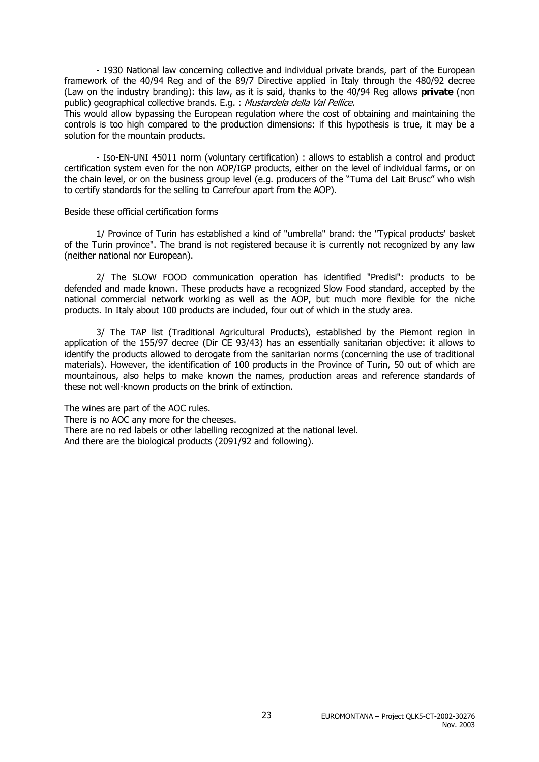- 1930 National law concerning collective and individual private brands, part of the European framework of the 40/94 Reg and of the 89/7 Directive applied in Italy through the 480/92 decree (Law on the industry branding): this law, as it is said, thanks to the 40/94 Reg allows **private** (non public) geographical collective brands. E.g. : *Mustardela della Val Pellice.*

This would allow bypassing the European regulation where the cost of obtaining and maintaining the controls is too high compared to the production dimensions: if this hypothesis is true, it may be a solution for the mountain products.

- Iso-EN-UNI 45011 norm (voluntary certification) : allows to establish a control and product certification system even for the non AOP/IGP products, either on the level of individual farms, or on the chain level, or on the business group level (e.g. producers of the "Tuma del Lait Brusc" who wish to certify standards for the selling to Carrefour apart from the AOP).

Beside these official certification forms

1/ Province of Turin has established a kind of "umbrella" brand: the "Typical products' basket of the Turin province". The brand is not registered because it is currently not recognized by any law (neither national nor European).

2/ The SLOW FOOD communication operation has identified "Predisi": products to be defended and made known. These products have a recognized Slow Food standard, accepted by the national commercial network working as well as the AOP, but much more flexible for the niche products. In Italy about 100 products are included, four out of which in the study area.

3/ The TAP list (Traditional Agricultural Products), established by the Piemont region in application of the 155/97 decree (Dir CE 93/43) has an essentially sanitarian objective: it allows to identify the products allowed to derogate from the sanitarian norms (concerning the use of traditional materials). However, the identification of 100 products in the Province of Turin, 50 out of which are mountainous, also helps to make known the names, production areas and reference standards of these not well-known products on the brink of extinction.

The wines are part of the AOC rules.
There is no AOC any more for the cheeses.
There are no red labels or other labelling recognized at the national level.
And there are the biological products (2091/92 and following).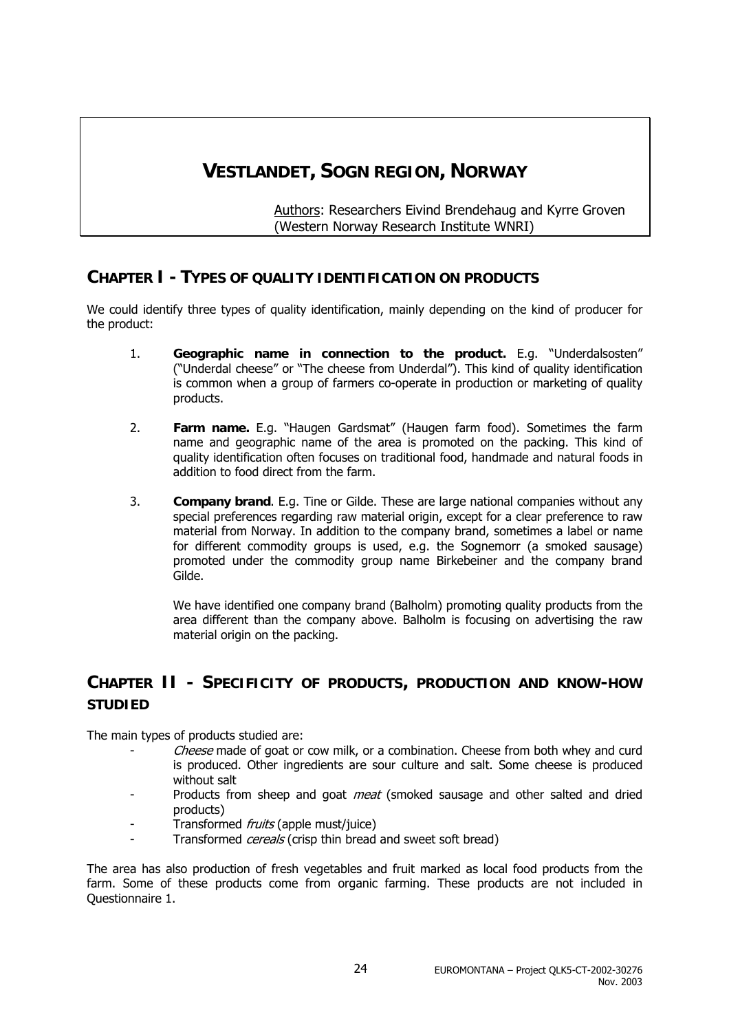# VESTLANDET, SOGN REGION, NORWAY

Authors: Researchers Eivind Brendehaug and Kyrre Groven (Western Norway Research Institute WNRI)

## CHAPTER I - TYPES OF QUALITY IDENTIFICATION ON PRODUCTS

We could identify three types of quality identification, mainly depending on the kind of producer for the product:

1. **Geographic name in connection to the product.** E.g. "Underdalsosten" ("Underdal cheese" or "The cheese from Underdal"). This kind of quality identification is common when a group of farmers co-operate in production or marketing of quality products.

2. **Farm name.** E.g. "Haugen Gardsmat" (Haugen farm food). Sometimes the farm name and geographic name of the area is promoted on the packing. This kind of quality identification often focuses on traditional food, handmade and natural foods in addition to food direct from the farm.

3. **Company brand**. E.g. Tine or Gilde. These are large national companies without any special preferences regarding raw material origin, except for a clear preference to raw material from Norway. In addition to the company brand, sometimes a label or name for different commodity groups is used, e.g. the Sognemorr (a smoked sausage) promoted under the commodity group name Birkebeiner and the company brand Gilde.

   We have identified one company brand (Balholm) promoting quality products from the area different than the company above. Balholm is focusing on advertising the raw material origin on the packing.

## CHAPTER II - SPECIFICITY OF PRODUCTS, PRODUCTION AND KNOW-HOW STUDIED

The main types of products studied are:

- *Cheese* made of goat or cow milk, or a combination. Cheese from both whey and curd is produced. Other ingredients are sour culture and salt. Some cheese is produced without salt
- Products from sheep and goat *meat* (smoked sausage and other salted and dried products)
- Transformed *fruits* (apple must/juice)
- Transformed *cereals* (crisp thin bread and sweet soft bread)

The area has also production of fresh vegetables and fruit marked as local food products from the farm. Some of these products come from organic farming. These products are not included in Questionnaire 1.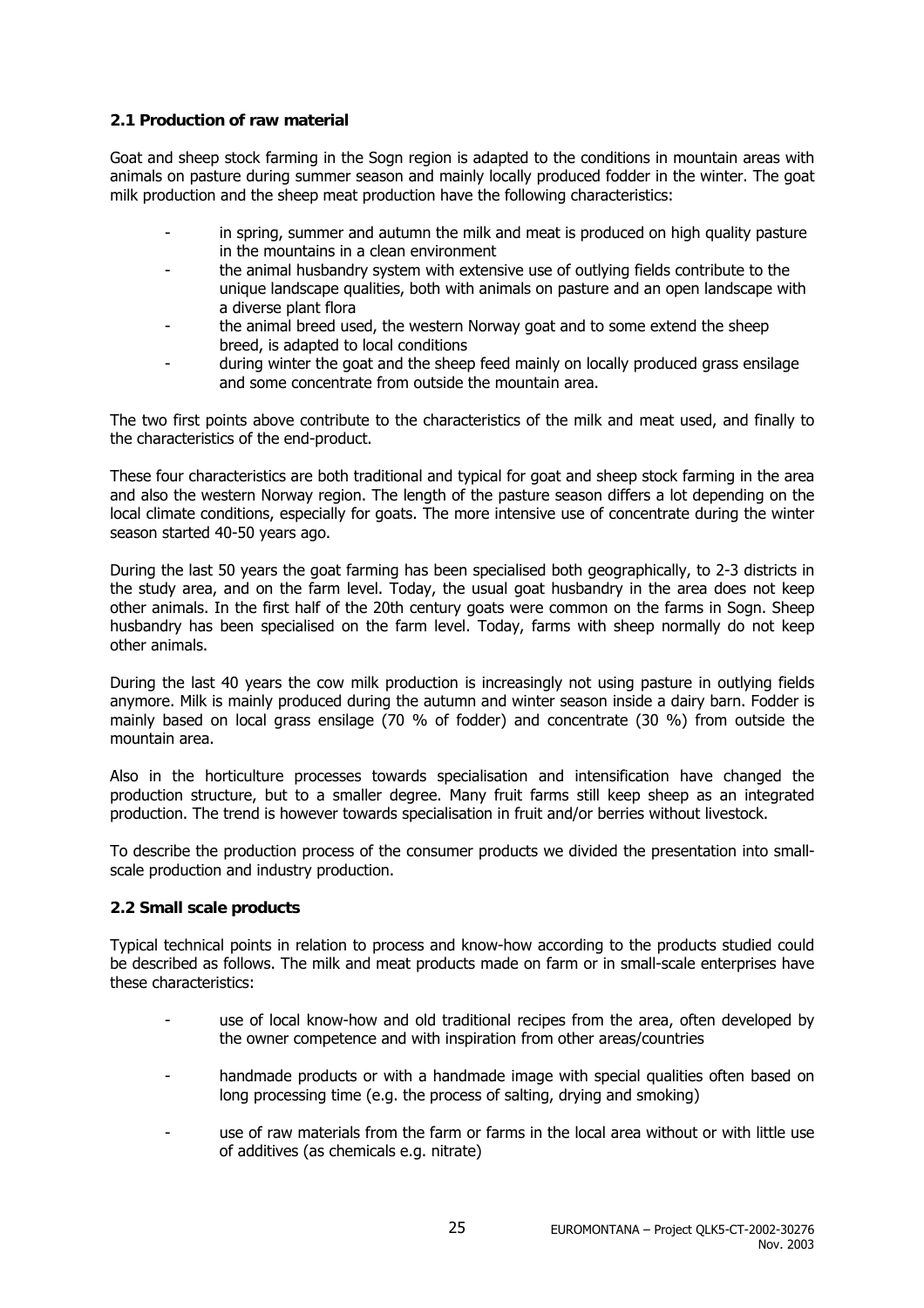### 2.1 Production of raw material

Goat and sheep stock farming in the Sogn region is adapted to the conditions in mountain areas with animals on pasture during summer season and mainly locally produced fodder in the winter. The goat milk production and the sheep meat production have the following characteristics:

- in spring, summer and autumn the milk and meat is produced on high quality pasture in the mountains in a clean environment
- the animal husbandry system with extensive use of outlying fields contribute to the unique landscape qualities, both with animals on pasture and an open landscape with a diverse plant flora
- the animal breed used, the western Norway goat and to some extend the sheep breed, is adapted to local conditions
- during winter the goat and the sheep feed mainly on locally produced grass ensilage and some concentrate from outside the mountain area.

The two first points above contribute to the characteristics of the milk and meat used, and finally to the characteristics of the end-product.

These four characteristics are both traditional and typical for goat and sheep stock farming in the area and also the western Norway region. The length of the pasture season differs a lot depending on the local climate conditions, especially for goats. The more intensive use of concentrate during the winter season started 40-50 years ago.

During the last 50 years the goat farming has been specialised both geographically, to 2-3 districts in the study area, and on the farm level. Today, the usual goat husbandry in the area does not keep other animals. In the first half of the 20th century goats were common on the farms in Sogn. Sheep husbandry has been specialised on the farm level. Today, farms with sheep normally do not keep other animals.

During the last 40 years the cow milk production is increasingly not using pasture in outlying fields anymore. Milk is mainly produced during the autumn and winter season inside a dairy barn. Fodder is mainly based on local grass ensilage (70 % of fodder) and concentrate (30 %) from outside the mountain area.

Also in the horticulture processes towards specialisation and intensification have changed the production structure, but to a smaller degree. Many fruit farms still keep sheep as an integrated production. The trend is however towards specialisation in fruit and/or berries without livestock.

To describe the production process of the consumer products we divided the presentation into small-scale production and industry production.

### 2.2 Small scale products

Typical technical points in relation to process and know-how according to the products studied could be described as follows. The milk and meat products made on farm or in small-scale enterprises have these characteristics:

- use of local know-how and old traditional recipes from the area, often developed by the owner competence and with inspiration from other areas/countries
- handmade products or with a handmade image with special qualities often based on long processing time (e.g. the process of salting, drying and smoking)
- use of raw materials from the farm or farms in the local area without or with little use of additives (as chemicals e.g. nitrate)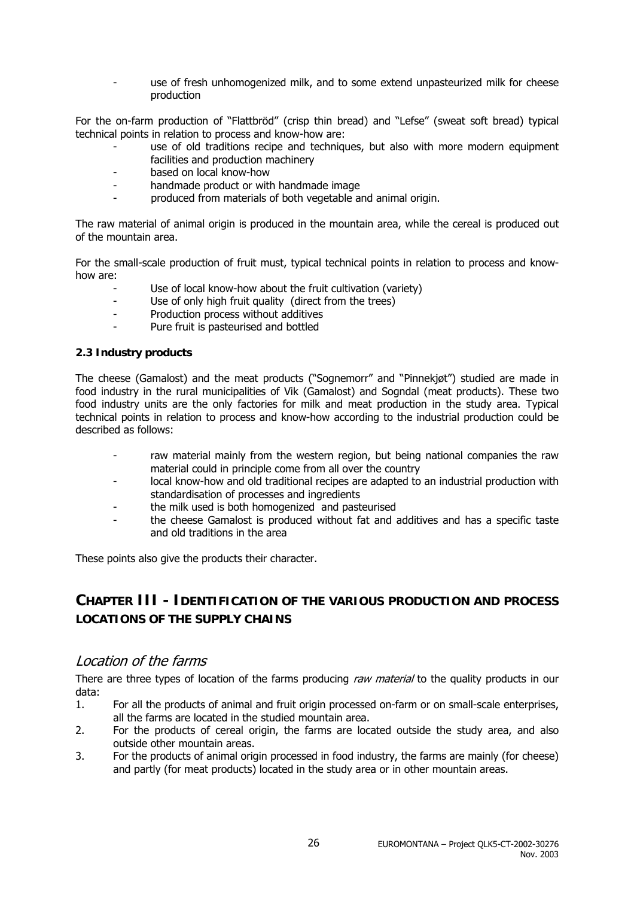- use of fresh unhomogenized milk, and to some extend unpasteurized milk for cheese production

For the on-farm production of "Flattbröd" (crisp thin bread) and "Lefse" (sweat soft bread) typical technical points in relation to process and know-how are:

- use of old traditions recipe and techniques, but also with more modern equipment facilities and production machinery
- based on local know-how
- handmade product or with handmade image
- produced from materials of both vegetable and animal origin.

The raw material of animal origin is produced in the mountain area, while the cereal is produced out of the mountain area.

For the small-scale production of fruit must, typical technical points in relation to process and know-how are:

- Use of local know-how about the fruit cultivation (variety)
- Use of only high fruit quality (direct from the trees)
- Production process without additives
- Pure fruit is pasteurised and bottled

### 2.3 Industry products

The cheese (Gamalost) and the meat products ("Sognemorr" and "Pinnekjøt") studied are made in food industry in the rural municipalities of Vik (Gamalost) and Sogndal (meat products). These two food industry units are the only factories for milk and meat production in the study area. Typical technical points in relation to process and know-how according to the industrial production could be described as follows:

- raw material mainly from the western region, but being national companies the raw material could in principle come from all over the country
- local know-how and old traditional recipes are adapted to an industrial production with standardisation of processes and ingredients
- the milk used is both homogenized and pasteurised
- the cheese Gamalost is produced without fat and additives and has a specific taste and old traditions in the area

These points also give the products their character.

# CHAPTER III - IDENTIFICATION OF THE VARIOUS PRODUCTION AND PROCESS LOCATIONS OF THE SUPPLY CHAINS

## *Location of the farms*

There are three types of location of the farms producing *raw material* to the quality products in our data:

1. For all the products of animal and fruit origin processed on-farm or on small-scale enterprises, all the farms are located in the studied mountain area.
2. For the products of cereal origin, the farms are located outside the study area, and also outside other mountain areas.
3. For the products of animal origin processed in food industry, the farms are mainly (for cheese) and partly (for meat products) located in the study area or in other mountain areas.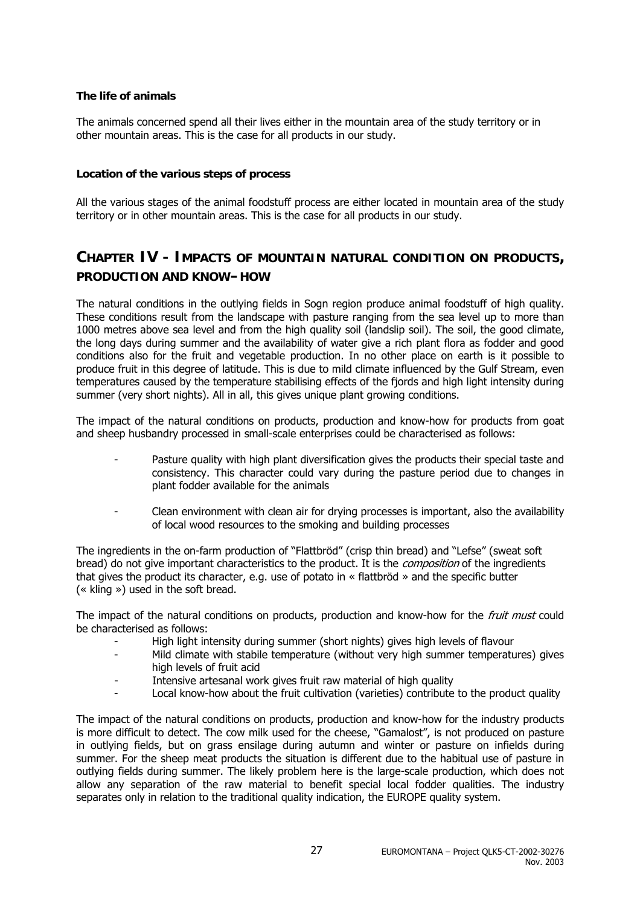**The life of animals**

The animals concerned spend all their lives either in the mountain area of the study territory or in other mountain areas. This is the case for all products in our study.

**Location of the various steps of process**

All the various stages of the animal foodstuff process are either located in mountain area of the study territory or in other mountain areas. This is the case for all products in our study.

## CHAPTER IV - IMPACTS OF MOUNTAIN NATURAL CONDITION ON PRODUCTS, PRODUCTION AND KNOW–HOW

The natural conditions in the outlying fields in Sogn region produce animal foodstuff of high quality. These conditions result from the landscape with pasture ranging from the sea level up to more than 1000 metres above sea level and from the high quality soil (landslip soil). The soil, the good climate, the long days during summer and the availability of water give a rich plant flora as fodder and good conditions also for the fruit and vegetable production. In no other place on earth is it possible to produce fruit in this degree of latitude. This is due to mild climate influenced by the Gulf Stream, even temperatures caused by the temperature stabilising effects of the fjords and high light intensity during summer (very short nights). All in all, this gives unique plant growing conditions.

The impact of the natural conditions on products, production and know-how for products from goat and sheep husbandry processed in small-scale enterprises could be characterised as follows:

- Pasture quality with high plant diversification gives the products their special taste and consistency. This character could vary during the pasture period due to changes in plant fodder available for the animals
- Clean environment with clean air for drying processes is important, also the availability of local wood resources to the smoking and building processes

The ingredients in the on-farm production of "Flattbröd" (crisp thin bread) and "Lefse" (sweat soft bread) do not give important characteristics to the product. It is the *composition* of the ingredients that gives the product its character, e.g. use of potato in « flattbröd » and the specific butter (« kling ») used in the soft bread.

The impact of the natural conditions on products, production and know-how for the *fruit must* could be characterised as follows:

- High light intensity during summer (short nights) gives high levels of flavour
- Mild climate with stabile temperature (without very high summer temperatures) gives high levels of fruit acid
- Intensive artesanal work gives fruit raw material of high quality
- Local know-how about the fruit cultivation (varieties) contribute to the product quality

The impact of the natural conditions on products, production and know-how for the industry products is more difficult to detect. The cow milk used for the cheese, "Gamalost", is not produced on pasture in outlying fields, but on grass ensilage during autumn and winter or pasture on infields during summer. For the sheep meat products the situation is different due to the habitual use of pasture in outlying fields during summer. The likely problem here is the large-scale production, which does not allow any separation of the raw material to benefit special local fodder qualities. The industry separates only in relation to the traditional quality indication, the EUROPE quality system.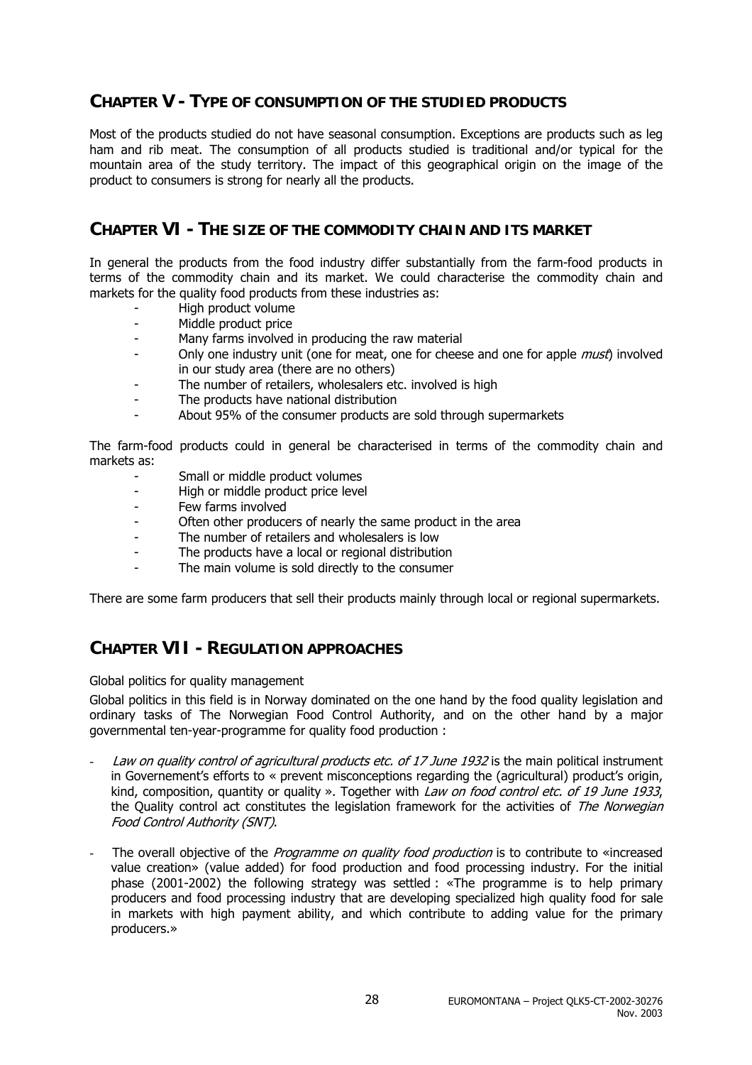## CHAPTER V - TYPE OF CONSUMPTION OF THE STUDIED PRODUCTS

Most of the products studied do not have seasonal consumption. Exceptions are products such as leg ham and rib meat. The consumption of all products studied is traditional and/or typical for the mountain area of the study territory. The impact of this geographical origin on the image of the product to consumers is strong for nearly all the products.

## CHAPTER VI - THE SIZE OF THE COMMODITY CHAIN AND ITS MARKET

In general the products from the food industry differ substantially from the farm-food products in terms of the commodity chain and its market. We could characterise the commodity chain and markets for the quality food products from these industries as:

- High product volume
- Middle product price
- Many farms involved in producing the raw material
- Only one industry unit (one for meat, one for cheese and one for apple *must*) involved in our study area (there are no others)
- The number of retailers, wholesalers etc. involved is high
- The products have national distribution
- About 95% of the consumer products are sold through supermarkets

The farm-food products could in general be characterised in terms of the commodity chain and markets as:

- Small or middle product volumes
- High or middle product price level
- Few farms involved
- Often other producers of nearly the same product in the area
- The number of retailers and wholesalers is low
- The products have a local or regional distribution
- The main volume is sold directly to the consumer

There are some farm producers that sell their products mainly through local or regional supermarkets.

## CHAPTER VII - REGULATION APPROACHES

Global politics for quality management

Global politics in this field is in Norway dominated on the one hand by the food quality legislation and ordinary tasks of The Norwegian Food Control Authority, and on the other hand by a major governmental ten-year-programme for quality food production :

- *Law on quality control of agricultural products etc. of 17 June 1932* is the main political instrument in Governement's efforts to « prevent misconceptions regarding the (agricultural) product's origin, kind, composition, quantity or quality ». Together with *Law on food control etc. of 19 June 1933*, the Quality control act constitutes the legislation framework for the activities of *The Norwegian Food Control Authority (SNT)*.
- The overall objective of the *Programme on quality food production* is to contribute to «increased value creation» (value added) for food production and food processing industry. For the initial phase (2001-2002) the following strategy was settled : «The programme is to help primary producers and food processing industry that are developing specialized high quality food for sale in markets with high payment ability, and which contribute to adding value for the primary producers.»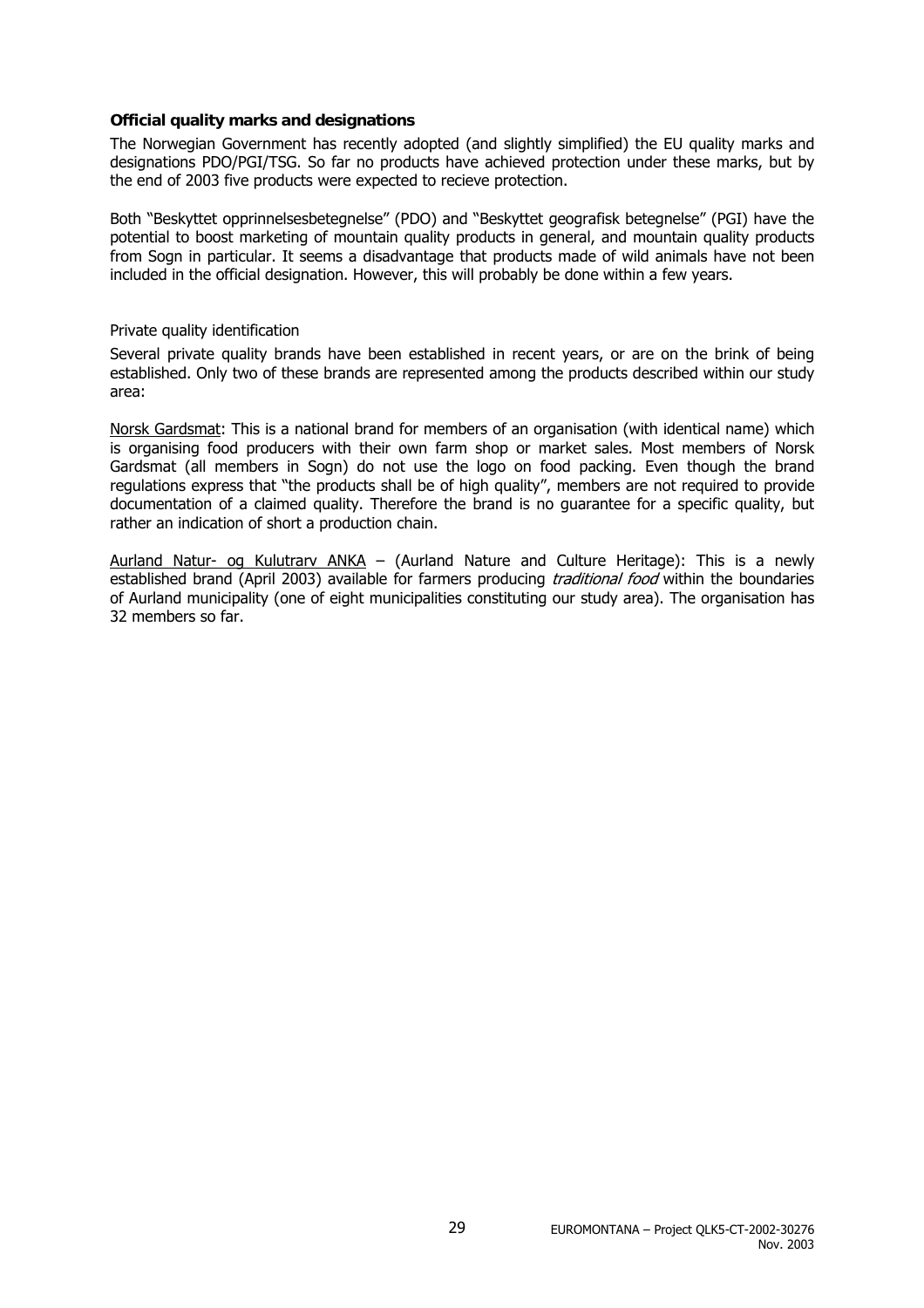### Official quality marks and designations

The Norwegian Government has recently adopted (and slightly simplified) the EU quality marks and designations PDO/PGI/TSG. So far no products have achieved protection under these marks, but by the end of 2003 five products were expected to recieve protection.

Both "Beskyttet opprinnelsesbetegnelse" (PDO) and "Beskyttet geografisk betegnelse" (PGI) have the potential to boost marketing of mountain quality products in general, and mountain quality products from Sogn in particular. It seems a disadvantage that products made of wild animals have not been included in the official designation. However, this will probably be done within a few years.

Private quality identification

Several private quality brands have been established in recent years, or are on the brink of being established. Only two of these brands are represented among the products described within our study area:

<u>Norsk Gardsmat</u>: This is a national brand for members of an organisation (with identical name) which is organising food producers with their own farm shop or market sales. Most members of Norsk Gardsmat (all members in Sogn) do not use the logo on food packing. Even though the brand regulations express that "the products shall be of high quality", members are not required to provide documentation of a claimed quality. Therefore the brand is no guarantee for a specific quality, but rather an indication of short a production chain.

<u>Aurland Natur- og Kulutrarv ANKA</u> – (Aurland Nature and Culture Heritage): This is a newly established brand (April 2003) available for farmers producing *traditional food* within the boundaries of Aurland municipality (one of eight municipalities constituting our study area). The organisation has 32 members so far.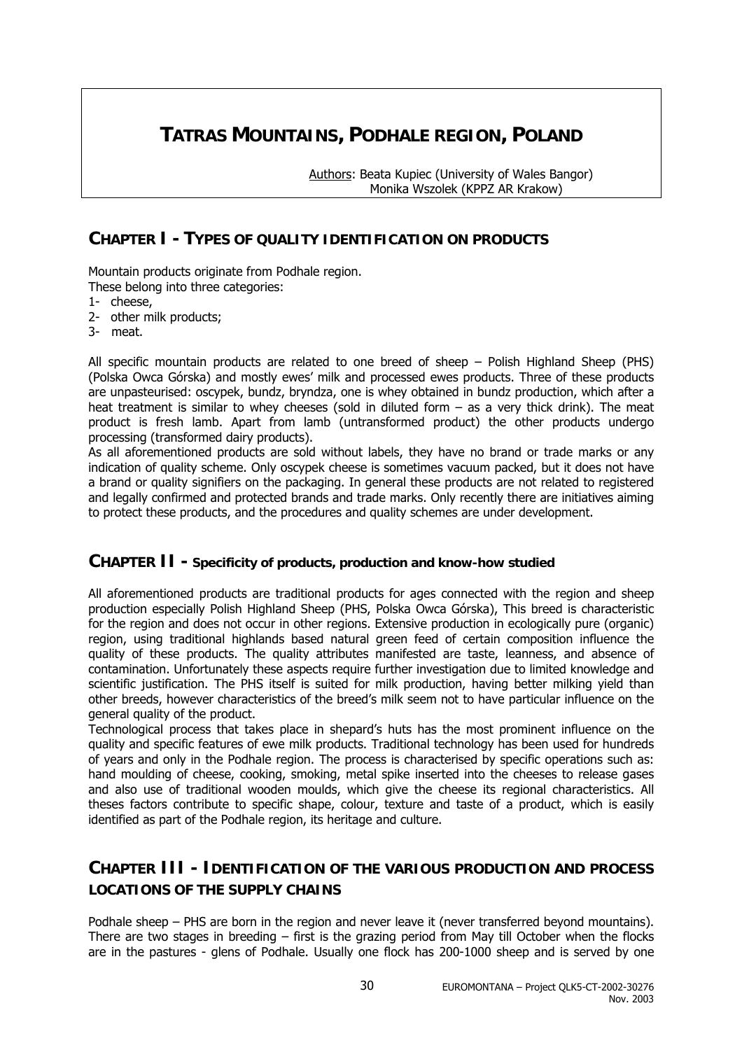# TATRAS MOUNTAINS, PODHALE REGION, POLAND

Authors: Beata Kupiec (University of Wales Bangor)
Monika Wszolek (KPPZ AR Krakow)

## CHAPTER I - TYPES OF QUALITY IDENTIFICATION ON PRODUCTS

Mountain products originate from Podhale region.
These belong into three categories:

1- cheese,
2- other milk products;
3- meat.

All specific mountain products are related to one breed of sheep – Polish Highland Sheep (PHS) (Polska Owca Górska) and mostly ewes' milk and processed ewes products. Three of these products are unpasteurised: oscypek, bundz, bryndza, one is whey obtained in bundz production, which after a heat treatment is similar to whey cheeses (sold in diluted form – as a very thick drink). The meat product is fresh lamb. Apart from lamb (untransformed product) the other products undergo processing (transformed dairy products).

As all aforementioned products are sold without labels, they have no brand or trade marks or any indication of quality scheme. Only oscypek cheese is sometimes vacuum packed, but it does not have a brand or quality signifiers on the packaging. In general these products are not related to registered and legally confirmed and protected brands and trade marks. Only recently there are initiatives aiming to protect these products, and the procedures and quality schemes are under development.

## CHAPTER II - Specificity of products, production and know-how studied

All aforementioned products are traditional products for ages connected with the region and sheep production especially Polish Highland Sheep (PHS, Polska Owca Górska), This breed is characteristic for the region and does not occur in other regions. Extensive production in ecologically pure (organic) region, using traditional highlands based natural green feed of certain composition influence the quality of these products. The quality attributes manifested are taste, leanness, and absence of contamination. Unfortunately these aspects require further investigation due to limited knowledge and scientific justification. The PHS itself is suited for milk production, having better milking yield than other breeds, however characteristics of the breed's milk seem not to have particular influence on the general quality of the product.

Technological process that takes place in shepard's huts has the most prominent influence on the quality and specific features of ewe milk products. Traditional technology has been used for hundreds of years and only in the Podhale region. The process is characterised by specific operations such as: hand moulding of cheese, cooking, smoking, metal spike inserted into the cheeses to release gases and also use of traditional wooden moulds, which give the cheese its regional characteristics. All theses factors contribute to specific shape, colour, texture and taste of a product, which is easily identified as part of the Podhale region, its heritage and culture.

## CHAPTER III - IDENTIFICATION OF THE VARIOUS PRODUCTION AND PROCESS LOCATIONS OF THE SUPPLY CHAINS

Podhale sheep – PHS are born in the region and never leave it (never transferred beyond mountains). There are two stages in breeding – first is the grazing period from May till October when the flocks are in the pastures - glens of Podhale. Usually one flock has 200-1000 sheep and is served by one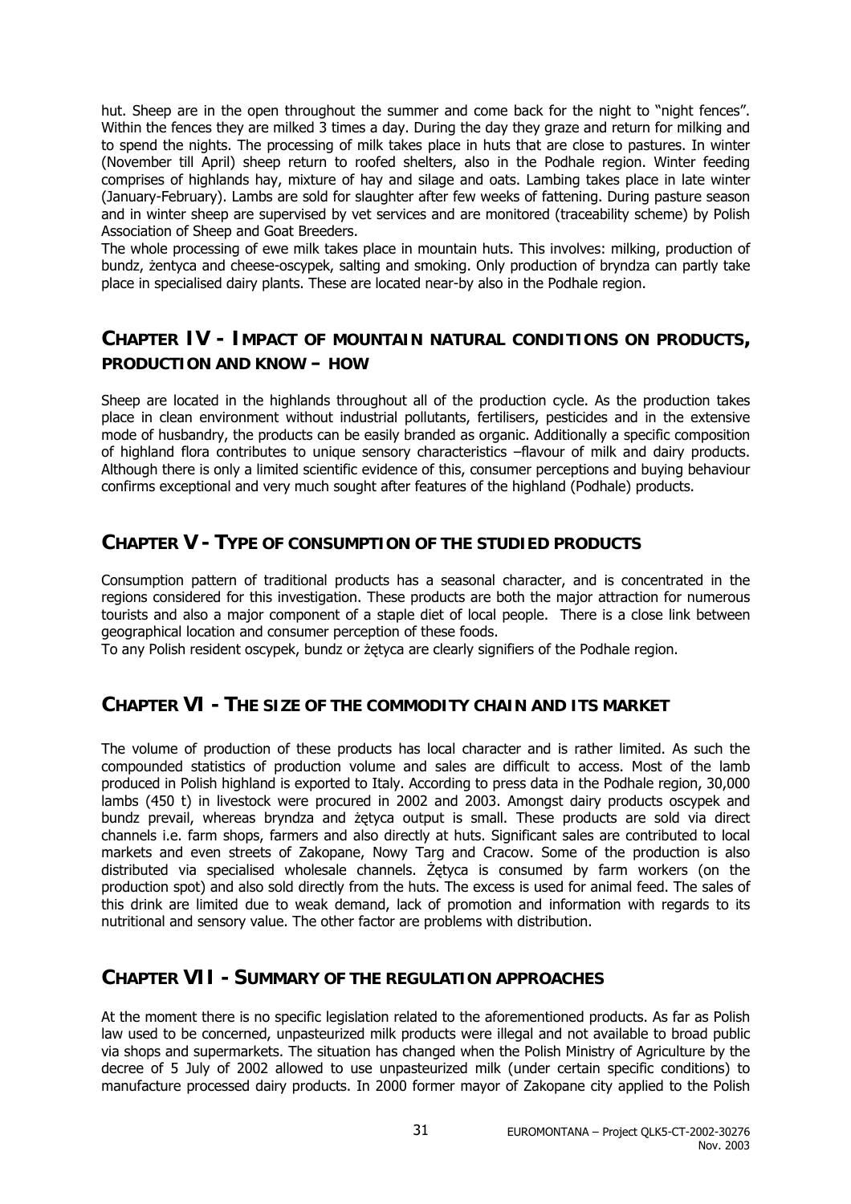hut. Sheep are in the open throughout the summer and come back for the night to "night fences". Within the fences they are milked 3 times a day. During the day they graze and return for milking and to spend the nights. The processing of milk takes place in huts that are close to pastures. In winter (November till April) sheep return to roofed shelters, also in the Podhale region. Winter feeding comprises of highlands hay, mixture of hay and silage and oats. Lambing takes place in late winter (January-February). Lambs are sold for slaughter after few weeks of fattening. During pasture season and in winter sheep are supervised by vet services and are monitored (traceability scheme) by Polish Association of Sheep and Goat Breeders.

The whole processing of ewe milk takes place in mountain huts. This involves: milking, production of bundz, żentyca and cheese-oscypek, salting and smoking. Only production of bryndza can partly take place in specialised dairy plants. These are located near-by also in the Podhale region.

## CHAPTER IV - IMPACT OF MOUNTAIN NATURAL CONDITIONS ON PRODUCTS, PRODUCTION AND KNOW – HOW

Sheep are located in the highlands throughout all of the production cycle. As the production takes place in clean environment without industrial pollutants, fertilisers, pesticides and in the extensive mode of husbandry, the products can be easily branded as organic. Additionally a specific composition of highland flora contributes to unique sensory characteristics –flavour of milk and dairy products. Although there is only a limited scientific evidence of this, consumer perceptions and buying behaviour confirms exceptional and very much sought after features of the highland (Podhale) products.

## CHAPTER V - TYPE OF CONSUMPTION OF THE STUDIED PRODUCTS

Consumption pattern of traditional products has a seasonal character, and is concentrated in the regions considered for this investigation. These products are both the major attraction for numerous tourists and also a major component of a staple diet of local people. There is a close link between geographical location and consumer perception of these foods.

To any Polish resident oscypek, bundz or żętyca are clearly signifiers of the Podhale region.

## CHAPTER VI - THE SIZE OF THE COMMODITY CHAIN AND ITS MARKET

The volume of production of these products has local character and is rather limited. As such the compounded statistics of production volume and sales are difficult to access. Most of the lamb produced in Polish highland is exported to Italy. According to press data in the Podhale region, 30,000 lambs (450 t) in livestock were procured in 2002 and 2003. Amongst dairy products oscypek and bundz prevail, whereas bryndza and żętyca output is small. These products are sold via direct channels i.e. farm shops, farmers and also directly at huts. Significant sales are contributed to local markets and even streets of Zakopane, Nowy Targ and Cracow. Some of the production is also distributed via specialised wholesale channels. Żętyca is consumed by farm workers (on the production spot) and also sold directly from the huts. The excess is used for animal feed. The sales of this drink are limited due to weak demand, lack of promotion and information with regards to its nutritional and sensory value. The other factor are problems with distribution.

## CHAPTER VII - SUMMARY OF THE REGULATION APPROACHES

At the moment there is no specific legislation related to the aforementioned products. As far as Polish law used to be concerned, unpasteurized milk products were illegal and not available to broad public via shops and supermarkets. The situation has changed when the Polish Ministry of Agriculture by the decree of 5 July of 2002 allowed to use unpasteurized milk (under certain specific conditions) to manufacture processed dairy products. In 2000 former mayor of Zakopane city applied to the Polish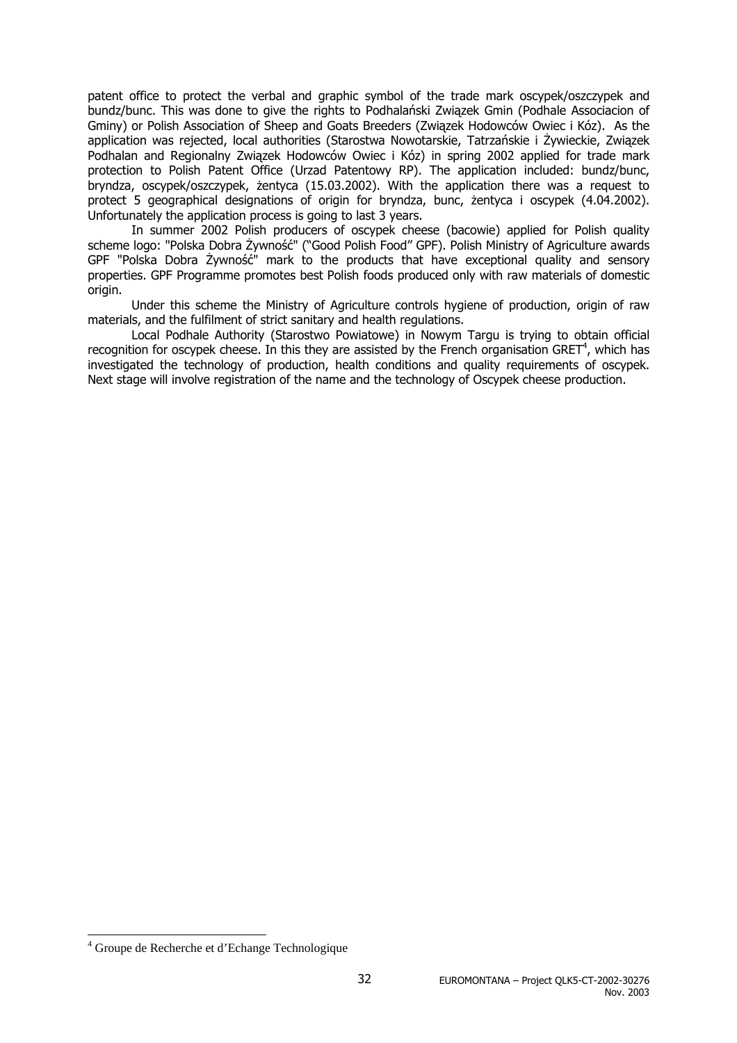patent office to protect the verbal and graphic symbol of the trade mark oscypek/oszczypek and bundz/bunc. This was done to give the rights to Podhalański Związek Gmin (Podhale Associacion of Gminy) or Polish Association of Sheep and Goats Breeders (Związek Hodowców Owiec i Kóz). As the application was rejected, local authorities (Starostwa Nowotarskie, Tatrzańskie i Żywieckie, Związek Podhalan and Regionalny Związek Hodowców Owiec i Kóz) in spring 2002 applied for trade mark protection to Polish Patent Office (Urzad Patentowy RP). The application included: bundz/bunc, bryndza, oscypek/oszczypek, żentyca (15.03.2002). With the application there was a request to protect 5 geographical designations of origin for bryndza, bunc, żentyca i oscypek (4.04.2002). Unfortunately the application process is going to last 3 years.

In summer 2002 Polish producers of oscypek cheese (bacowie) applied for Polish quality scheme logo: "Polska Dobra Żywność" ("Good Polish Food" GPF). Polish Ministry of Agriculture awards GPF "Polska Dobra Żywność" mark to the products that have exceptional quality and sensory properties. GPF Programme promotes best Polish foods produced only with raw materials of domestic origin.

Under this scheme the Ministry of Agriculture controls hygiene of production, origin of raw materials, and the fulfilment of strict sanitary and health regulations.

Local Podhale Authority (Starostwo Powiatowe) in Nowym Targu is trying to obtain official recognition for oscypek cheese. In this they are assisted by the French organisation GRET[4], which has investigated the technology of production, health conditions and quality requirements of oscypek. Next stage will involve registration of the name and the technology of Oscypek cheese production.

[4] Groupe de Recherche et d'Echange Technologique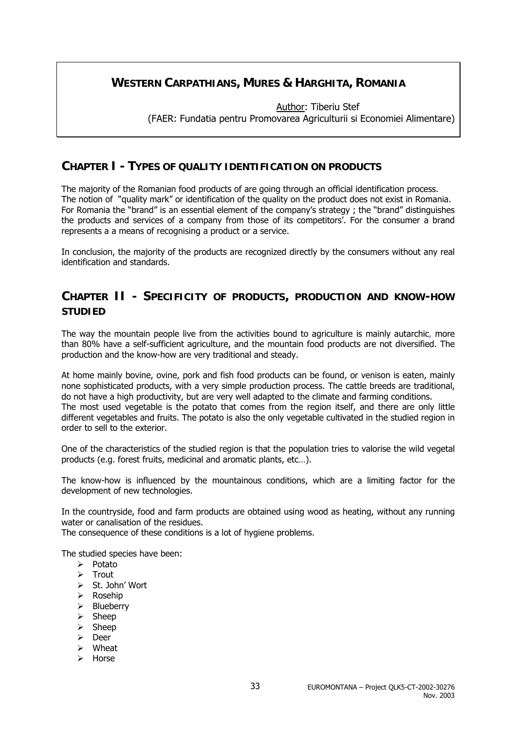# WESTERN CARPATHIANS, MURES & HARGHITA, ROMANIA

Author: Tiberiu Stef
(FAER: Fundatia pentru Promovarea Agriculturii si Economiei Alimentare)

## CHAPTER I - TYPES OF QUALITY IDENTIFICATION ON PRODUCTS

The majority of the Romanian food products of are going through an official identification process. The notion of "quality mark" or identification of the quality on the product does not exist in Romania. For Romania the "brand" is an essential element of the company's strategy ; the "brand" distinguishes the products and services of a company from those of its competitors'. For the consumer a brand represents a a means of recognising a product or a service.

In conclusion, the majority of the products are recognized directly by the consumers without any real identification and standards.

## CHAPTER II - SPECIFICITY OF PRODUCTS, PRODUCTION AND KNOW-HOW STUDIED

The way the mountain people live from the activities bound to agriculture is mainly autarchic, more than 80% have a self-sufficient agriculture, and the mountain food products are not diversified. The production and the know-how are very traditional and steady.

At home mainly bovine, ovine, pork and fish food products can be found, or venison is eaten, mainly none sophisticated products, with a very simple production process. The cattle breeds are traditional, do not have a high productivity, but are very well adapted to the climate and farming conditions. The most used vegetable is the potato that comes from the region itself, and there are only little different vegetables and fruits. The potato is also the only vegetable cultivated in the studied region in order to sell to the exterior.

One of the characteristics of the studied region is that the population tries to valorise the wild vegetal products (e.g. forest fruits, medicinal and aromatic plants, etc…).

The know-how is influenced by the mountainous conditions, which are a limiting factor for the development of new technologies.

In the countryside, food and farm products are obtained using wood as heating, without any running water or canalisation of the residues.
The consequence of these conditions is a lot of hygiene problems.

The studied species have been:

- Potato
- Trout
- St. John' Wort
- Rosehip
- Blueberry
- Sheep
- Sheep
- Deer
- Wheat
- Horse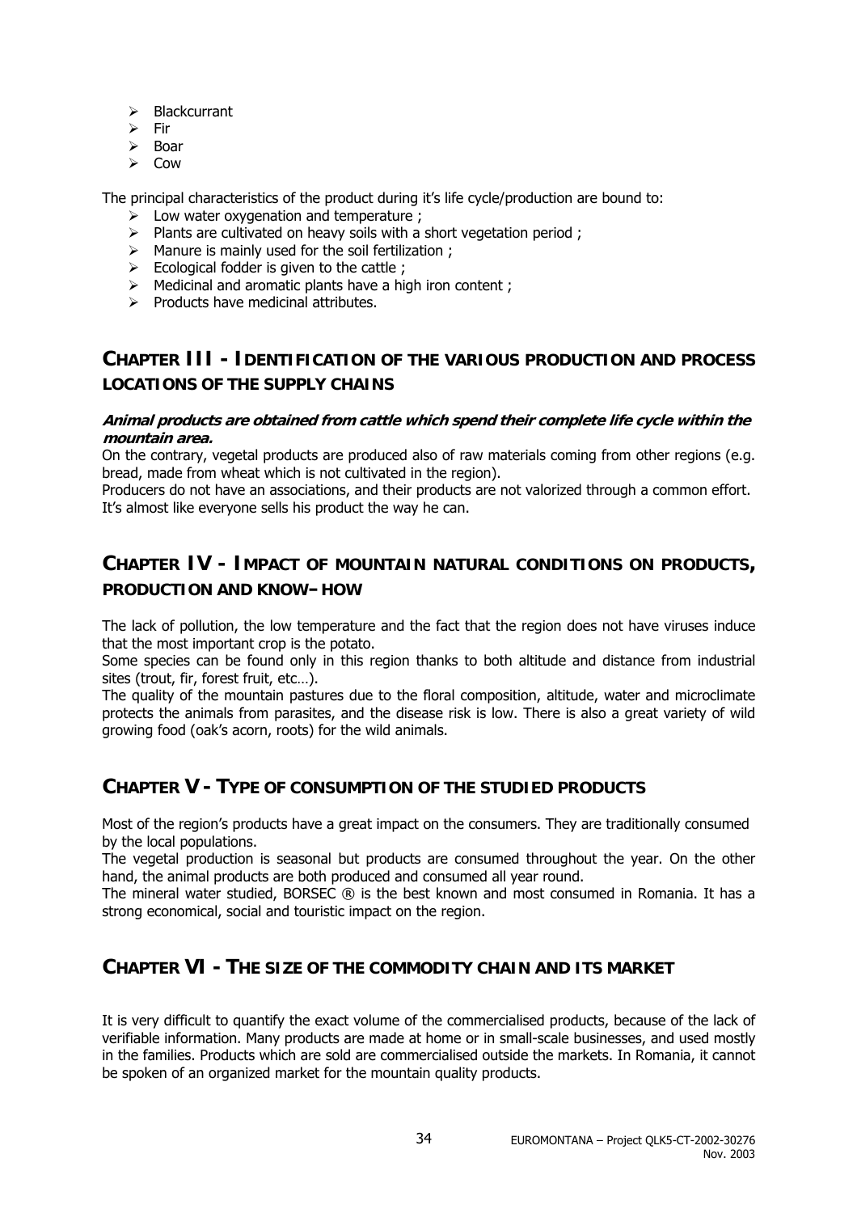- Blackcurrant
- Fir
- Boar
- Cow

The principal characteristics of the product during it's life cycle/production are bound to:

- Low water oxygenation and temperature ;
- Plants are cultivated on heavy soils with a short vegetation period ;
- Manure is mainly used for the soil fertilization ;
- Ecological fodder is given to the cattle ;
- Medicinal and aromatic plants have a high iron content ;
- Products have medicinal attributes.

## CHAPTER III - IDENTIFICATION OF THE VARIOUS PRODUCTION AND PROCESS LOCATIONS OF THE SUPPLY CHAINS

***Animal products are obtained from cattle which spend their complete life cycle within the mountain area.***

On the contrary, vegetal products are produced also of raw materials coming from other regions (e.g. bread, made from wheat which is not cultivated in the region).

Producers do not have an associations, and their products are not valorized through a common effort. It's almost like everyone sells his product the way he can.

## CHAPTER IV - IMPACT OF MOUNTAIN NATURAL CONDITIONS ON PRODUCTS, PRODUCTION AND KNOW–HOW

The lack of pollution, the low temperature and the fact that the region does not have viruses induce that the most important crop is the potato.

Some species can be found only in this region thanks to both altitude and distance from industrial sites (trout, fir, forest fruit, etc…).

The quality of the mountain pastures due to the floral composition, altitude, water and microclimate protects the animals from parasites, and the disease risk is low. There is also a great variety of wild growing food (oak's acorn, roots) for the wild animals.

## CHAPTER V - TYPE OF CONSUMPTION OF THE STUDIED PRODUCTS

Most of the region's products have a great impact on the consumers. They are traditionally consumed by the local populations.

The vegetal production is seasonal but products are consumed throughout the year. On the other hand, the animal products are both produced and consumed all year round.

The mineral water studied, BORSEC ® is the best known and most consumed in Romania. It has a strong economical, social and touristic impact on the region.

## CHAPTER VI - THE SIZE OF THE COMMODITY CHAIN AND ITS MARKET

It is very difficult to quantify the exact volume of the commercialised products, because of the lack of verifiable information. Many products are made at home or in small-scale businesses, and used mostly in the families. Products which are sold are commercialised outside the markets. In Romania, it cannot be spoken of an organized market for the mountain quality products.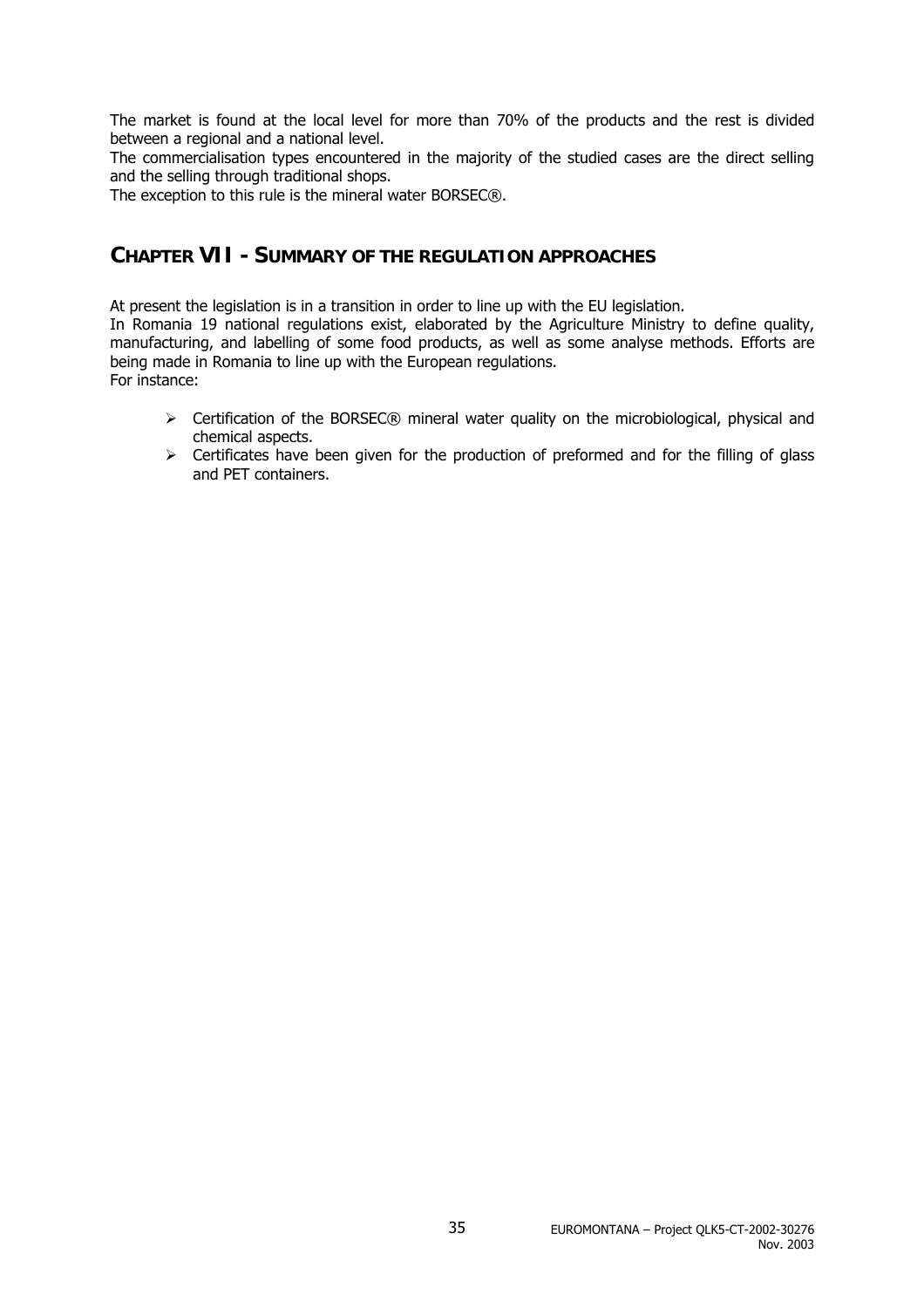The market is found at the local level for more than 70% of the products and the rest is divided between a regional and a national level.

The commercialisation types encountered in the majority of the studied cases are the direct selling and the selling through traditional shops.

The exception to this rule is the mineral water BORSEC®.

## CHAPTER VII - SUMMARY OF THE REGULATION APPROACHES

At present the legislation is in a transition in order to line up with the EU legislation.

In Romania 19 national regulations exist, elaborated by the Agriculture Ministry to define quality, manufacturing, and labelling of some food products, as well as some analyse methods. Efforts are being made in Romania to line up with the European regulations.

For instance:

- Certification of the BORSEC® mineral water quality on the microbiological, physical and chemical aspects.
- Certificates have been given for the production of preformed and for the filling of glass and PET containers.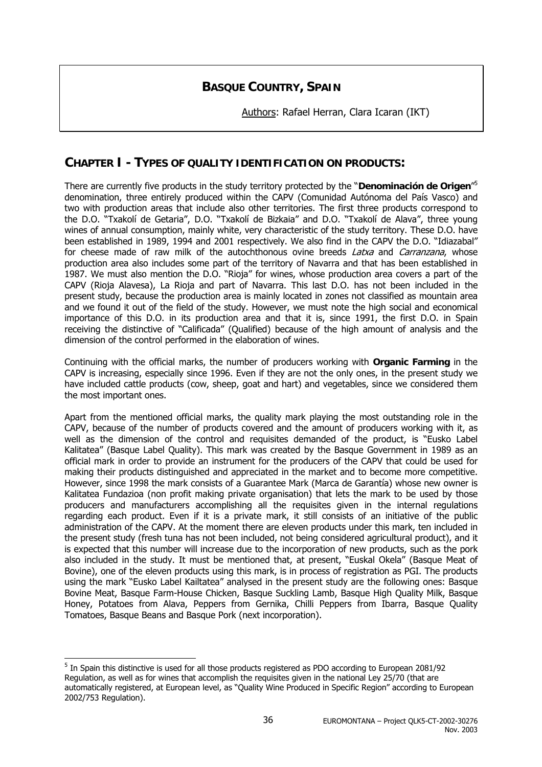# BASQUE COUNTRY, SPAIN

Authors: Rafael Herran, Clara Icaran (IKT)

## CHAPTER I - TYPES OF QUALITY IDENTIFICATION ON PRODUCTS:

There are currently five products in the study territory protected by the "**Denominación de Origen**"[5] denomination, three entirely produced within the CAPV (Comunidad Autónoma del País Vasco) and two with production areas that include also other territories. The first three products correspond to the D.O. "Txakolí de Getaria", D.O. "Txakolí de Bizkaia" and D.O. "Txakolí de Alava", three young wines of annual consumption, mainly white, very characteristic of the study territory. These D.O. have been established in 1989, 1994 and 2001 respectively. We also find in the CAPV the D.O. "Idiazabal" for cheese made of raw milk of the autochthonous ovine breeds *Latxa* and *Carranzana*, whose production area also includes some part of the territory of Navarra and that has been established in 1987. We must also mention the D.O. "Rioja" for wines, whose production area covers a part of the CAPV (Rioja Alavesa), La Rioja and part of Navarra. This last D.O. has not been included in the present study, because the production area is mainly located in zones not classified as mountain area and we found it out of the field of the study. However, we must note the high social and economical importance of this D.O. in its production area and that it is, since 1991, the first D.O. in Spain receiving the distinctive of "Calificada" (Qualified) because of the high amount of analysis and the dimension of the control performed in the elaboration of wines.

Continuing with the official marks, the number of producers working with **Organic Farming** in the CAPV is increasing, especially since 1996. Even if they are not the only ones, in the present study we have included cattle products (cow, sheep, goat and hart) and vegetables, since we considered them the most important ones.

Apart from the mentioned official marks, the quality mark playing the most outstanding role in the CAPV, because of the number of products covered and the amount of producers working with it, as well as the dimension of the control and requisites demanded of the product, is "Eusko Label Kalitatea" (Basque Label Quality). This mark was created by the Basque Government in 1989 as an official mark in order to provide an instrument for the producers of the CAPV that could be used for making their products distinguished and appreciated in the market and to become more competitive. However, since 1998 the mark consists of a Guarantee Mark (Marca de Garantía) whose new owner is Kalitatea Fundazioa (non profit making private organisation) that lets the mark to be used by those producers and manufacturers accomplishing all the requisites given in the internal regulations regarding each product. Even if it is a private mark, it still consists of an initiative of the public administration of the CAPV. At the moment there are eleven products under this mark, ten included in the present study (fresh tuna has not been included, not being considered agricultural product), and it is expected that this number will increase due to the incorporation of new products, such as the pork also included in the study. It must be mentioned that, at present, "Euskal Okela" (Basque Meat of Bovine), one of the eleven products using this mark, is in process of registration as PGI. The products using the mark "Eusko Label Kailtatea" analysed in the present study are the following ones: Basque Bovine Meat, Basque Farm-House Chicken, Basque Suckling Lamb, Basque High Quality Milk, Basque Honey, Potatoes from Alava, Peppers from Gernika, Chilli Peppers from Ibarra, Basque Quality Tomatoes, Basque Beans and Basque Pork (next incorporation).

---

[5] In Spain this distinctive is used for all those products registered as PDO according to European 2081/92 Regulation, as well as for wines that accomplish the requisites given in the national Ley 25/70 (that are automatically registered, at European level, as "Quality Wine Produced in Specific Region" according to European 2002/753 Regulation).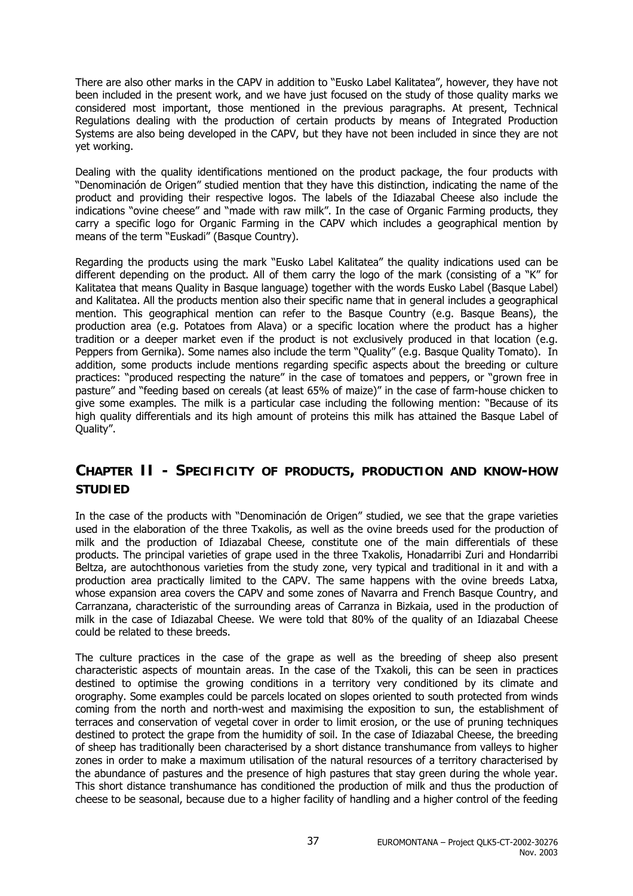There are also other marks in the CAPV in addition to "Eusko Label Kalitatea", however, they have not been included in the present work, and we have just focused on the study of those quality marks we considered most important, those mentioned in the previous paragraphs. At present, Technical Regulations dealing with the production of certain products by means of Integrated Production Systems are also being developed in the CAPV, but they have not been included in since they are not yet working.

Dealing with the quality identifications mentioned on the product package, the four products with "Denominación de Origen" studied mention that they have this distinction, indicating the name of the product and providing their respective logos. The labels of the Idiazabal Cheese also include the indications "ovine cheese" and "made with raw milk". In the case of Organic Farming products, they carry a specific logo for Organic Farming in the CAPV which includes a geographical mention by means of the term "Euskadi" (Basque Country).

Regarding the products using the mark "Eusko Label Kalitatea" the quality indications used can be different depending on the product. All of them carry the logo of the mark (consisting of a "K" for Kalitatea that means Quality in Basque language) together with the words Eusko Label (Basque Label) and Kalitatea. All the products mention also their specific name that in general includes a geographical mention. This geographical mention can refer to the Basque Country (e.g. Basque Beans), the production area (e.g. Potatoes from Alava) or a specific location where the product has a higher tradition or a deeper market even if the product is not exclusively produced in that location (e.g. Peppers from Gernika). Some names also include the term "Quality" (e.g. Basque Quality Tomato). In addition, some products include mentions regarding specific aspects about the breeding or culture practices: "produced respecting the nature" in the case of tomatoes and peppers, or "grown free in pasture" and "feeding based on cereals (at least 65% of maize)" in the case of farm-house chicken to give some examples. The milk is a particular case including the following mention: "Because of its high quality differentials and its high amount of proteins this milk has attained the Basque Label of Quality".

## CHAPTER II - SPECIFICITY OF PRODUCTS, PRODUCTION AND KNOW-HOW STUDIED

In the case of the products with "Denominación de Origen" studied, we see that the grape varieties used in the elaboration of the three Txakolis, as well as the ovine breeds used for the production of milk and the production of Idiazabal Cheese, constitute one of the main differentials of these products. The principal varieties of grape used in the three Txakolis, Honadarribi Zuri and Hondarribi Beltza, are autochthonous varieties from the study zone, very typical and traditional in it and with a production area practically limited to the CAPV. The same happens with the ovine breeds Latxa, whose expansion area covers the CAPV and some zones of Navarra and French Basque Country, and Carranzana, characteristic of the surrounding areas of Carranza in Bizkaia, used in the production of milk in the case of Idiazabal Cheese. We were told that 80% of the quality of an Idiazabal Cheese could be related to these breeds.

The culture practices in the case of the grape as well as the breeding of sheep also present characteristic aspects of mountain areas. In the case of the Txakoli, this can be seen in practices destined to optimise the growing conditions in a territory very conditioned by its climate and orography. Some examples could be parcels located on slopes oriented to south protected from winds coming from the north and north-west and maximising the exposition to sun, the establishment of terraces and conservation of vegetal cover in order to limit erosion, or the use of pruning techniques destined to protect the grape from the humidity of soil. In the case of Idiazabal Cheese, the breeding of sheep has traditionally been characterised by a short distance transhumance from valleys to higher zones in order to make a maximum utilisation of the natural resources of a territory characterised by the abundance of pastures and the presence of high pastures that stay green during the whole year. This short distance transhumance has conditioned the production of milk and thus the production of cheese to be seasonal, because due to a higher facility of handling and a higher control of the feeding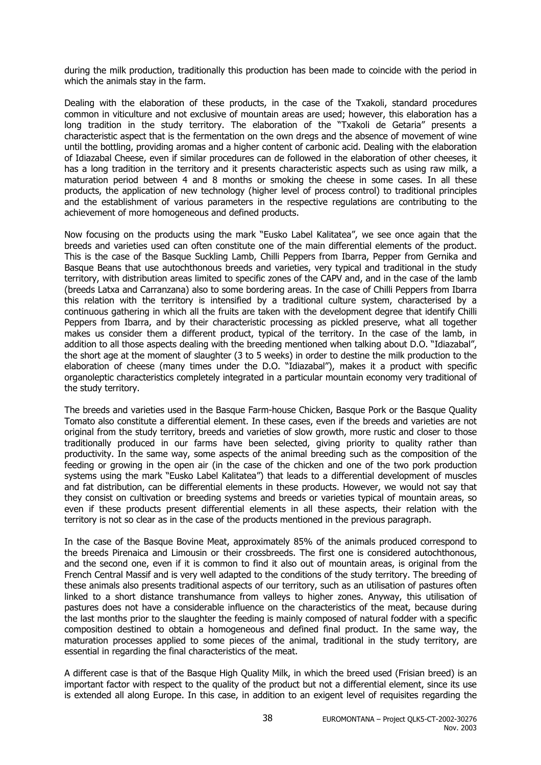during the milk production, traditionally this production has been made to coincide with the period in which the animals stay in the farm.

Dealing with the elaboration of these products, in the case of the Txakoli, standard procedures common in viticulture and not exclusive of mountain areas are used; however, this elaboration has a long tradition in the study territory. The elaboration of the "Txakoli de Getaria" presents a characteristic aspect that is the fermentation on the own dregs and the absence of movement of wine until the bottling, providing aromas and a higher content of carbonic acid. Dealing with the elaboration of Idiazabal Cheese, even if similar procedures can de followed in the elaboration of other cheeses, it has a long tradition in the territory and it presents characteristic aspects such as using raw milk, a maturation period between 4 and 8 months or smoking the cheese in some cases. In all these products, the application of new technology (higher level of process control) to traditional principles and the establishment of various parameters in the respective regulations are contributing to the achievement of more homogeneous and defined products.

Now focusing on the products using the mark "Eusko Label Kalitatea", we see once again that the breeds and varieties used can often constitute one of the main differential elements of the product. This is the case of the Basque Suckling Lamb, Chilli Peppers from Ibarra, Pepper from Gernika and Basque Beans that use autochthonous breeds and varieties, very typical and traditional in the study territory, with distribution areas limited to specific zones of the CAPV and, and in the case of the lamb (breeds Latxa and Carranzana) also to some bordering areas. In the case of Chilli Peppers from Ibarra this relation with the territory is intensified by a traditional culture system, characterised by a continuous gathering in which all the fruits are taken with the development degree that identify Chilli Peppers from Ibarra, and by their characteristic processing as pickled preserve, what all together makes us consider them a different product, typical of the territory. In the case of the lamb, in addition to all those aspects dealing with the breeding mentioned when talking about D.O. "Idiazabal", the short age at the moment of slaughter (3 to 5 weeks) in order to destine the milk production to the elaboration of cheese (many times under the D.O. "Idiazabal"), makes it a product with specific organoleptic characteristics completely integrated in a particular mountain economy very traditional of the study territory.

The breeds and varieties used in the Basque Farm-house Chicken, Basque Pork or the Basque Quality Tomato also constitute a differential element. In these cases, even if the breeds and varieties are not original from the study territory, breeds and varieties of slow growth, more rustic and closer to those traditionally produced in our farms have been selected, giving priority to quality rather than productivity. In the same way, some aspects of the animal breeding such as the composition of the feeding or growing in the open air (in the case of the chicken and one of the two pork production systems using the mark "Eusko Label Kalitatea") that leads to a differential development of muscles and fat distribution, can be differential elements in these products. However, we would not say that they consist on cultivation or breeding systems and breeds or varieties typical of mountain areas, so even if these products present differential elements in all these aspects, their relation with the territory is not so clear as in the case of the products mentioned in the previous paragraph.

In the case of the Basque Bovine Meat, approximately 85% of the animals produced correspond to the breeds Pirenaica and Limousin or their crossbreeds. The first one is considered autochthonous, and the second one, even if it is common to find it also out of mountain areas, is original from the French Central Massif and is very well adapted to the conditions of the study territory. The breeding of these animals also presents traditional aspects of our territory, such as an utilisation of pastures often linked to a short distance transhumance from valleys to higher zones. Anyway, this utilisation of pastures does not have a considerable influence on the characteristics of the meat, because during the last months prior to the slaughter the feeding is mainly composed of natural fodder with a specific composition destined to obtain a homogeneous and defined final product. In the same way, the maturation processes applied to some pieces of the animal, traditional in the study territory, are essential in regarding the final characteristics of the meat.

A different case is that of the Basque High Quality Milk, in which the breed used (Frisian breed) is an important factor with respect to the quality of the product but not a differential element, since its use is extended all along Europe. In this case, in addition to an exigent level of requisites regarding the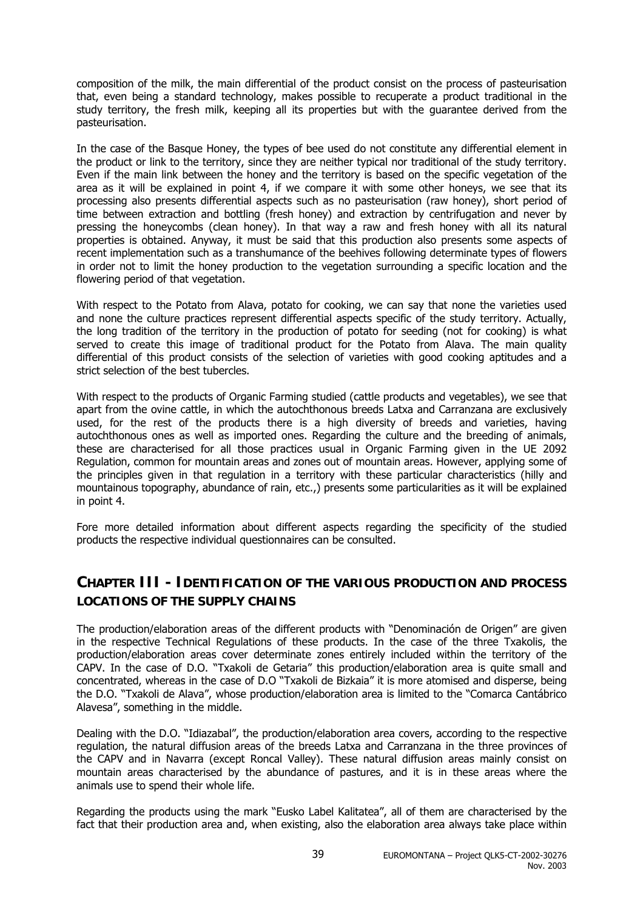composition of the milk, the main differential of the product consist on the process of pasteurisation that, even being a standard technology, makes possible to recuperate a product traditional in the study territory, the fresh milk, keeping all its properties but with the guarantee derived from the pasteurisation.

In the case of the Basque Honey, the types of bee used do not constitute any differential element in the product or link to the territory, since they are neither typical nor traditional of the study territory. Even if the main link between the honey and the territory is based on the specific vegetation of the area as it will be explained in point 4, if we compare it with some other honeys, we see that its processing also presents differential aspects such as no pasteurisation (raw honey), short period of time between extraction and bottling (fresh honey) and extraction by centrifugation and never by pressing the honeycombs (clean honey). In that way a raw and fresh honey with all its natural properties is obtained. Anyway, it must be said that this production also presents some aspects of recent implementation such as a transhumance of the beehives following determinate types of flowers in order not to limit the honey production to the vegetation surrounding a specific location and the flowering period of that vegetation.

With respect to the Potato from Alava, potato for cooking, we can say that none the varieties used and none the culture practices represent differential aspects specific of the study territory. Actually, the long tradition of the territory in the production of potato for seeding (not for cooking) is what served to create this image of traditional product for the Potato from Alava. The main quality differential of this product consists of the selection of varieties with good cooking aptitudes and a strict selection of the best tubercles.

With respect to the products of Organic Farming studied (cattle products and vegetables), we see that apart from the ovine cattle, in which the autochthonous breeds Latxa and Carranzana are exclusively used, for the rest of the products there is a high diversity of breeds and varieties, having autochthonous ones as well as imported ones. Regarding the culture and the breeding of animals, these are characterised for all those practices usual in Organic Farming given in the UE 2092 Regulation, common for mountain areas and zones out of mountain areas. However, applying some of the principles given in that regulation in a territory with these particular characteristics (hilly and mountainous topography, abundance of rain, etc.,) presents some particularities as it will be explained in point 4.

Fore more detailed information about different aspects regarding the specificity of the studied products the respective individual questionnaires can be consulted.

## CHAPTER III - IDENTIFICATION OF THE VARIOUS PRODUCTION AND PROCESS LOCATIONS OF THE SUPPLY CHAINS

The production/elaboration areas of the different products with "Denominación de Origen" are given in the respective Technical Regulations of these products. In the case of the three Txakolis, the production/elaboration areas cover determinate zones entirely included within the territory of the CAPV. In the case of D.O. "Txakoli de Getaria" this production/elaboration area is quite small and concentrated, whereas in the case of D.O "Txakoli de Bizkaia" it is more atomised and disperse, being the D.O. "Txakoli de Alava", whose production/elaboration area is limited to the "Comarca Cantábrico Alavesa", something in the middle.

Dealing with the D.O. "Idiazabal", the production/elaboration area covers, according to the respective regulation, the natural diffusion areas of the breeds Latxa and Carranzana in the three provinces of the CAPV and in Navarra (except Roncal Valley). These natural diffusion areas mainly consist on mountain areas characterised by the abundance of pastures, and it is in these areas where the animals use to spend their whole life.

Regarding the products using the mark "Eusko Label Kalitatea", all of them are characterised by the fact that their production area and, when existing, also the elaboration area always take place within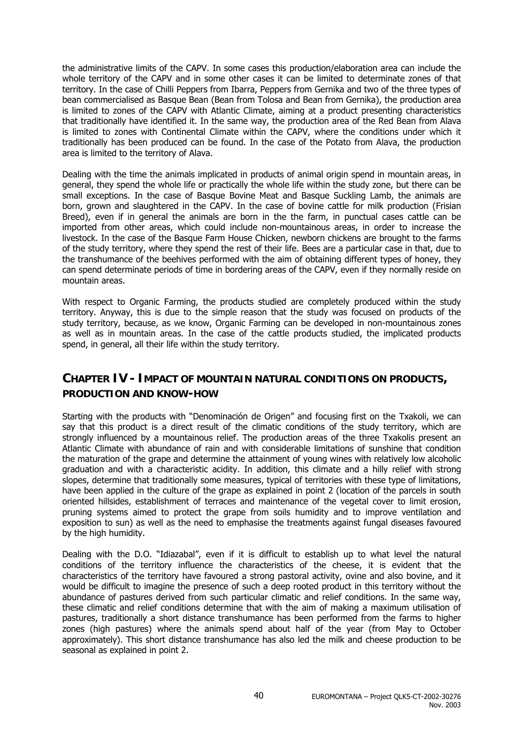the administrative limits of the CAPV. In some cases this production/elaboration area can include the whole territory of the CAPV and in some other cases it can be limited to determinate zones of that territory. In the case of Chilli Peppers from Ibarra, Peppers from Gernika and two of the three types of bean commercialised as Basque Bean (Bean from Tolosa and Bean from Gernika), the production area is limited to zones of the CAPV with Atlantic Climate, aiming at a product presenting characteristics that traditionally have identified it. In the same way, the production area of the Red Bean from Alava is limited to zones with Continental Climate within the CAPV, where the conditions under which it traditionally has been produced can be found. In the case of the Potato from Alava, the production area is limited to the territory of Alava.

Dealing with the time the animals implicated in products of animal origin spend in mountain areas, in general, they spend the whole life or practically the whole life within the study zone, but there can be small exceptions. In the case of Basque Bovine Meat and Basque Suckling Lamb, the animals are born, grown and slaughtered in the CAPV. In the case of bovine cattle for milk production (Frisian Breed), even if in general the animals are born in the the farm, in punctual cases cattle can be imported from other areas, which could include non-mountainous areas, in order to increase the livestock. In the case of the Basque Farm House Chicken, newborn chickens are brought to the farms of the study territory, where they spend the rest of their life. Bees are a particular case in that, due to the transhumance of the beehives performed with the aim of obtaining different types of honey, they can spend determinate periods of time in bordering areas of the CAPV, even if they normally reside on mountain areas.

With respect to Organic Farming, the products studied are completely produced within the study territory. Anyway, this is due to the simple reason that the study was focused on products of the study territory, because, as we know, Organic Farming can be developed in non-mountainous zones as well as in mountain areas. In the case of the cattle products studied, the implicated products spend, in general, all their life within the study territory.

## CHAPTER IV - IMPACT OF MOUNTAIN NATURAL CONDITIONS ON PRODUCTS, PRODUCTION AND KNOW-HOW

Starting with the products with "Denominación de Origen" and focusing first on the Txakoli, we can say that this product is a direct result of the climatic conditions of the study territory, which are strongly influenced by a mountainous relief. The production areas of the three Txakolis present an Atlantic Climate with abundance of rain and with considerable limitations of sunshine that condition the maturation of the grape and determine the attainment of young wines with relatively low alcoholic graduation and with a characteristic acidity. In addition, this climate and a hilly relief with strong slopes, determine that traditionally some measures, typical of territories with these type of limitations, have been applied in the culture of the grape as explained in point 2 (location of the parcels in south oriented hillsides, establishment of terraces and maintenance of the vegetal cover to limit erosion, pruning systems aimed to protect the grape from soils humidity and to improve ventilation and exposition to sun) as well as the need to emphasise the treatments against fungal diseases favoured by the high humidity.

Dealing with the D.O. "Idiazabal", even if it is difficult to establish up to what level the natural conditions of the territory influence the characteristics of the cheese, it is evident that the characteristics of the territory have favoured a strong pastoral activity, ovine and also bovine, and it would be difficult to imagine the presence of such a deep rooted product in this territory without the abundance of pastures derived from such particular climatic and relief conditions. In the same way, these climatic and relief conditions determine that with the aim of making a maximum utilisation of pastures, traditionally a short distance transhumance has been performed from the farms to higher zones (high pastures) where the animals spend about half of the year (from May to October approximately). This short distance transhumance has also led the milk and cheese production to be seasonal as explained in point 2.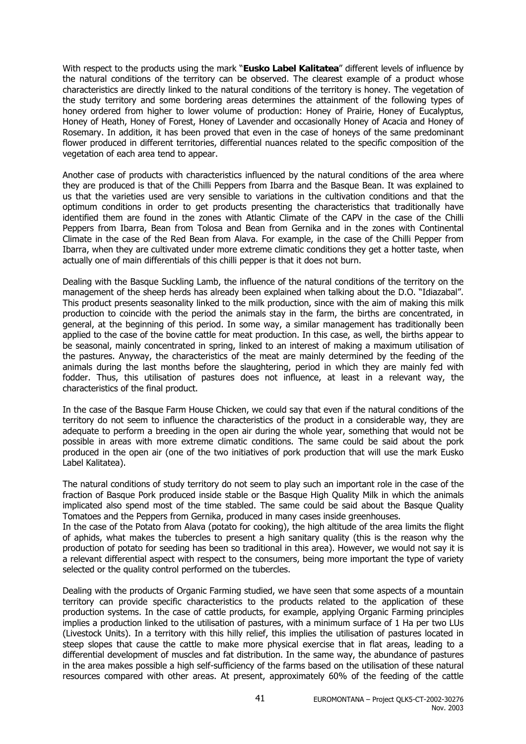With respect to the products using the mark "**Eusko Label Kalitatea**" different levels of influence by the natural conditions of the territory can be observed. The clearest example of a product whose characteristics are directly linked to the natural conditions of the territory is honey. The vegetation of the study territory and some bordering areas determines the attainment of the following types of honey ordered from higher to lower volume of production: Honey of Prairie, Honey of Eucalyptus, Honey of Heath, Honey of Forest, Honey of Lavender and occasionally Honey of Acacia and Honey of Rosemary. In addition, it has been proved that even in the case of honeys of the same predominant flower produced in different territories, differential nuances related to the specific composition of the vegetation of each area tend to appear.

Another case of products with characteristics influenced by the natural conditions of the area where they are produced is that of the Chilli Peppers from Ibarra and the Basque Bean. It was explained to us that the varieties used are very sensible to variations in the cultivation conditions and that the optimum conditions in order to get products presenting the characteristics that traditionally have identified them are found in the zones with Atlantic Climate of the CAPV in the case of the Chilli Peppers from Ibarra, Bean from Tolosa and Bean from Gernika and in the zones with Continental Climate in the case of the Red Bean from Alava. For example, in the case of the Chilli Pepper from Ibarra, when they are cultivated under more extreme climatic conditions they get a hotter taste, when actually one of main differentials of this chilli pepper is that it does not burn.

Dealing with the Basque Suckling Lamb, the influence of the natural conditions of the territory on the management of the sheep herds has already been explained when talking about the D.O. "Idiazabal". This product presents seasonality linked to the milk production, since with the aim of making this milk production to coincide with the period the animals stay in the farm, the births are concentrated, in general, at the beginning of this period. In some way, a similar management has traditionally been applied to the case of the bovine cattle for meat production. In this case, as well, the births appear to be seasonal, mainly concentrated in spring, linked to an interest of making a maximum utilisation of the pastures. Anyway, the characteristics of the meat are mainly determined by the feeding of the animals during the last months before the slaughtering, period in which they are mainly fed with fodder. Thus, this utilisation of pastures does not influence, at least in a relevant way, the characteristics of the final product.

In the case of the Basque Farm House Chicken, we could say that even if the natural conditions of the territory do not seem to influence the characteristics of the product in a considerable way, they are adequate to perform a breeding in the open air during the whole year, something that would not be possible in areas with more extreme climatic conditions. The same could be said about the pork produced in the open air (one of the two initiatives of pork production that will use the mark Eusko Label Kalitatea).

The natural conditions of study territory do not seem to play such an important role in the case of the fraction of Basque Pork produced inside stable or the Basque High Quality Milk in which the animals implicated also spend most of the time stabled. The same could be said about the Basque Quality Tomatoes and the Peppers from Gernika, produced in many cases inside greenhouses.

In the case of the Potato from Alava (potato for cooking), the high altitude of the area limits the flight of aphids, what makes the tubercles to present a high sanitary quality (this is the reason why the production of potato for seeding has been so traditional in this area). However, we would not say it is a relevant differential aspect with respect to the consumers, being more important the type of variety selected or the quality control performed on the tubercles.

Dealing with the products of Organic Farming studied, we have seen that some aspects of a mountain territory can provide specific characteristics to the products related to the application of these production systems. In the case of cattle products, for example, applying Organic Farming principles implies a production linked to the utilisation of pastures, with a minimum surface of 1 Ha per two LUs (Livestock Units). In a territory with this hilly relief, this implies the utilisation of pastures located in steep slopes that cause the cattle to make more physical exercise that in flat areas, leading to a differential development of muscles and fat distribution. In the same way, the abundance of pastures in the area makes possible a high self-sufficiency of the farms based on the utilisation of these natural resources compared with other areas. At present, approximately 60% of the feeding of the cattle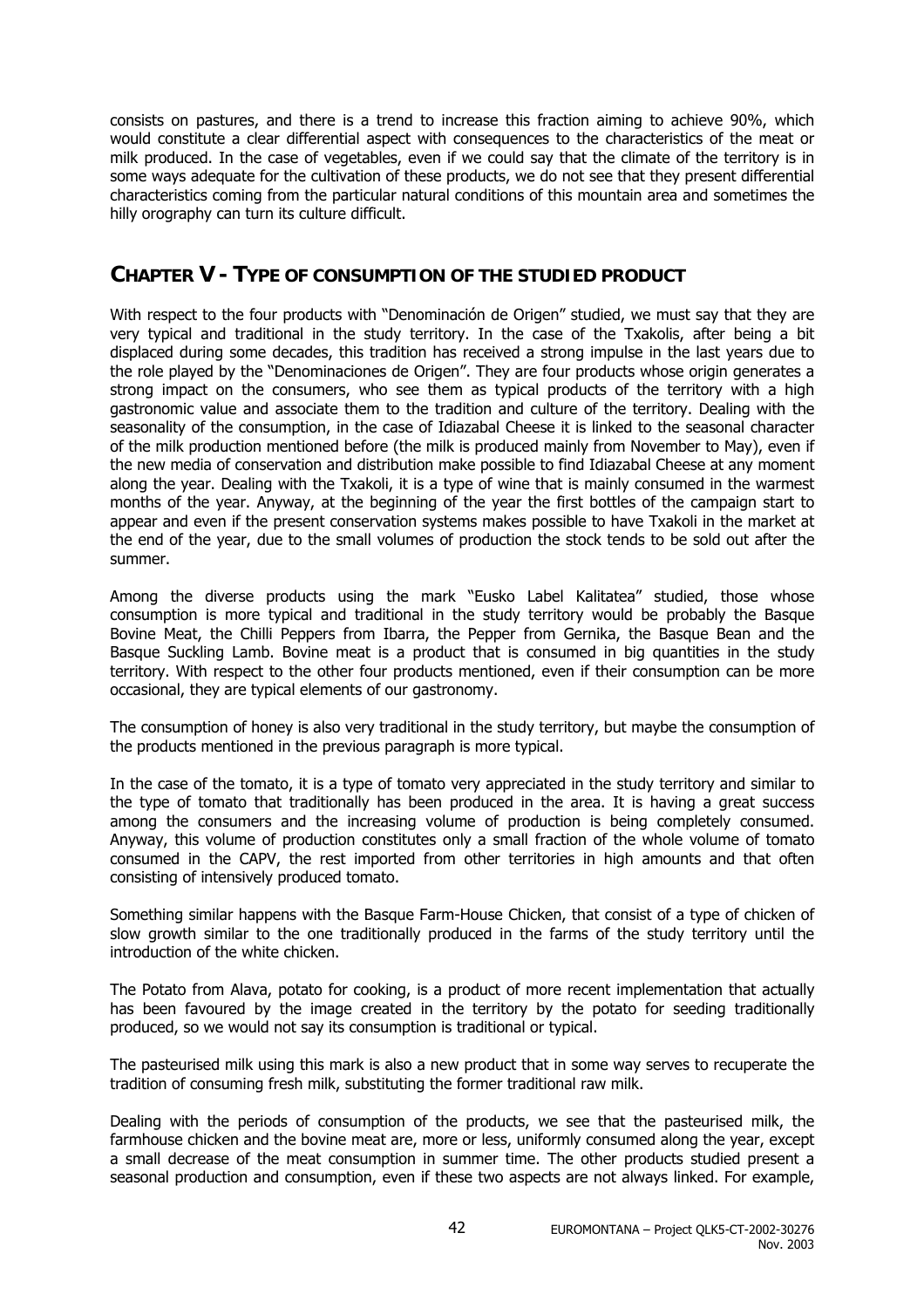consists on pastures, and there is a trend to increase this fraction aiming to achieve 90%, which would constitute a clear differential aspect with consequences to the characteristics of the meat or milk produced. In the case of vegetables, even if we could say that the climate of the territory is in some ways adequate for the cultivation of these products, we do not see that they present differential characteristics coming from the particular natural conditions of this mountain area and sometimes the hilly orography can turn its culture difficult.

## CHAPTER V - TYPE OF CONSUMPTION OF THE STUDIED PRODUCT

With respect to the four products with "Denominación de Origen" studied, we must say that they are very typical and traditional in the study territory. In the case of the Txakolis, after being a bit displaced during some decades, this tradition has received a strong impulse in the last years due to the role played by the "Denominaciones de Origen". They are four products whose origin generates a strong impact on the consumers, who see them as typical products of the territory with a high gastronomic value and associate them to the tradition and culture of the territory. Dealing with the seasonality of the consumption, in the case of Idiazabal Cheese it is linked to the seasonal character of the milk production mentioned before (the milk is produced mainly from November to May), even if the new media of conservation and distribution make possible to find Idiazabal Cheese at any moment along the year. Dealing with the Txakoli, it is a type of wine that is mainly consumed in the warmest months of the year. Anyway, at the beginning of the year the first bottles of the campaign start to appear and even if the present conservation systems makes possible to have Txakoli in the market at the end of the year, due to the small volumes of production the stock tends to be sold out after the summer.

Among the diverse products using the mark "Eusko Label Kalitatea" studied, those whose consumption is more typical and traditional in the study territory would be probably the Basque Bovine Meat, the Chilli Peppers from Ibarra, the Pepper from Gernika, the Basque Bean and the Basque Suckling Lamb. Bovine meat is a product that is consumed in big quantities in the study territory. With respect to the other four products mentioned, even if their consumption can be more occasional, they are typical elements of our gastronomy.

The consumption of honey is also very traditional in the study territory, but maybe the consumption of the products mentioned in the previous paragraph is more typical.

In the case of the tomato, it is a type of tomato very appreciated in the study territory and similar to the type of tomato that traditionally has been produced in the area. It is having a great success among the consumers and the increasing volume of production is being completely consumed. Anyway, this volume of production constitutes only a small fraction of the whole volume of tomato consumed in the CAPV, the rest imported from other territories in high amounts and that often consisting of intensively produced tomato.

Something similar happens with the Basque Farm-House Chicken, that consist of a type of chicken of slow growth similar to the one traditionally produced in the farms of the study territory until the introduction of the white chicken.

The Potato from Alava, potato for cooking, is a product of more recent implementation that actually has been favoured by the image created in the territory by the potato for seeding traditionally produced, so we would not say its consumption is traditional or typical.

The pasteurised milk using this mark is also a new product that in some way serves to recuperate the tradition of consuming fresh milk, substituting the former traditional raw milk.

Dealing with the periods of consumption of the products, we see that the pasteurised milk, the farmhouse chicken and the bovine meat are, more or less, uniformly consumed along the year, except a small decrease of the meat consumption in summer time. The other products studied present a seasonal production and consumption, even if these two aspects are not always linked. For example,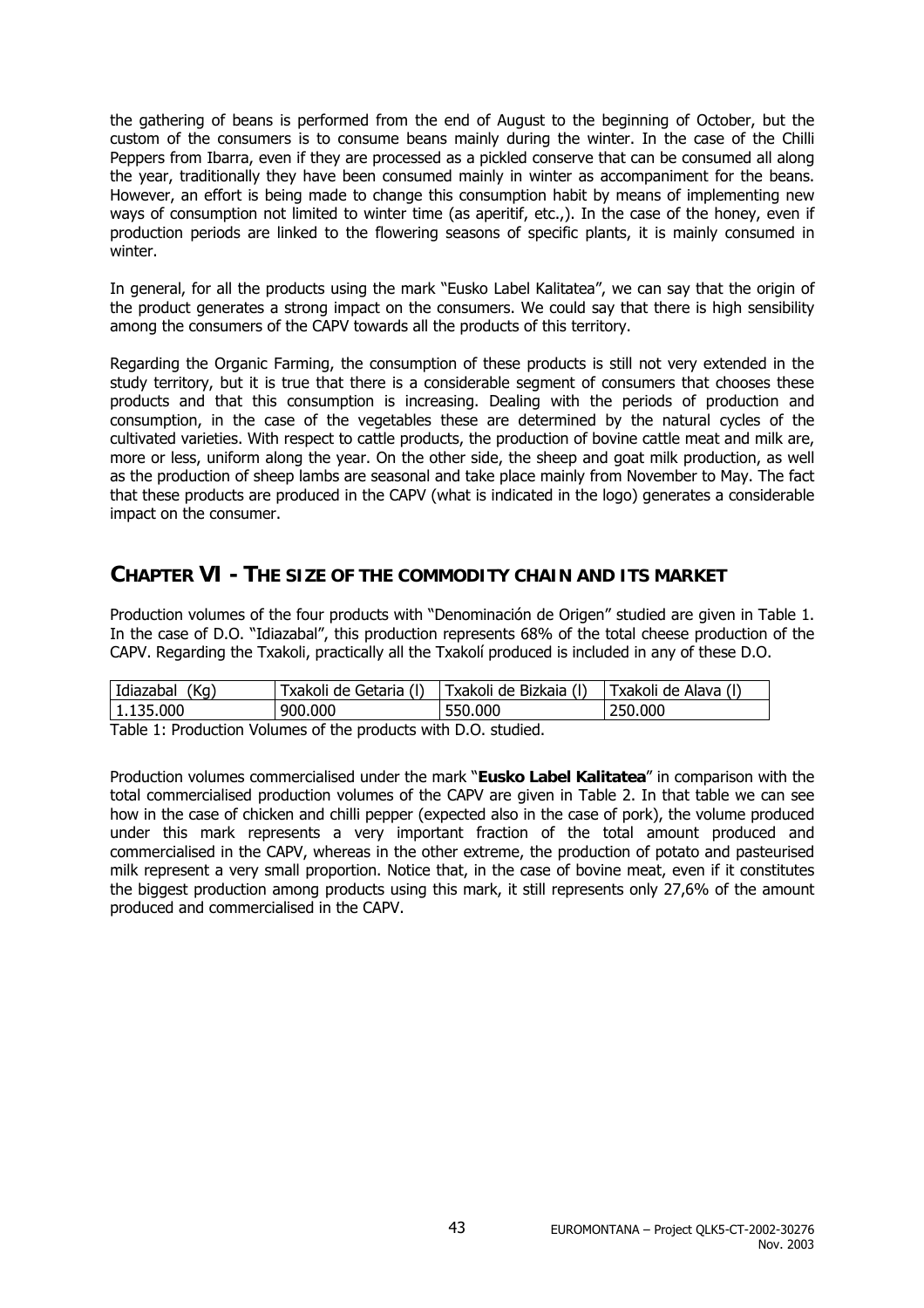the gathering of beans is performed from the end of August to the beginning of October, but the custom of the consumers is to consume beans mainly during the winter. In the case of the Chilli Peppers from Ibarra, even if they are processed as a pickled conserve that can be consumed all along the year, traditionally they have been consumed mainly in winter as accompaniment for the beans. However, an effort is being made to change this consumption habit by means of implementing new ways of consumption not limited to winter time (as aperitif, etc.,). In the case of the honey, even if production periods are linked to the flowering seasons of specific plants, it is mainly consumed in winter.

In general, for all the products using the mark "Eusko Label Kalitatea", we can say that the origin of the product generates a strong impact on the consumers. We could say that there is high sensibility among the consumers of the CAPV towards all the products of this territory.

Regarding the Organic Farming, the consumption of these products is still not very extended in the study territory, but it is true that there is a considerable segment of consumers that chooses these products and that this consumption is increasing. Dealing with the periods of production and consumption, in the case of the vegetables these are determined by the natural cycles of the cultivated varieties. With respect to cattle products, the production of bovine cattle meat and milk are, more or less, uniform along the year. On the other side, the sheep and goat milk production, as well as the production of sheep lambs are seasonal and take place mainly from November to May. The fact that these products are produced in the CAPV (what is indicated in the logo) generates a considerable impact on the consumer.

## CHAPTER VI - THE SIZE OF THE COMMODITY CHAIN AND ITS MARKET

Production volumes of the four products with "Denominación de Origen" studied are given in Table 1. In the case of D.O. "Idiazabal", this production represents 68% of the total cheese production of the CAPV. Regarding the Txakoli, practically all the Txakolí produced is included in any of these D.O.

| Idiazabal (Kg) | Txakoli de Getaria (l) | Txakoli de Bizkaia (l) | Txakoli de Alava (l) |
|---|---|---|---|
| 1.135.000 | 900.000 | 550.000 | 250.000 |

Table 1: Production Volumes of the products with D.O. studied.

Production volumes commercialised under the mark "**Eusko Label Kalitatea**" in comparison with the total commercialised production volumes of the CAPV are given in Table 2. In that table we can see how in the case of chicken and chilli pepper (expected also in the case of pork), the volume produced under this mark represents a very important fraction of the total amount produced and commercialised in the CAPV, whereas in the other extreme, the production of potato and pasteurised milk represent a very small proportion. Notice that, in the case of bovine meat, even if it constitutes the biggest production among products using this mark, it still represents only 27,6% of the amount produced and commercialised in the CAPV.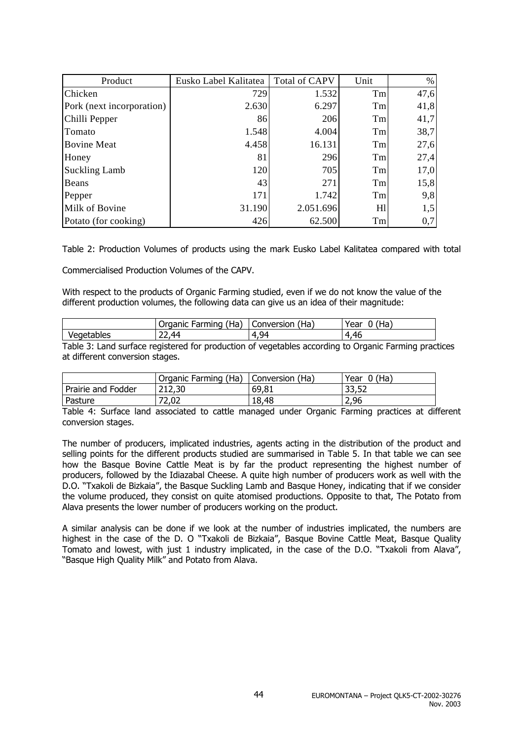| Product | Eusko Label Kalitatea | Total of CAPV | Unit | % |
|---|---|---|---|---|
| Chicken | 729 | 1.532 | Tm | 47,6 |
| Pork (next incorporation) | 2.630 | 6.297 | Tm | 41,8 |
| Chilli Pepper | 86 | 206 | Tm | 41,7 |
| Tomato | 1.548 | 4.004 | Tm | 38,7 |
| Bovine Meat | 4.458 | 16.131 | Tm | 27,6 |
| Honey | 81 | 296 | Tm | 27,4 |
| Suckling Lamb | 120 | 705 | Tm | 17,0 |
| Beans | 43 | 271 | Tm | 15,8 |
| Pepper | 171 | 1.742 | Tm | 9,8 |
| Milk of Bovine | 31.190 | 2.051.696 | Hl | 1,5 |
| Potato (for cooking) | 426 | 62.500 | Tm | 0,7 |

Table 2: Production Volumes of products using the mark Eusko Label Kalitatea compared with total

Commercialised Production Volumes of the CAPV.

With respect to the products of Organic Farming studied, even if we do not know the value of the different production volumes, the following data can give us an idea of their magnitude:

| | Organic Farming (Ha) | Conversion (Ha) | Year 0 (Ha) |
|---|---|---|---|
| Vegetables | 22,44 | 4,94 | 4,46 |

Table 3: Land surface registered for production of vegetables according to Organic Farming practices at different conversion stages.

| | Organic Farming (Ha) | Conversion (Ha) | Year 0 (Ha) |
|---|---|---|---|
| Prairie and Fodder | 212,30 | 69,81 | 33,52 |
| Pasture | 72,02 | 18,48 | 2,96 |

Table 4: Surface land associated to cattle managed under Organic Farming practices at different conversion stages.

The number of producers, implicated industries, agents acting in the distribution of the product and selling points for the different products studied are summarised in Table 5. In that table we can see how the Basque Bovine Cattle Meat is by far the product representing the highest number of producers, followed by the Idiazabal Cheese. A quite high number of producers work as well with the D.O. "Txakoli de Bizkaia", the Basque Suckling Lamb and Basque Honey, indicating that if we consider the volume produced, they consist on quite atomised productions. Opposite to that, The Potato from Alava presents the lower number of producers working on the product.

A similar analysis can be done if we look at the number of industries implicated, the numbers are highest in the case of the D. O "Txakoli de Bizkaia", Basque Bovine Cattle Meat, Basque Quality Tomato and lowest, with just 1 industry implicated, in the case of the D.O. "Txakoli from Alava", "Basque High Quality Milk" and Potato from Alava.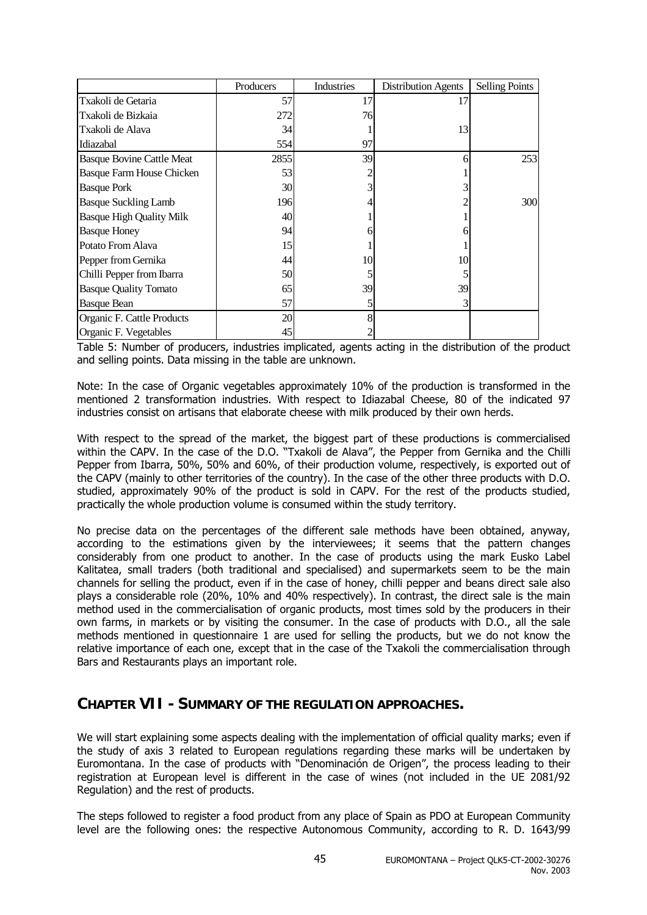| | Producers | Industries | Distribution Agents | Selling Points |
|---|---|---|---|---|
| Txakoli de Getaria | 57 | 17 | 17 | |
| Txakoli de Bizkaia | 272 | 76 | | |
| Txakoli de Alava | 34 | 1 | 13 | |
| Idiazabal | 554 | 97 | | |
| Basque Bovine Cattle Meat | 2855 | 39 | 6 | 253 |
| Basque Farm House Chicken | 53 | 2 | 1 | |
| Basque Pork | 30 | 3 | 3 | |
| Basque Suckling Lamb | 196 | 4 | 2 | 300 |
| Basque High Quality Milk | 40 | 1 | 1 | |
| Basque Honey | 94 | 6 | 6 | |
| Potato From Alava | 15 | 1 | 1 | |
| Pepper from Gernika | 44 | 10 | 10 | |
| Chilli Pepper from Ibarra | 50 | 5 | 5 | |
| Basque Quality Tomato | 65 | 39 | 39 | |
| Basque Bean | 57 | 5 | 3 | |
| Organic F. Cattle Products | 20 | 8 | | |
| Organic F. Vegetables | 45 | 2 | | |

Table 5: Number of producers, industries implicated, agents acting in the distribution of the product and selling points. Data missing in the table are unknown.

Note: In the case of Organic vegetables approximately 10% of the production is transformed in the mentioned 2 transformation industries. With respect to Idiazabal Cheese, 80 of the indicated 97 industries consist on artisans that elaborate cheese with milk produced by their own herds.

With respect to the spread of the market, the biggest part of these productions is commercialised within the CAPV. In the case of the D.O. "Txakoli de Alava", the Pepper from Gernika and the Chilli Pepper from Ibarra, 50%, 50% and 60%, of their production volume, respectively, is exported out of the CAPV (mainly to other territories of the country). In the case of the other three products with D.O. studied, approximately 90% of the product is sold in CAPV. For the rest of the products studied, practically the whole production volume is consumed within the study territory.

No precise data on the percentages of the different sale methods have been obtained, anyway, according to the estimations given by the interviewees; it seems that the pattern changes considerably from one product to another. In the case of products using the mark Eusko Label Kalitatea, small traders (both traditional and specialised) and supermarkets seem to be the main channels for selling the product, even if in the case of honey, chilli pepper and beans direct sale also plays a considerable role (20%, 10% and 40% respectively). In contrast, the direct sale is the main method used in the commercialisation of organic products, most times sold by the producers in their own farms, in markets or by visiting the consumer. In the case of products with D.O., all the sale methods mentioned in questionnaire 1 are used for selling the products, but we do not know the relative importance of each one, except that in the case of the Txakoli the commercialisation through Bars and Restaurants plays an important role.

## CHAPTER VII - SUMMARY OF THE REGULATION APPROACHES.

We will start explaining some aspects dealing with the implementation of official quality marks; even if the study of axis 3 related to European regulations regarding these marks will be undertaken by Euromontana. In the case of products with "Denominación de Origen", the process leading to their registration at European level is different in the case of wines (not included in the UE 2081/92 Regulation) and the rest of products.

The steps followed to register a food product from any place of Spain as PDO at European Community level are the following ones: the respective Autonomous Community, according to R. D. 1643/99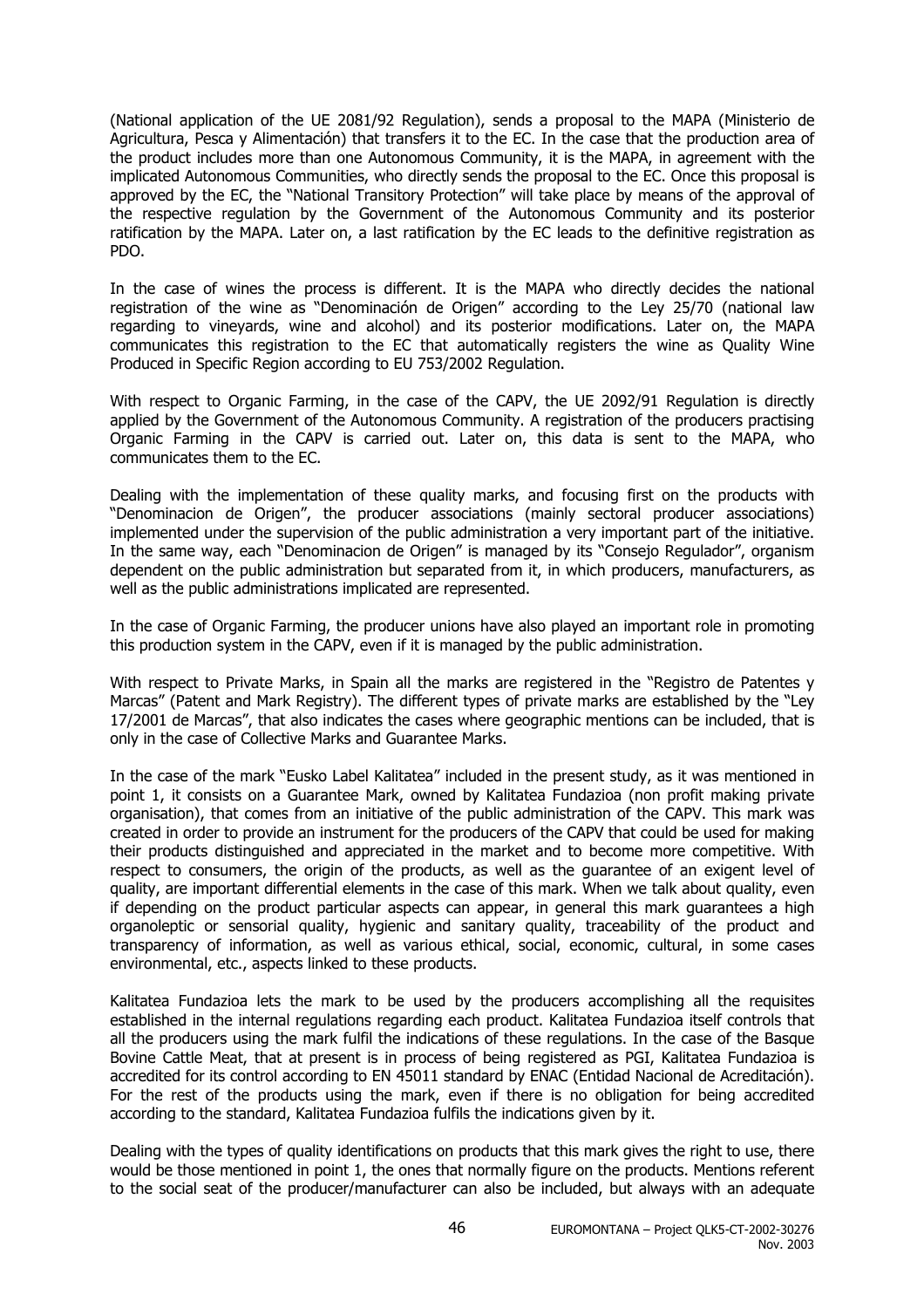(National application of the UE 2081/92 Regulation), sends a proposal to the MAPA (Ministerio de Agricultura, Pesca y Alimentación) that transfers it to the EC. In the case that the production area of the product includes more than one Autonomous Community, it is the MAPA, in agreement with the implicated Autonomous Communities, who directly sends the proposal to the EC. Once this proposal is approved by the EC, the "National Transitory Protection" will take place by means of the approval of the respective regulation by the Government of the Autonomous Community and its posterior ratification by the MAPA. Later on, a last ratification by the EC leads to the definitive registration as PDO.

In the case of wines the process is different. It is the MAPA who directly decides the national registration of the wine as "Denominación de Origen" according to the Ley 25/70 (national law regarding to vineyards, wine and alcohol) and its posterior modifications. Later on, the MAPA communicates this registration to the EC that automatically registers the wine as Quality Wine Produced in Specific Region according to EU 753/2002 Regulation.

With respect to Organic Farming, in the case of the CAPV, the UE 2092/91 Regulation is directly applied by the Government of the Autonomous Community. A registration of the producers practising Organic Farming in the CAPV is carried out. Later on, this data is sent to the MAPA, who communicates them to the EC.

Dealing with the implementation of these quality marks, and focusing first on the products with "Denominacion de Origen", the producer associations (mainly sectoral producer associations) implemented under the supervision of the public administration a very important part of the initiative. In the same way, each "Denominacion de Origen" is managed by its "Consejo Regulador", organism dependent on the public administration but separated from it, in which producers, manufacturers, as well as the public administrations implicated are represented.

In the case of Organic Farming, the producer unions have also played an important role in promoting this production system in the CAPV, even if it is managed by the public administration.

With respect to Private Marks, in Spain all the marks are registered in the "Registro de Patentes y Marcas" (Patent and Mark Registry). The different types of private marks are established by the "Ley 17/2001 de Marcas", that also indicates the cases where geographic mentions can be included, that is only in the case of Collective Marks and Guarantee Marks.

In the case of the mark "Eusko Label Kalitatea" included in the present study, as it was mentioned in point 1, it consists on a Guarantee Mark, owned by Kalitatea Fundazioa (non profit making private organisation), that comes from an initiative of the public administration of the CAPV. This mark was created in order to provide an instrument for the producers of the CAPV that could be used for making their products distinguished and appreciated in the market and to become more competitive. With respect to consumers, the origin of the products, as well as the guarantee of an exigent level of quality, are important differential elements in the case of this mark. When we talk about quality, even if depending on the product particular aspects can appear, in general this mark guarantees a high organoleptic or sensorial quality, hygienic and sanitary quality, traceability of the product and transparency of information, as well as various ethical, social, economic, cultural, in some cases environmental, etc., aspects linked to these products.

Kalitatea Fundazioa lets the mark to be used by the producers accomplishing all the requisites established in the internal regulations regarding each product. Kalitatea Fundazioa itself controls that all the producers using the mark fulfil the indications of these regulations. In the case of the Basque Bovine Cattle Meat, that at present is in process of being registered as PGI, Kalitatea Fundazioa is accredited for its control according to EN 45011 standard by ENAC (Entidad Nacional de Acreditación). For the rest of the products using the mark, even if there is no obligation for being accredited according to the standard, Kalitatea Fundazioa fulfils the indications given by it.

Dealing with the types of quality identifications on products that this mark gives the right to use, there would be those mentioned in point 1, the ones that normally figure on the products. Mentions referent to the social seat of the producer/manufacturer can also be included, but always with an adequate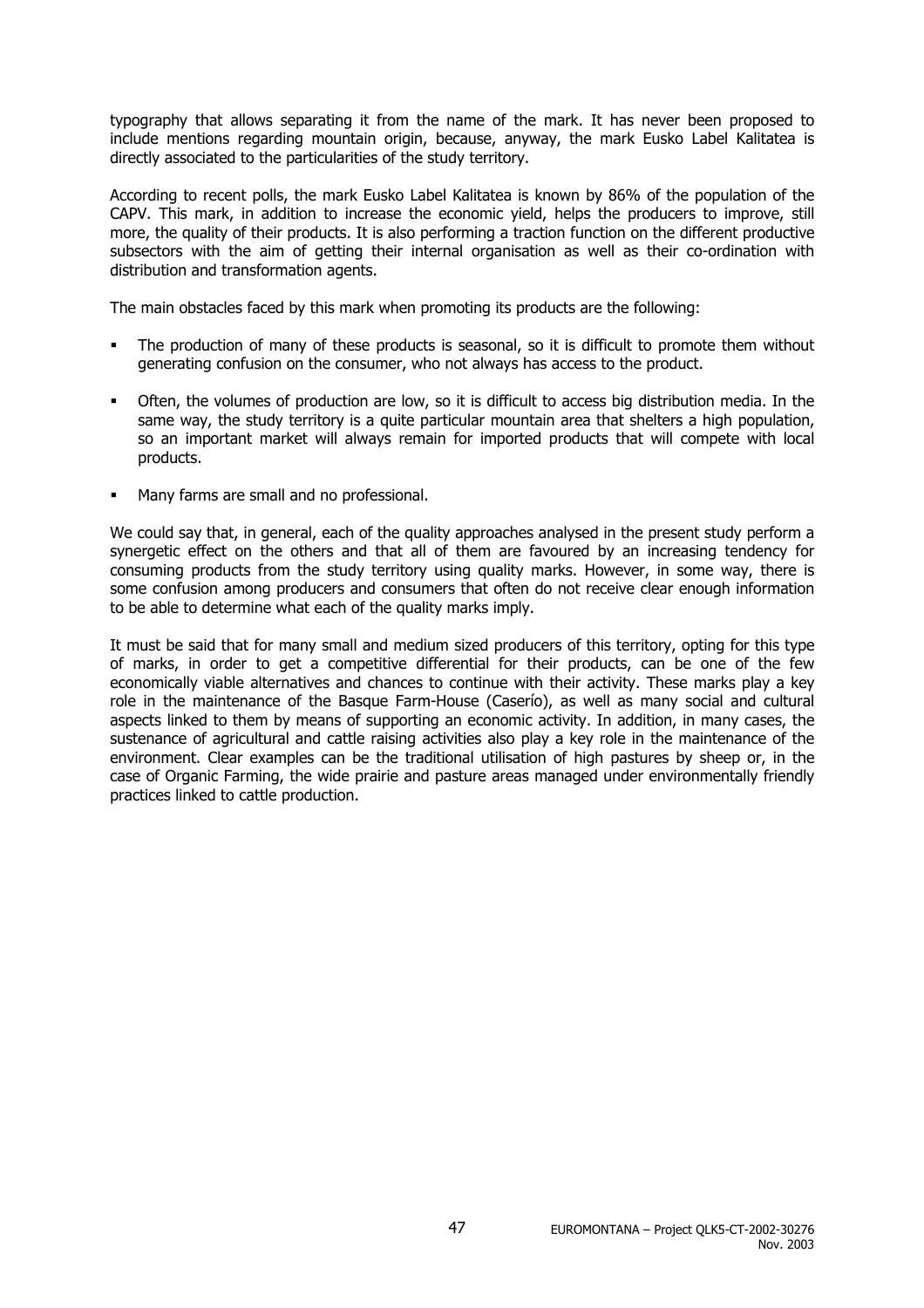typography that allows separating it from the name of the mark. It has never been proposed to include mentions regarding mountain origin, because, anyway, the mark Eusko Label Kalitatea is directly associated to the particularities of the study territory.

According to recent polls, the mark Eusko Label Kalitatea is known by 86% of the population of the CAPV. This mark, in addition to increase the economic yield, helps the producers to improve, still more, the quality of their products. It is also performing a traction function on the different productive subsectors with the aim of getting their internal organisation as well as their co-ordination with distribution and transformation agents.

The main obstacles faced by this mark when promoting its products are the following:

- The production of many of these products is seasonal, so it is difficult to promote them without generating confusion on the consumer, who not always has access to the product.
- Often, the volumes of production are low, so it is difficult to access big distribution media. In the same way, the study territory is a quite particular mountain area that shelters a high population, so an important market will always remain for imported products that will compete with local products.
- Many farms are small and no professional.

We could say that, in general, each of the quality approaches analysed in the present study perform a synergetic effect on the others and that all of them are favoured by an increasing tendency for consuming products from the study territory using quality marks. However, in some way, there is some confusion among producers and consumers that often do not receive clear enough information to be able to determine what each of the quality marks imply.

It must be said that for many small and medium sized producers of this territory, opting for this type of marks, in order to get a competitive differential for their products, can be one of the few economically viable alternatives and chances to continue with their activity. These marks play a key role in the maintenance of the Basque Farm-House (Caserío), as well as many social and cultural aspects linked to them by means of supporting an economic activity. In addition, in many cases, the sustenance of agricultural and cattle raising activities also play a key role in the maintenance of the environment. Clear examples can be the traditional utilisation of high pastures by sheep or, in the case of Organic Farming, the wide prairie and pasture areas managed under environmentally friendly practices linked to cattle production.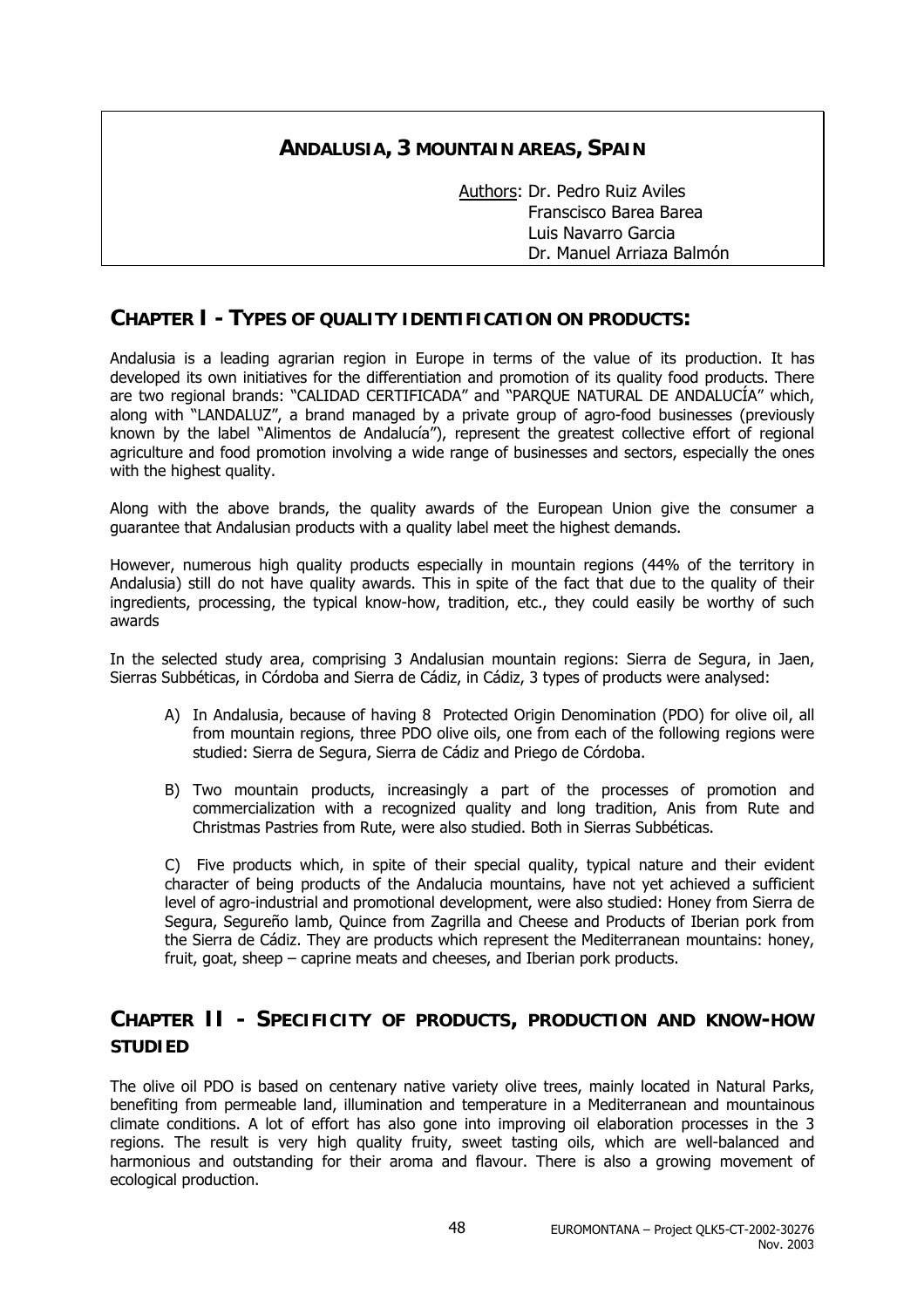## ANDALUSIA, 3 MOUNTAIN AREAS, SPAIN

Authors: Dr. Pedro Ruiz Aviles
Franscisco Barea Barea
Luis Navarro Garcia
Dr. Manuel Arriaza Balmón

## CHAPTER I - TYPES OF QUALITY IDENTIFICATION ON PRODUCTS:

Andalusia is a leading agrarian region in Europe in terms of the value of its production. It has developed its own initiatives for the differentiation and promotion of its quality food products. There are two regional brands: "CALIDAD CERTIFICADA" and "PARQUE NATURAL DE ANDALUCÍA" which, along with "LANDALUZ", a brand managed by a private group of agro-food businesses (previously known by the label "Alimentos de Andalucía"), represent the greatest collective effort of regional agriculture and food promotion involving a wide range of businesses and sectors, especially the ones with the highest quality.

Along with the above brands, the quality awards of the European Union give the consumer a guarantee that Andalusian products with a quality label meet the highest demands.

However, numerous high quality products especially in mountain regions (44% of the territory in Andalusia) still do not have quality awards. This in spite of the fact that due to the quality of their ingredients, processing, the typical know-how, tradition, etc., they could easily be worthy of such awards

In the selected study area, comprising 3 Andalusian mountain regions: Sierra de Segura, in Jaen, Sierras Subbéticas, in Córdoba and Sierra de Cádiz, in Cádiz, 3 types of products were analysed:

A) In Andalusia, because of having 8 Protected Origin Denomination (PDO) for olive oil, all from mountain regions, three PDO olive oils, one from each of the following regions were studied: Sierra de Segura, Sierra de Cádiz and Priego de Córdoba.

B) Two mountain products, increasingly a part of the processes of promotion and commercialization with a recognized quality and long tradition, Anis from Rute and Christmas Pastries from Rute, were also studied. Both in Sierras Subbéticas.

C) Five products which, in spite of their special quality, typical nature and their evident character of being products of the Andalucia mountains, have not yet achieved a sufficient level of agro-industrial and promotional development, were also studied: Honey from Sierra de Segura, Segureño lamb, Quince from Zagrilla and Cheese and Products of Iberian pork from the Sierra de Cádiz. They are products which represent the Mediterranean mountains: honey, fruit, goat, sheep – caprine meats and cheeses, and Iberian pork products.

## CHAPTER II - SPECIFICITY OF PRODUCTS, PRODUCTION AND KNOW-HOW STUDIED

The olive oil PDO is based on centenary native variety olive trees, mainly located in Natural Parks, benefiting from permeable land, illumination and temperature in a Mediterranean and mountainous climate conditions. A lot of effort has also gone into improving oil elaboration processes in the 3 regions. The result is very high quality fruity, sweet tasting oils, which are well-balanced and harmonious and outstanding for their aroma and flavour. There is also a growing movement of ecological production.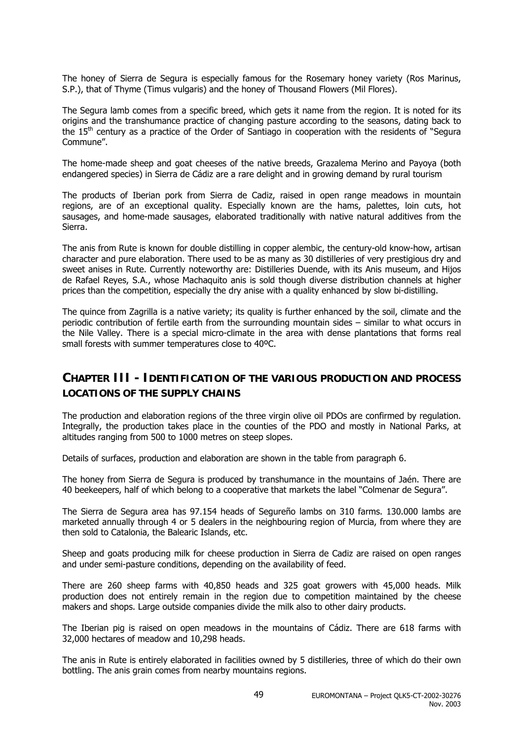The honey of Sierra de Segura is especially famous for the Rosemary honey variety (Ros Marinus, S.P.), that of Thyme (Timus vulgaris) and the honey of Thousand Flowers (Mil Flores).

The Segura lamb comes from a specific breed, which gets it name from the region. It is noted for its origins and the transhumance practice of changing pasture according to the seasons, dating back to the 15th century as a practice of the Order of Santiago in cooperation with the residents of "Segura Commune".

The home-made sheep and goat cheeses of the native breeds, Grazalema Merino and Payoya (both endangered species) in Sierra de Cádiz are a rare delight and in growing demand by rural tourism

The products of Iberian pork from Sierra de Cadiz, raised in open range meadows in mountain regions, are of an exceptional quality. Especially known are the hams, palettes, loin cuts, hot sausages, and home-made sausages, elaborated traditionally with native natural additives from the Sierra.

The anis from Rute is known for double distilling in copper alembic, the century-old know-how, artisan character and pure elaboration. There used to be as many as 30 distilleries of very prestigious dry and sweet anises in Rute. Currently noteworthy are: Distilleries Duende, with its Anis museum, and Hijos de Rafael Reyes, S.A., whose Machaquito anis is sold though diverse distribution channels at higher prices than the competition, especially the dry anise with a quality enhanced by slow bi-distilling.

The quince from Zagrilla is a native variety; its quality is further enhanced by the soil, climate and the periodic contribution of fertile earth from the surrounding mountain sides – similar to what occurs in the Nile Valley. There is a special micro-climate in the area with dense plantations that forms real small forests with summer temperatures close to 40ºC.

## CHAPTER III - IDENTIFICATION OF THE VARIOUS PRODUCTION AND PROCESS LOCATIONS OF THE SUPPLY CHAINS

The production and elaboration regions of the three virgin olive oil PDOs are confirmed by regulation. Integrally, the production takes place in the counties of the PDO and mostly in National Parks, at altitudes ranging from 500 to 1000 metres on steep slopes.

Details of surfaces, production and elaboration are shown in the table from paragraph 6.

The honey from Sierra de Segura is produced by transhumance in the mountains of Jaén. There are 40 beekeepers, half of which belong to a cooperative that markets the label "Colmenar de Segura".

The Sierra de Segura area has 97.154 heads of Segureño lambs on 310 farms. 130.000 lambs are marketed annually through 4 or 5 dealers in the neighbouring region of Murcia, from where they are then sold to Catalonia, the Balearic Islands, etc.

Sheep and goats producing milk for cheese production in Sierra de Cadiz are raised on open ranges and under semi-pasture conditions, depending on the availability of feed.

There are 260 sheep farms with 40,850 heads and 325 goat growers with 45,000 heads. Milk production does not entirely remain in the region due to competition maintained by the cheese makers and shops. Large outside companies divide the milk also to other dairy products.

The Iberian pig is raised on open meadows in the mountains of Cádiz. There are 618 farms with 32,000 hectares of meadow and 10,298 heads.

The anis in Rute is entirely elaborated in facilities owned by 5 distilleries, three of which do their own bottling. The anis grain comes from nearby mountains regions.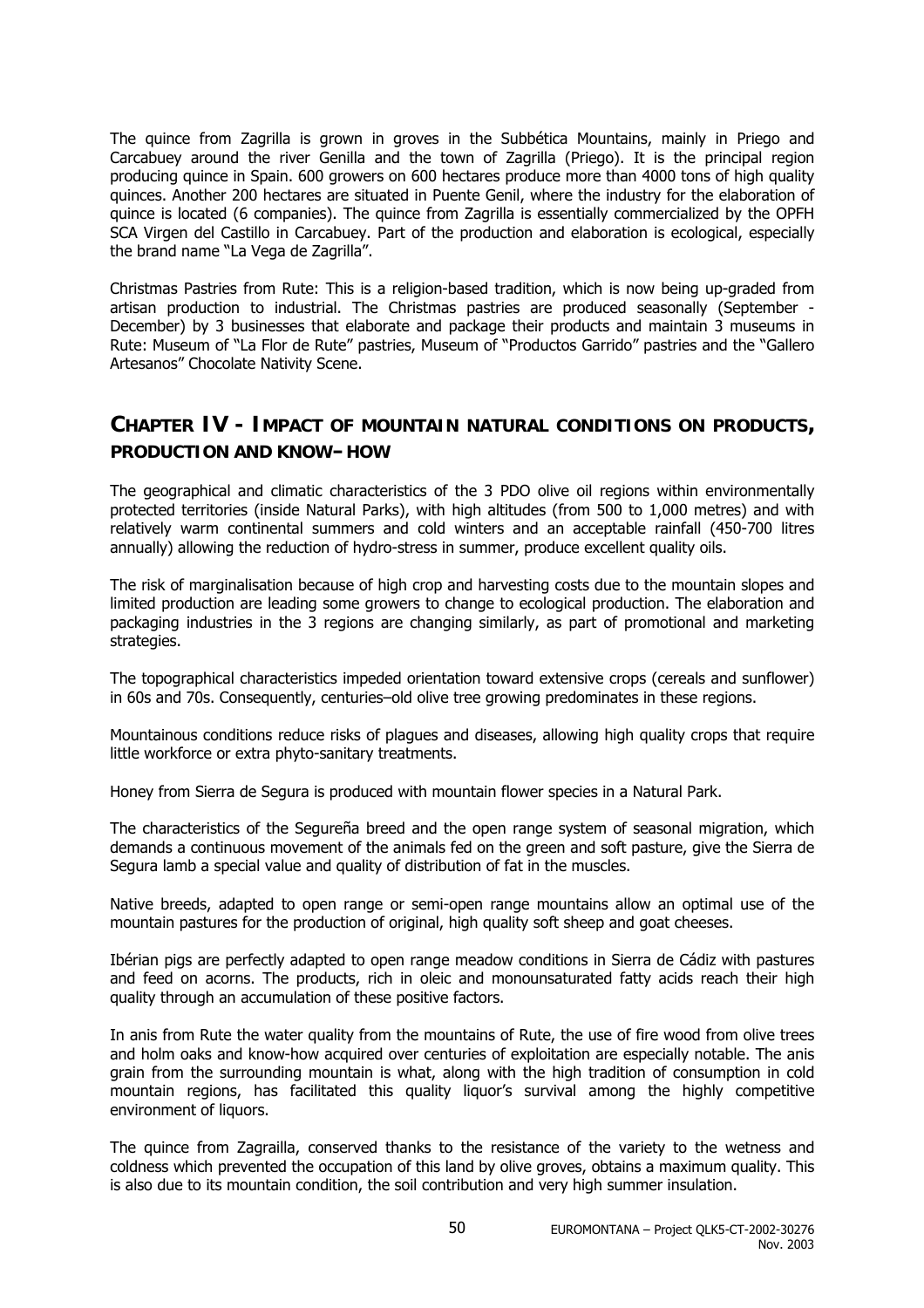The quince from Zagrilla is grown in groves in the Subbética Mountains, mainly in Priego and Carcabuey around the river Genilla and the town of Zagrilla (Priego). It is the principal region producing quince in Spain. 600 growers on 600 hectares produce more than 4000 tons of high quality quinces. Another 200 hectares are situated in Puente Genil, where the industry for the elaboration of quince is located (6 companies). The quince from Zagrilla is essentially commercialized by the OPFH SCA Virgen del Castillo in Carcabuey. Part of the production and elaboration is ecological, especially the brand name "La Vega de Zagrilla".

Christmas Pastries from Rute: This is a religion-based tradition, which is now being up-graded from artisan production to industrial. The Christmas pastries are produced seasonally (September - December) by 3 businesses that elaborate and package their products and maintain 3 museums in Rute: Museum of "La Flor de Rute" pastries, Museum of "Productos Garrido" pastries and the "Gallero Artesanos" Chocolate Nativity Scene.

## CHAPTER IV - IMPACT OF MOUNTAIN NATURAL CONDITIONS ON PRODUCTS, PRODUCTION AND KNOW–HOW

The geographical and climatic characteristics of the 3 PDO olive oil regions within environmentally protected territories (inside Natural Parks), with high altitudes (from 500 to 1,000 metres) and with relatively warm continental summers and cold winters and an acceptable rainfall (450-700 litres annually) allowing the reduction of hydro-stress in summer, produce excellent quality oils.

The risk of marginalisation because of high crop and harvesting costs due to the mountain slopes and limited production are leading some growers to change to ecological production. The elaboration and packaging industries in the 3 regions are changing similarly, as part of promotional and marketing strategies.

The topographical characteristics impeded orientation toward extensive crops (cereals and sunflower) in 60s and 70s. Consequently, centuries–old olive tree growing predominates in these regions.

Mountainous conditions reduce risks of plagues and diseases, allowing high quality crops that require little workforce or extra phyto-sanitary treatments.

Honey from Sierra de Segura is produced with mountain flower species in a Natural Park.

The characteristics of the Segureña breed and the open range system of seasonal migration, which demands a continuous movement of the animals fed on the green and soft pasture, give the Sierra de Segura lamb a special value and quality of distribution of fat in the muscles.

Native breeds, adapted to open range or semi-open range mountains allow an optimal use of the mountain pastures for the production of original, high quality soft sheep and goat cheeses.

Ibérian pigs are perfectly adapted to open range meadow conditions in Sierra de Cádiz with pastures and feed on acorns. The products, rich in oleic and monounsaturated fatty acids reach their high quality through an accumulation of these positive factors.

In anis from Rute the water quality from the mountains of Rute, the use of fire wood from olive trees and holm oaks and know-how acquired over centuries of exploitation are especially notable. The anis grain from the surrounding mountain is what, along with the high tradition of consumption in cold mountain regions, has facilitated this quality liquor's survival among the highly competitive environment of liquors.

The quince from Zagrailla, conserved thanks to the resistance of the variety to the wetness and coldness which prevented the occupation of this land by olive groves, obtains a maximum quality. This is also due to its mountain condition, the soil contribution and very high summer insulation.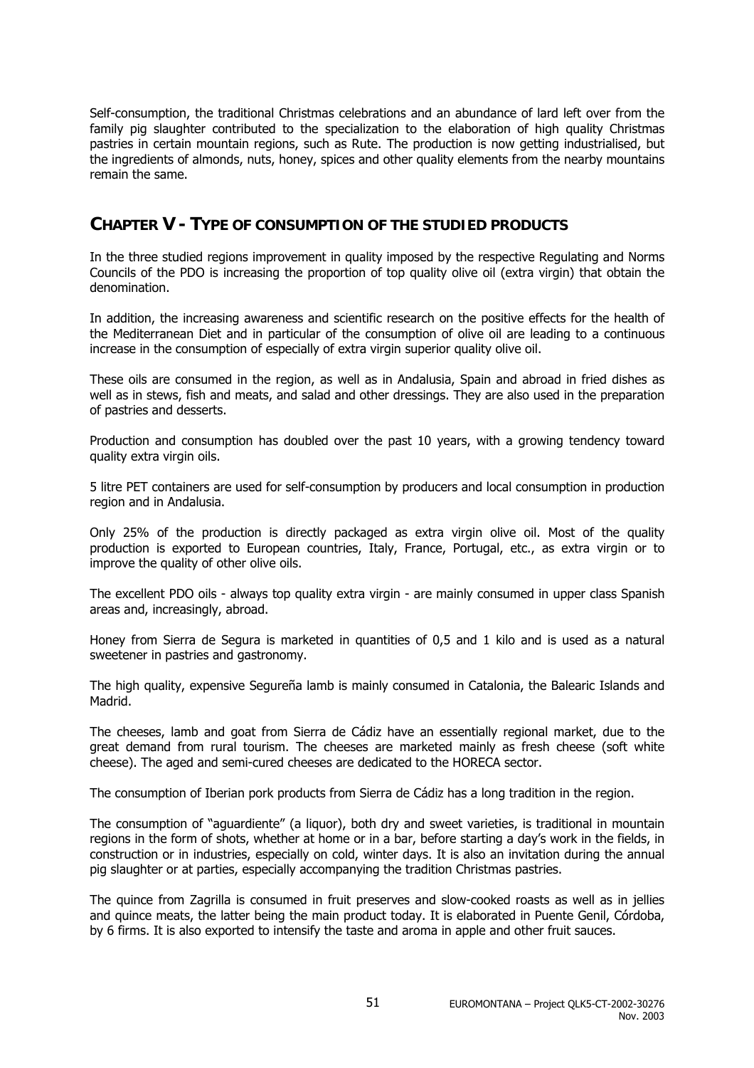Self-consumption, the traditional Christmas celebrations and an abundance of lard left over from the family pig slaughter contributed to the specialization to the elaboration of high quality Christmas pastries in certain mountain regions, such as Rute. The production is now getting industrialised, but the ingredients of almonds, nuts, honey, spices and other quality elements from the nearby mountains remain the same.

## CHAPTER V - TYPE OF CONSUMPTION OF THE STUDIED PRODUCTS

In the three studied regions improvement in quality imposed by the respective Regulating and Norms Councils of the PDO is increasing the proportion of top quality olive oil (extra virgin) that obtain the denomination.

In addition, the increasing awareness and scientific research on the positive effects for the health of the Mediterranean Diet and in particular of the consumption of olive oil are leading to a continuous increase in the consumption of especially of extra virgin superior quality olive oil.

These oils are consumed in the region, as well as in Andalusia, Spain and abroad in fried dishes as well as in stews, fish and meats, and salad and other dressings. They are also used in the preparation of pastries and desserts.

Production and consumption has doubled over the past 10 years, with a growing tendency toward quality extra virgin oils.

5 litre PET containers are used for self-consumption by producers and local consumption in production region and in Andalusia.

Only 25% of the production is directly packaged as extra virgin olive oil. Most of the quality production is exported to European countries, Italy, France, Portugal, etc., as extra virgin or to improve the quality of other olive oils.

The excellent PDO oils - always top quality extra virgin - are mainly consumed in upper class Spanish areas and, increasingly, abroad.

Honey from Sierra de Segura is marketed in quantities of 0,5 and 1 kilo and is used as a natural sweetener in pastries and gastronomy.

The high quality, expensive Segureña lamb is mainly consumed in Catalonia, the Balearic Islands and Madrid.

The cheeses, lamb and goat from Sierra de Cádiz have an essentially regional market, due to the great demand from rural tourism. The cheeses are marketed mainly as fresh cheese (soft white cheese). The aged and semi-cured cheeses are dedicated to the HORECA sector.

The consumption of Iberian pork products from Sierra de Cádiz has a long tradition in the region.

The consumption of "aguardiente" (a liquor), both dry and sweet varieties, is traditional in mountain regions in the form of shots, whether at home or in a bar, before starting a day's work in the fields, in construction or in industries, especially on cold, winter days. It is also an invitation during the annual pig slaughter or at parties, especially accompanying the tradition Christmas pastries.

The quince from Zagrilla is consumed in fruit preserves and slow-cooked roasts as well as in jellies and quince meats, the latter being the main product today. It is elaborated in Puente Genil, Córdoba, by 6 firms. It is also exported to intensify the taste and aroma in apple and other fruit sauces.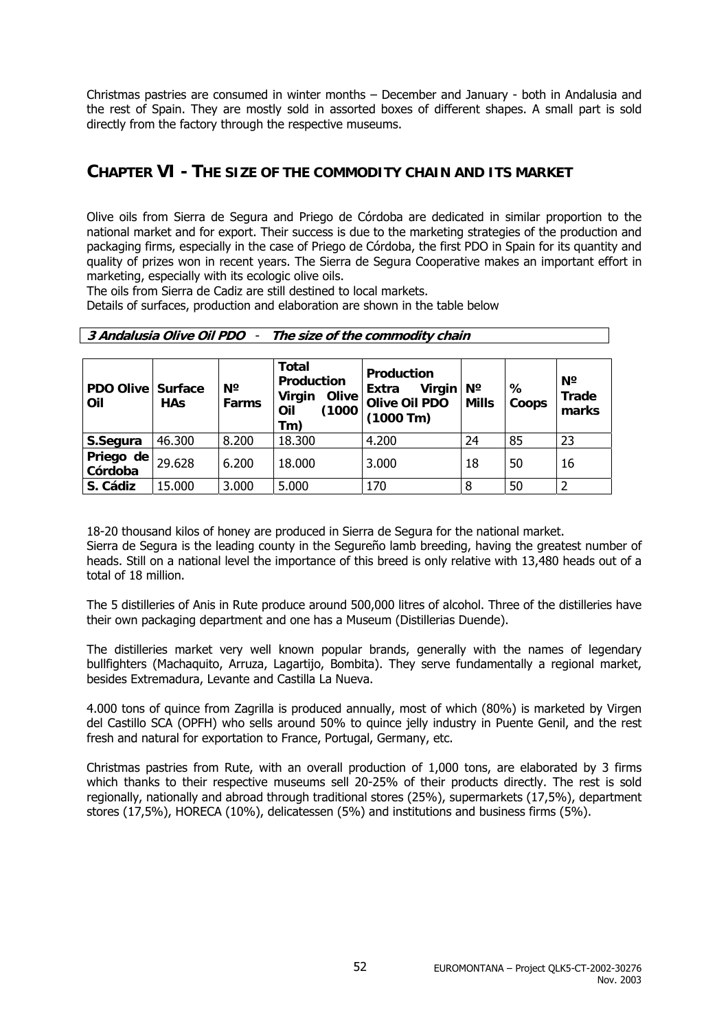Christmas pastries are consumed in winter months – December and January - both in Andalusia and the rest of Spain. They are mostly sold in assorted boxes of different shapes. A small part is sold directly from the factory through the respective museums.

## CHAPTER VI - THE SIZE OF THE COMMODITY CHAIN AND ITS MARKET

Olive oils from Sierra de Segura and Priego de Córdoba are dedicated in similar proportion to the national market and for export. Their success is due to the marketing strategies of the production and packaging firms, especially in the case of Priego de Córdoba, the first PDO in Spain for its quantity and quality of prizes won in recent years. The Sierra de Segura Cooperative makes an important effort in marketing, especially with its ecologic olive oils.

The oils from Sierra de Cadiz are still destined to local markets.

Details of surfaces, production and elaboration are shown in the table below

***3 Andalusia Olive Oil PDO*** - ***The size of the commodity chain***

| PDO Olive Oil | Surface HAs | Nº Farms | Total Production Virgin Olive Oil (1000 Tm) | Production Extra Virgin Olive Oil PDO (1000 Tm) | Nº Mills | % Coops | Nº Trade marks |
|---|---|---|---|---|---|---|---|
| **S.Segura** | 46.300 | 8.200 | 18.300 | 4.200 | 24 | 85 | 23 |
| **Priego de Córdoba** | 29.628 | 6.200 | 18.000 | 3.000 | 18 | 50 | 16 |
| **S. Cádiz** | 15.000 | 3.000 | 5.000 | 170 | 8 | 50 | 2 |

18-20 thousand kilos of honey are produced in Sierra de Segura for the national market.
Sierra de Segura is the leading county in the Segureño lamb breeding, having the greatest number of heads. Still on a national level the importance of this breed is only relative with 13,480 heads out of a total of 18 million.

The 5 distilleries of Anis in Rute produce around 500,000 litres of alcohol. Three of the distilleries have their own packaging department and one has a Museum (Distillerias Duende).

The distilleries market very well known popular brands, generally with the names of legendary bullfighters (Machaquito, Arruza, Lagartijo, Bombita). They serve fundamentally a regional market, besides Extremadura, Levante and Castilla La Nueva.

4.000 tons of quince from Zagrilla is produced annually, most of which (80%) is marketed by Virgen del Castillo SCA (OPFH) who sells around 50% to quince jelly industry in Puente Genil, and the rest fresh and natural for exportation to France, Portugal, Germany, etc.

Christmas pastries from Rute, with an overall production of 1,000 tons, are elaborated by 3 firms which thanks to their respective museums sell 20-25% of their products directly. The rest is sold regionally, nationally and abroad through traditional stores (25%), supermarkets (17,5%), department stores (17,5%), HORECA (10%), delicatessen (5%) and institutions and business firms (5%).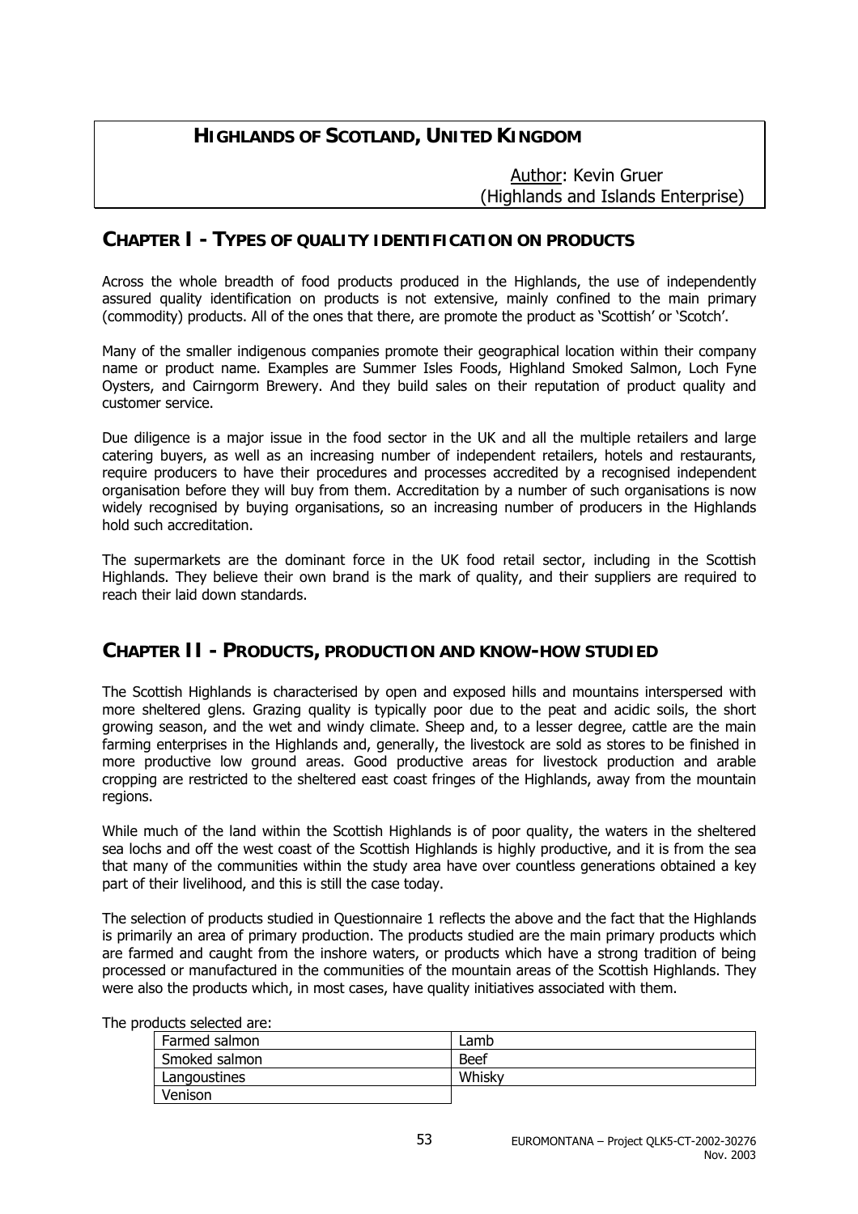# HIGHLANDS OF SCOTLAND, UNITED KINGDOM

Author: Kevin Gruer
(Highlands and Islands Enterprise)

## CHAPTER I - TYPES OF QUALITY IDENTIFICATION ON PRODUCTS

Across the whole breadth of food products produced in the Highlands, the use of independently assured quality identification on products is not extensive, mainly confined to the main primary (commodity) products. All of the ones that there, are promote the product as 'Scottish' or 'Scotch'.

Many of the smaller indigenous companies promote their geographical location within their company name or product name. Examples are Summer Isles Foods, Highland Smoked Salmon, Loch Fyne Oysters, and Cairngorm Brewery. And they build sales on their reputation of product quality and customer service.

Due diligence is a major issue in the food sector in the UK and all the multiple retailers and large catering buyers, as well as an increasing number of independent retailers, hotels and restaurants, require producers to have their procedures and processes accredited by a recognised independent organisation before they will buy from them. Accreditation by a number of such organisations is now widely recognised by buying organisations, so an increasing number of producers in the Highlands hold such accreditation.

The supermarkets are the dominant force in the UK food retail sector, including in the Scottish Highlands. They believe their own brand is the mark of quality, and their suppliers are required to reach their laid down standards.

## CHAPTER II - PRODUCTS, PRODUCTION AND KNOW-HOW STUDIED

The Scottish Highlands is characterised by open and exposed hills and mountains interspersed with more sheltered glens. Grazing quality is typically poor due to the peat and acidic soils, the short growing season, and the wet and windy climate. Sheep and, to a lesser degree, cattle are the main farming enterprises in the Highlands and, generally, the livestock are sold as stores to be finished in more productive low ground areas. Good productive areas for livestock production and arable cropping are restricted to the sheltered east coast fringes of the Highlands, away from the mountain regions.

While much of the land within the Scottish Highlands is of poor quality, the waters in the sheltered sea lochs and off the west coast of the Scottish Highlands is highly productive, and it is from the sea that many of the communities within the study area have over countless generations obtained a key part of their livelihood, and this is still the case today.

The selection of products studied in Questionnaire 1 reflects the above and the fact that the Highlands is primarily an area of primary production. The products studied are the main primary products which are farmed and caught from the inshore waters, or products which have a strong tradition of being processed or manufactured in the communities of the mountain areas of the Scottish Highlands. They were also the products which, in most cases, have quality initiatives associated with them.

The products selected are:

| | |
|---|---|
| Farmed salmon | Lamb |
| Smoked salmon | Beef |
| Langoustines | Whisky |
| Venison | |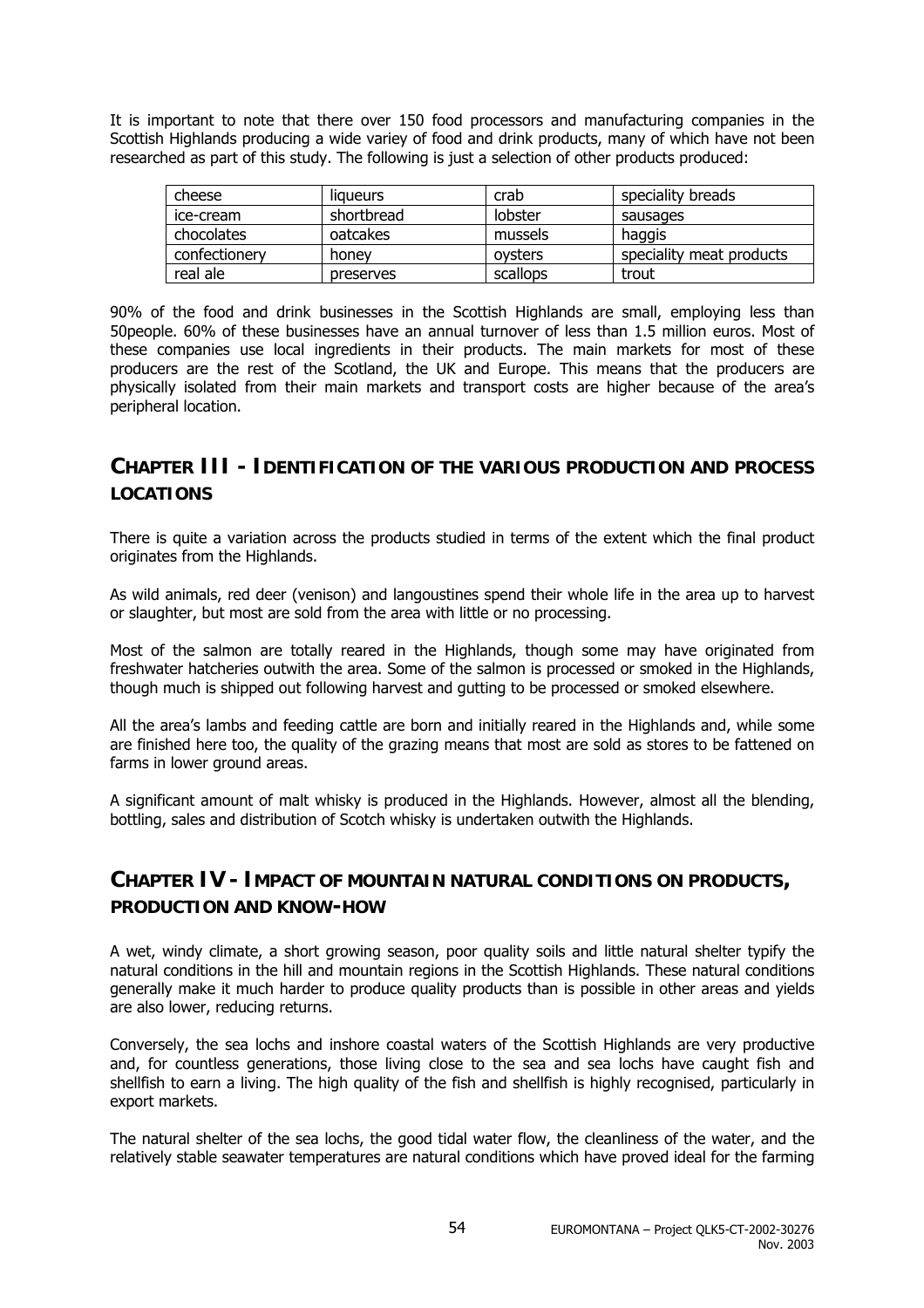It is important to note that there over 150 food processors and manufacturing companies in the Scottish Highlands producing a wide variey of food and drink products, many of which have not been researched as part of this study. The following is just a selection of other products produced:

| cheese | liqueurs | crab | speciality breads |
|---|---|---|---|
| ice-cream | shortbread | lobster | sausages |
| chocolates | oatcakes | mussels | haggis |
| confectionery | honey | oysters | speciality meat products |
| real ale | preserves | scallops | trout |

90% of the food and drink businesses in the Scottish Highlands are small, employing less than 50people. 60% of these businesses have an annual turnover of less than 1.5 million euros. Most of these companies use local ingredients in their products. The main markets for most of these producers are the rest of the Scotland, the UK and Europe. This means that the producers are physically isolated from their main markets and transport costs are higher because of the area's peripheral location.

## CHAPTER III - IDENTIFICATION OF THE VARIOUS PRODUCTION AND PROCESS LOCATIONS

There is quite a variation across the products studied in terms of the extent which the final product originates from the Highlands.

As wild animals, red deer (venison) and langoustines spend their whole life in the area up to harvest or slaughter, but most are sold from the area with little or no processing.

Most of the salmon are totally reared in the Highlands, though some may have originated from freshwater hatcheries outwith the area. Some of the salmon is processed or smoked in the Highlands, though much is shipped out following harvest and gutting to be processed or smoked elsewhere.

All the area's lambs and feeding cattle are born and initially reared in the Highlands and, while some are finished here too, the quality of the grazing means that most are sold as stores to be fattened on farms in lower ground areas.

A significant amount of malt whisky is produced in the Highlands. However, almost all the blending, bottling, sales and distribution of Scotch whisky is undertaken outwith the Highlands.

## CHAPTER IV - IMPACT OF MOUNTAIN NATURAL CONDITIONS ON PRODUCTS, PRODUCTION AND KNOW-HOW

A wet, windy climate, a short growing season, poor quality soils and little natural shelter typify the natural conditions in the hill and mountain regions in the Scottish Highlands. These natural conditions generally make it much harder to produce quality products than is possible in other areas and yields are also lower, reducing returns.

Conversely, the sea lochs and inshore coastal waters of the Scottish Highlands are very productive and, for countless generations, those living close to the sea and sea lochs have caught fish and shellfish to earn a living. The high quality of the fish and shellfish is highly recognised, particularly in export markets.

The natural shelter of the sea lochs, the good tidal water flow, the cleanliness of the water, and the relatively stable seawater temperatures are natural conditions which have proved ideal for the farming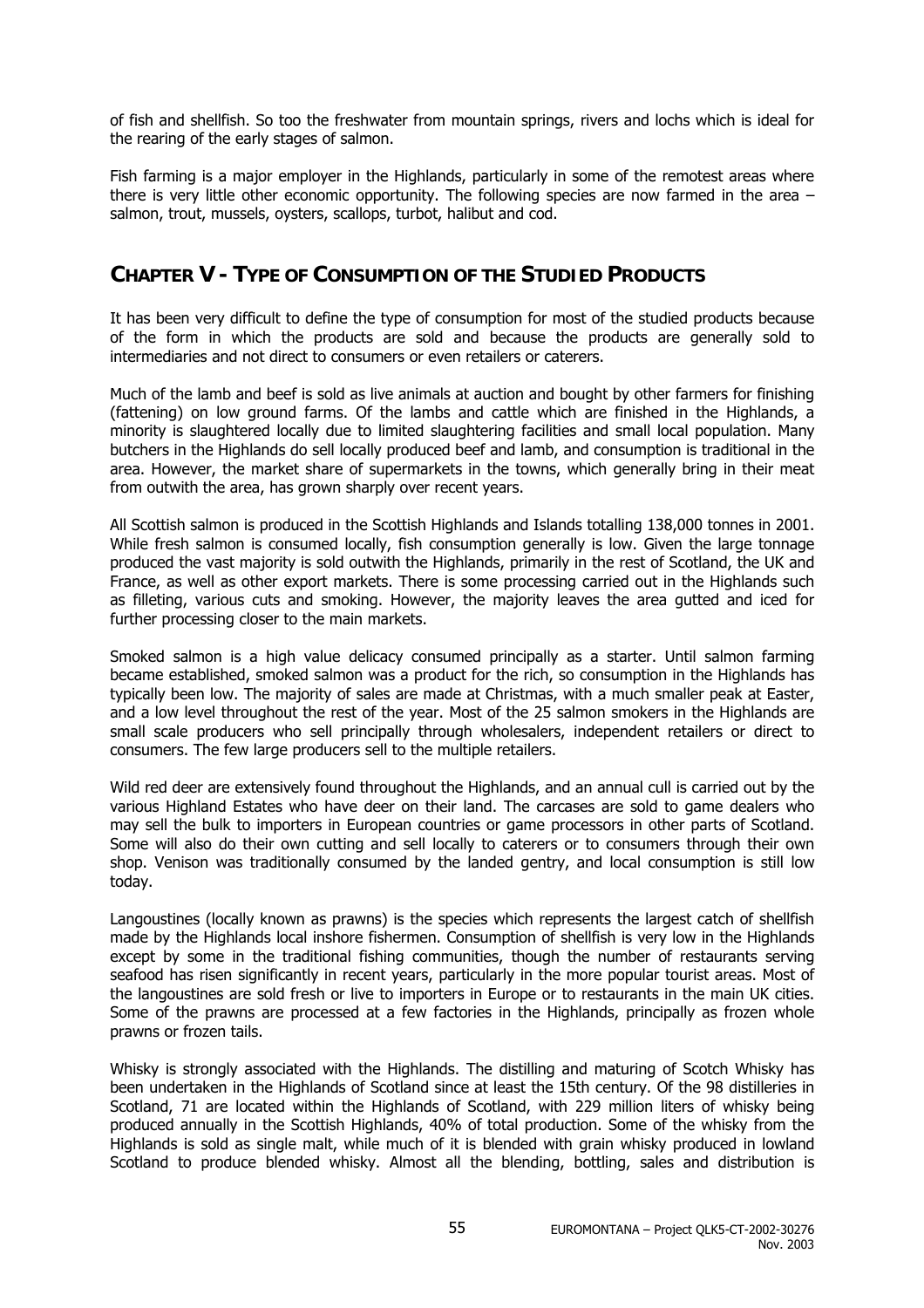of fish and shellfish. So too the freshwater from mountain springs, rivers and lochs which is ideal for the rearing of the early stages of salmon.

Fish farming is a major employer in the Highlands, particularly in some of the remotest areas where there is very little other economic opportunity. The following species are now farmed in the area – salmon, trout, mussels, oysters, scallops, turbot, halibut and cod.

## CHAPTER V - TYPE OF CONSUMPTION OF THE STUDIED PRODUCTS

It has been very difficult to define the type of consumption for most of the studied products because of the form in which the products are sold and because the products are generally sold to intermediaries and not direct to consumers or even retailers or caterers.

Much of the lamb and beef is sold as live animals at auction and bought by other farmers for finishing (fattening) on low ground farms. Of the lambs and cattle which are finished in the Highlands, a minority is slaughtered locally due to limited slaughtering facilities and small local population. Many butchers in the Highlands do sell locally produced beef and lamb, and consumption is traditional in the area. However, the market share of supermarkets in the towns, which generally bring in their meat from outwith the area, has grown sharply over recent years.

All Scottish salmon is produced in the Scottish Highlands and Islands totalling 138,000 tonnes in 2001. While fresh salmon is consumed locally, fish consumption generally is low. Given the large tonnage produced the vast majority is sold outwith the Highlands, primarily in the rest of Scotland, the UK and France, as well as other export markets. There is some processing carried out in the Highlands such as filleting, various cuts and smoking. However, the majority leaves the area gutted and iced for further processing closer to the main markets.

Smoked salmon is a high value delicacy consumed principally as a starter. Until salmon farming became established, smoked salmon was a product for the rich, so consumption in the Highlands has typically been low. The majority of sales are made at Christmas, with a much smaller peak at Easter, and a low level throughout the rest of the year. Most of the 25 salmon smokers in the Highlands are small scale producers who sell principally through wholesalers, independent retailers or direct to consumers. The few large producers sell to the multiple retailers.

Wild red deer are extensively found throughout the Highlands, and an annual cull is carried out by the various Highland Estates who have deer on their land. The carcases are sold to game dealers who may sell the bulk to importers in European countries or game processors in other parts of Scotland. Some will also do their own cutting and sell locally to caterers or to consumers through their own shop. Venison was traditionally consumed by the landed gentry, and local consumption is still low today.

Langoustines (locally known as prawns) is the species which represents the largest catch of shellfish made by the Highlands local inshore fishermen. Consumption of shellfish is very low in the Highlands except by some in the traditional fishing communities, though the number of restaurants serving seafood has risen significantly in recent years, particularly in the more popular tourist areas. Most of the langoustines are sold fresh or live to importers in Europe or to restaurants in the main UK cities. Some of the prawns are processed at a few factories in the Highlands, principally as frozen whole prawns or frozen tails.

Whisky is strongly associated with the Highlands. The distilling and maturing of Scotch Whisky has been undertaken in the Highlands of Scotland since at least the 15th century. Of the 98 distilleries in Scotland, 71 are located within the Highlands of Scotland, with 229 million liters of whisky being produced annually in the Scottish Highlands, 40% of total production. Some of the whisky from the Highlands is sold as single malt, while much of it is blended with grain whisky produced in lowland Scotland to produce blended whisky. Almost all the blending, bottling, sales and distribution is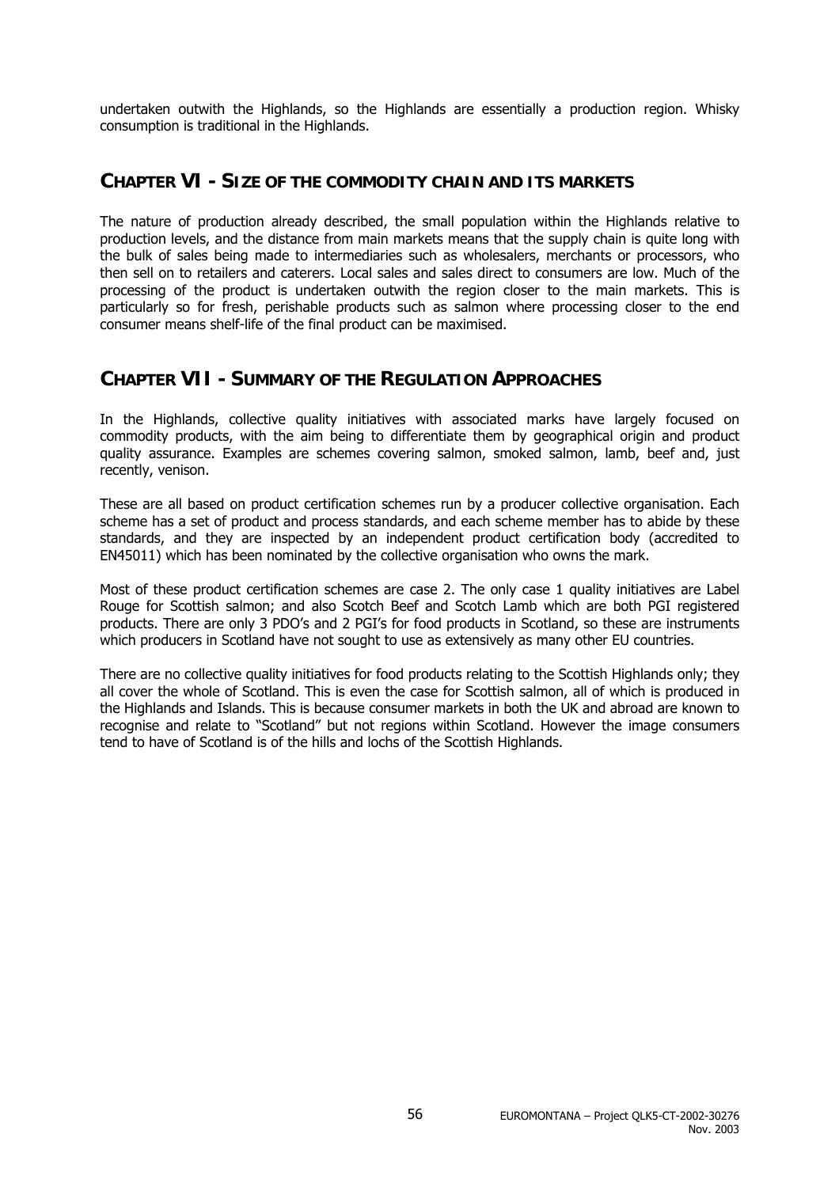undertaken outwith the Highlands, so the Highlands are essentially a production region. Whisky consumption is traditional in the Highlands.

## CHAPTER VI - SIZE OF THE COMMODITY CHAIN AND ITS MARKETS

The nature of production already described, the small population within the Highlands relative to production levels, and the distance from main markets means that the supply chain is quite long with the bulk of sales being made to intermediaries such as wholesalers, merchants or processors, who then sell on to retailers and caterers. Local sales and sales direct to consumers are low. Much of the processing of the product is undertaken outwith the region closer to the main markets. This is particularly so for fresh, perishable products such as salmon where processing closer to the end consumer means shelf-life of the final product can be maximised.

## CHAPTER VII - SUMMARY OF THE REGULATION APPROACHES

In the Highlands, collective quality initiatives with associated marks have largely focused on commodity products, with the aim being to differentiate them by geographical origin and product quality assurance. Examples are schemes covering salmon, smoked salmon, lamb, beef and, just recently, venison.

These are all based on product certification schemes run by a producer collective organisation. Each scheme has a set of product and process standards, and each scheme member has to abide by these standards, and they are inspected by an independent product certification body (accredited to EN45011) which has been nominated by the collective organisation who owns the mark.

Most of these product certification schemes are case 2. The only case 1 quality initiatives are Label Rouge for Scottish salmon; and also Scotch Beef and Scotch Lamb which are both PGI registered products. There are only 3 PDO's and 2 PGI's for food products in Scotland, so these are instruments which producers in Scotland have not sought to use as extensively as many other EU countries.

There are no collective quality initiatives for food products relating to the Scottish Highlands only; they all cover the whole of Scotland. This is even the case for Scottish salmon, all of which is produced in the Highlands and Islands. This is because consumer markets in both the UK and abroad are known to recognise and relate to "Scotland" but not regions within Scotland. However the image consumers tend to have of Scotland is of the hills and lochs of the Scottish Highlands.